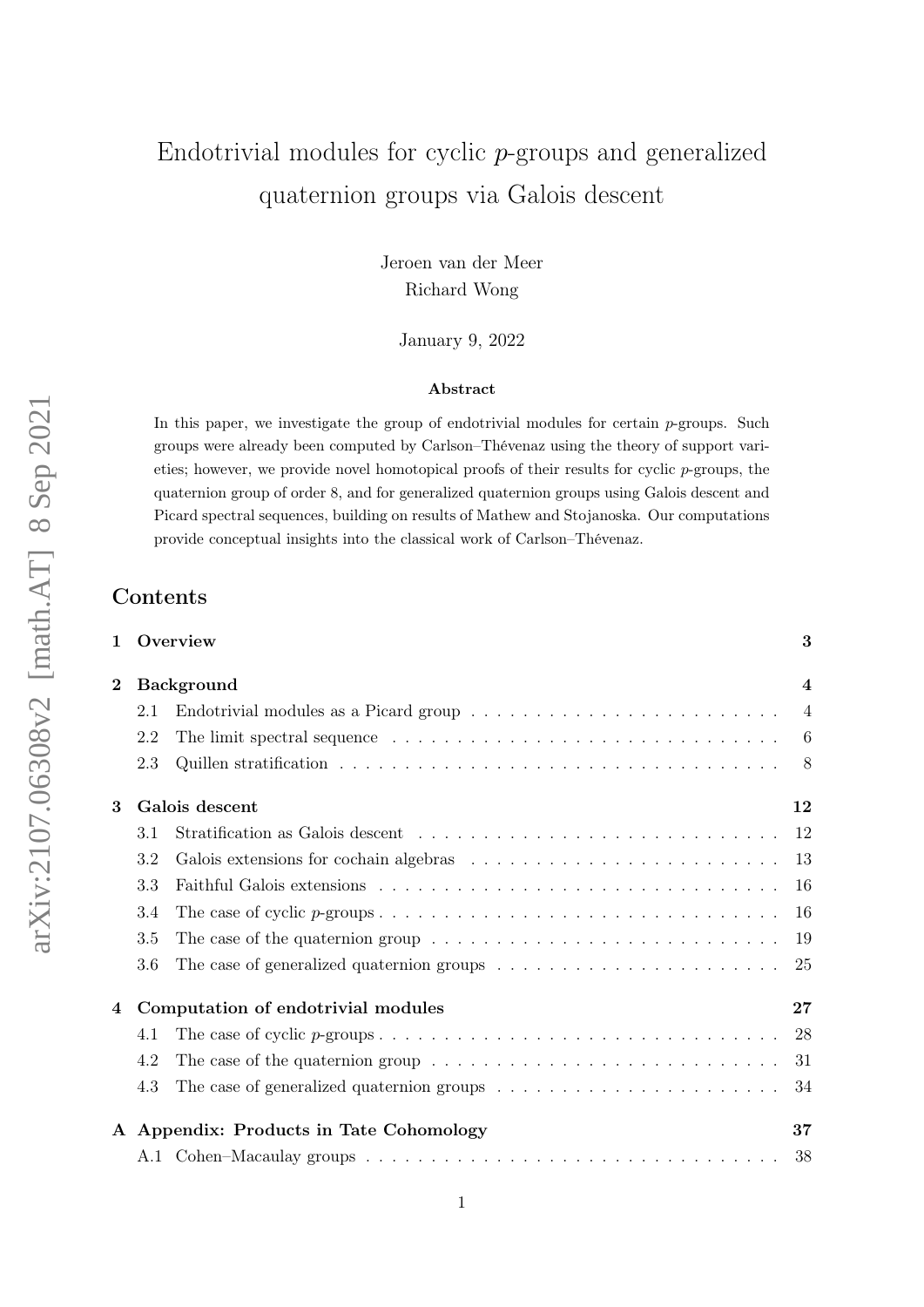# Endotrivial modules for cyclic $p$-groups and generalized quaternion groups via Galois descent

Jeroen van der Meer
Richard Wong

January 9, 2022

**Abstract**

In this paper, we investigate the group of endotrivial modules for certain $p$-groups. Such groups were already been computed by Carlson–Thévenaz using the theory of support varieties; however, we provide novel homotopical proofs of their results for cyclic $p$-groups, the quaternion group of order 8, and for generalized quaternion groups using Galois descent and Picard spectral sequences, building on results of Mathew and Stojanoska. Our computations provide conceptual insights into the classical work of Carlson–Thévenaz.

## Contents

- **1 Overview** — 3
- **2 Background** — 4
  - 2.1 Endotrivial modules as a Picard group — 4
  - 2.2 The limit spectral sequence — 6
  - 2.3 Quillen stratification — 8
- **3 Galois descent** — 12
  - 3.1 Stratification as Galois descent — 12
  - 3.2 Galois extensions for cochain algebras — 13
  - 3.3 Faithful Galois extensions — 16
  - 3.4 The case of cyclic $p$-groups — 16
  - 3.5 The case of the quaternion group — 19
  - 3.6 The case of generalized quaternion groups — 25
- **4 Computation of endotrivial modules** — 27
  - 4.1 The case of cyclic $p$-groups — 28
  - 4.2 The case of the quaternion group — 31
  - 4.3 The case of generalized quaternion groups — 34
- **A Appendix: Products in Tate Cohomology** — 37
  - A.1 Cohen–Macaulay groups — 38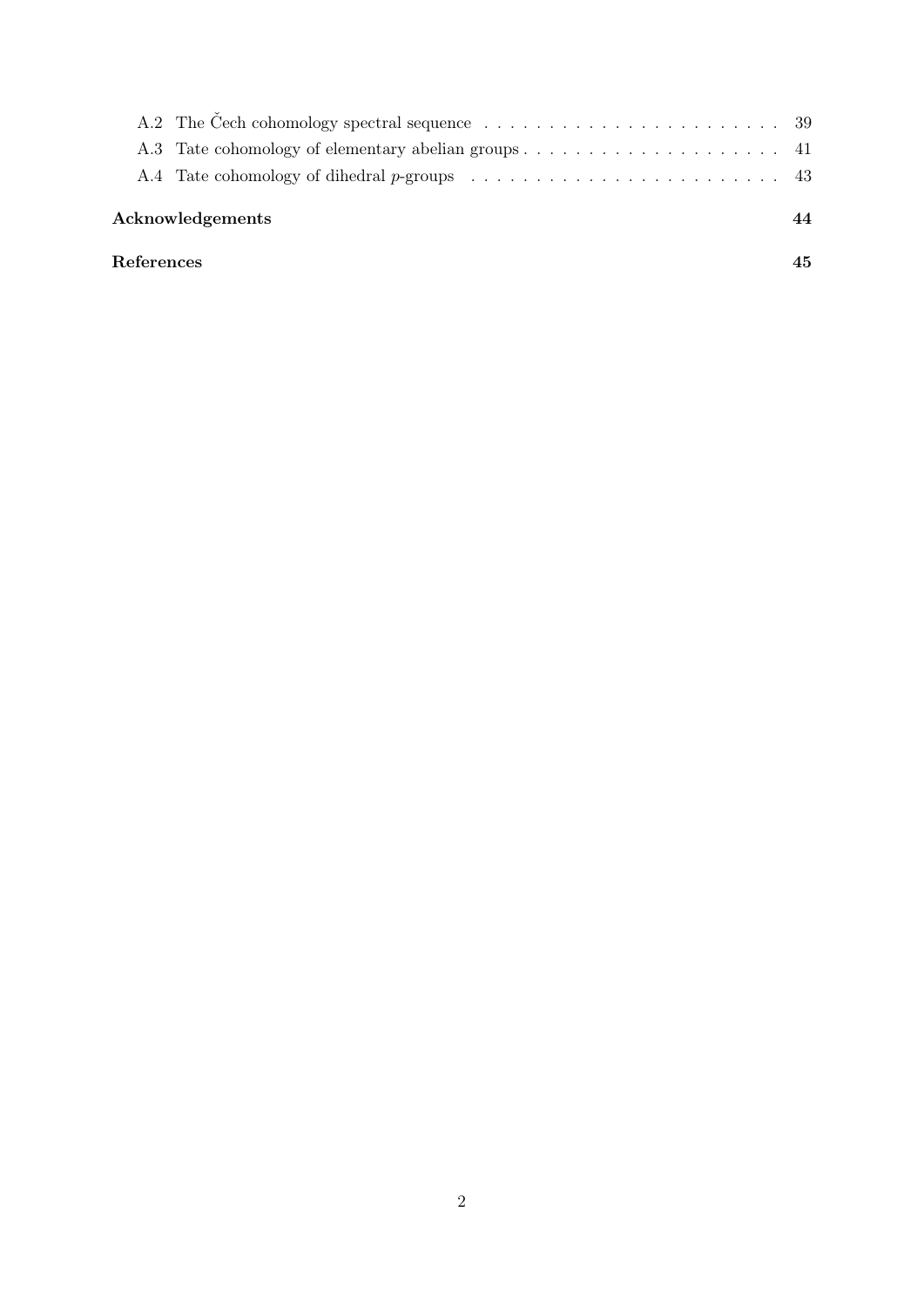A.2 The Čech cohomology spectral sequence . . . . . . . . . . . . . . . . . . . . . . . 39

A.3 Tate cohomology of elementary abelian groups . . . . . . . . . . . . . . . . . . . . 41

A.4 Tate cohomology of dihedral $p$-groups . . . . . . . . . . . . . . . . . . . . . . . . 43

**Acknowledgements** **44**

**References** **45**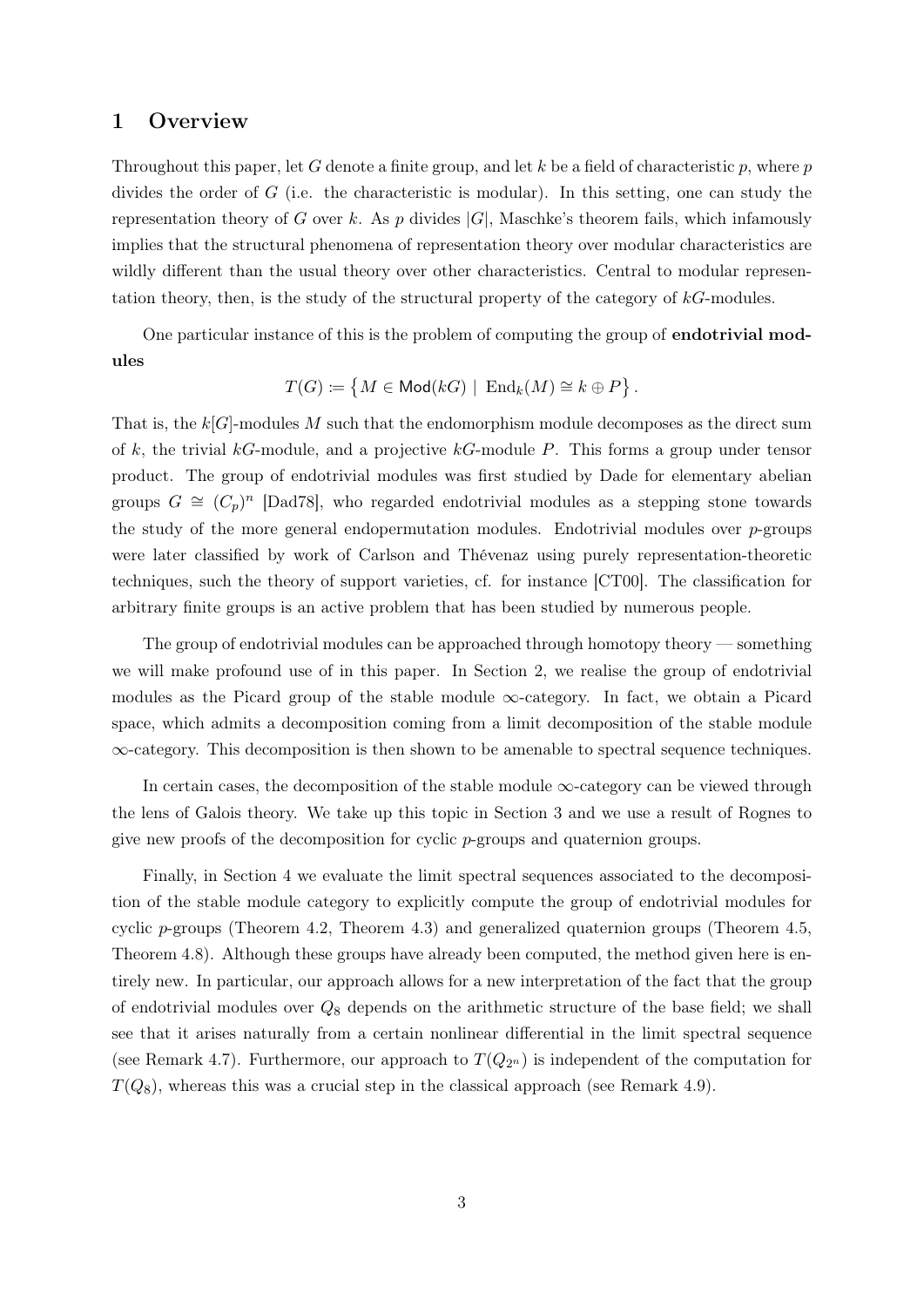# 1 Overview

Throughout this paper, let $G$ denote a finite group, and let $k$ be a field of characteristic $p$, where $p$ divides the order of $G$ (i.e. the characteristic is modular). In this setting, one can study the representation theory of $G$ over $k$. As $p$ divides $|G|$, Maschke's theorem fails, which infamously implies that the structural phenomena of representation theory over modular characteristics are wildly different than the usual theory over other characteristics. Central to modular representation theory, then, is the study of the structural property of the category of $kG$-modules.

One particular instance of this is the problem of computing the group of **endotrivial modules**

$$T(G) := \left\{ M \in \mathsf{Mod}(kG) \mid \operatorname{End}_k(M) \cong k \oplus P \right\}.$$

That is, the $k[G]$-modules $M$ such that the endomorphism module decomposes as the direct sum of $k$, the trivial $kG$-module, and a projective $kG$-module $P$. This forms a group under tensor product. The group of endotrivial modules was first studied by Dade for elementary abelian groups $G \cong (C_p)^n$ [Dad78], who regarded endotrivial modules as a stepping stone towards the study of the more general endopermutation modules. Endotrivial modules over $p$-groups were later classified by work of Carlson and Thévenaz using purely representation-theoretic techniques, such the theory of support varieties, cf. for instance [CT00]. The classification for arbitrary finite groups is an active problem that has been studied by numerous people.

The group of endotrivial modules can be approached through homotopy theory — something we will make profound use of in this paper. In Section 2, we realise the group of endotrivial modules as the Picard group of the stable module $\infty$-category. In fact, we obtain a Picard space, which admits a decomposition coming from a limit decomposition of the stable module $\infty$-category. This decomposition is then shown to be amenable to spectral sequence techniques.

In certain cases, the decomposition of the stable module $\infty$-category can be viewed through the lens of Galois theory. We take up this topic in Section 3 and we use a result of Rognes to give new proofs of the decomposition for cyclic $p$-groups and quaternion groups.

Finally, in Section 4 we evaluate the limit spectral sequences associated to the decomposition of the stable module category to explicitly compute the group of endotrivial modules for cyclic $p$-groups (Theorem 4.2, Theorem 4.3) and generalized quaternion groups (Theorem 4.5, Theorem 4.8). Although these groups have already been computed, the method given here is entirely new. In particular, our approach allows for a new interpretation of the fact that the group of endotrivial modules over $Q_8$ depends on the arithmetic structure of the base field; we shall see that it arises naturally from a certain nonlinear differential in the limit spectral sequence (see Remark 4.7). Furthermore, our approach to $T(Q_{2^n})$ is independent of the computation for $T(Q_8)$, whereas this was a crucial step in the classical approach (see Remark 4.9).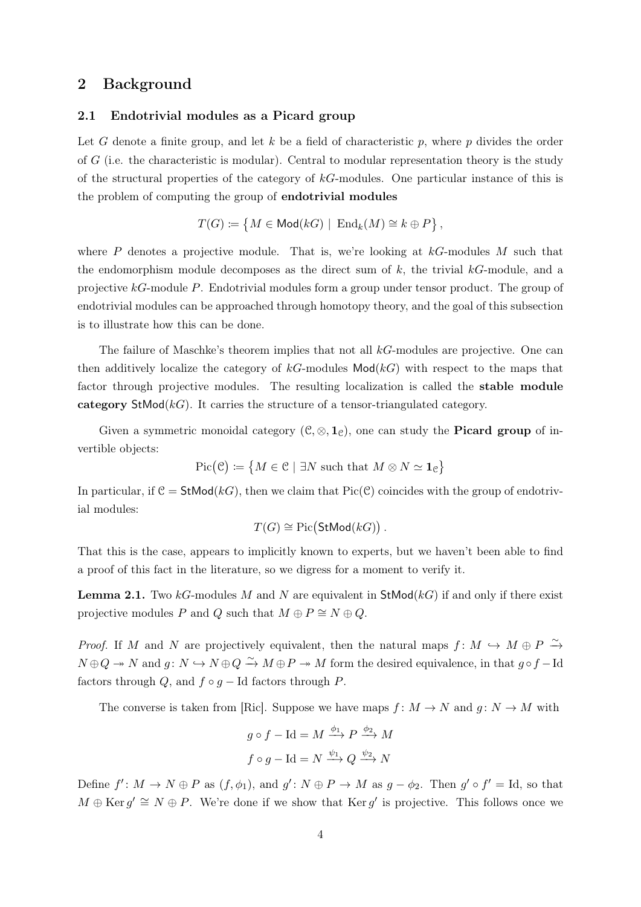## 2 Background

### 2.1 Endotrivial modules as a Picard group

Let $G$ denote a finite group, and let $k$ be a field of characteristic $p$, where $p$ divides the order of $G$ (i.e. the characteristic is modular). Central to modular representation theory is the study of the structural properties of the category of $kG$-modules. One particular instance of this is the problem of computing the group of **endotrivial modules**

$$T(G) \coloneqq \left\{ M \in \mathsf{Mod}(kG) \mid \operatorname{End}_k(M) \cong k \oplus P \right\},$$

where $P$ denotes a projective module. That is, we're looking at $kG$-modules $M$ such that the endomorphism module decomposes as the direct sum of $k$, the trivial $kG$-module, and a projective $kG$-module $P$. Endotrivial modules form a group under tensor product. The group of endotrivial modules can be approached through homotopy theory, and the goal of this subsection is to illustrate how this can be done.

The failure of Maschke's theorem implies that not all $kG$-modules are projective. One can then additively localize the category of $kG$-modules $\mathsf{Mod}(kG)$ with respect to the maps that factor through projective modules. The resulting localization is called the **stable module category** $\mathsf{StMod}(kG)$. It carries the structure of a tensor-triangulated category.

Given a symmetric monoidal category $(\mathcal{C}, \otimes, \mathbf{1}_{\mathcal{C}})$, one can study the **Picard group** of invertible objects:

$$\operatorname{Pic}(\mathcal{C}) \coloneqq \left\{ M \in \mathcal{C} \mid \exists N \text{ such that } M \otimes N \simeq \mathbf{1}_{\mathcal{C}} \right\}$$

In particular, if $\mathcal{C} = \mathsf{StMod}(kG)$, then we claim that $\operatorname{Pic}(\mathcal{C})$ coincides with the group of endotrivial modules:

$$T(G) \cong \operatorname{Pic}(\mathsf{StMod}(kG)).$$

That this is the case, appears to implicitly known to experts, but we haven't been able to find a proof of this fact in the literature, so we digress for a moment to verify it.

**Lemma 2.1.** *Two $kG$-modules $M$ and $N$ are equivalent in $\mathsf{StMod}(kG)$ if and only if there exist projective modules $P$ and $Q$ such that $M \oplus P \cong N \oplus Q$.*

*Proof.* If $M$ and $N$ are projectively equivalent, then the natural maps $f \colon M \hookrightarrow M \oplus P \xrightarrow{\sim} N \oplus Q \twoheadrightarrow N$ and $g \colon N \hookrightarrow N \oplus Q \xrightarrow{\sim} M \oplus P \twoheadrightarrow M$ form the desired equivalence, in that $g \circ f - \mathrm{Id}$ factors through $Q$, and $f \circ g - \mathrm{Id}$ factors through $P$.

The converse is taken from [Ric]. Suppose we have maps $f \colon M \to N$ and $g \colon N \to M$ with

$$g \circ f - \mathrm{Id} = M \xrightarrow{\phi_1} P \xrightarrow{\phi_2} M$$
$$f \circ g - \mathrm{Id} = N \xrightarrow{\psi_1} Q \xrightarrow{\psi_2} N$$

Define $f' \colon M \to N \oplus P$ as $(f, \phi_1)$, and $g' \colon N \oplus P \to M$ as $g - \phi_2$. Then $g' \circ f' = \mathrm{Id}$, so that $M \oplus \operatorname{Ker} g' \cong N \oplus P$. We're done if we show that $\operatorname{Ker} g'$ is projective. This follows once we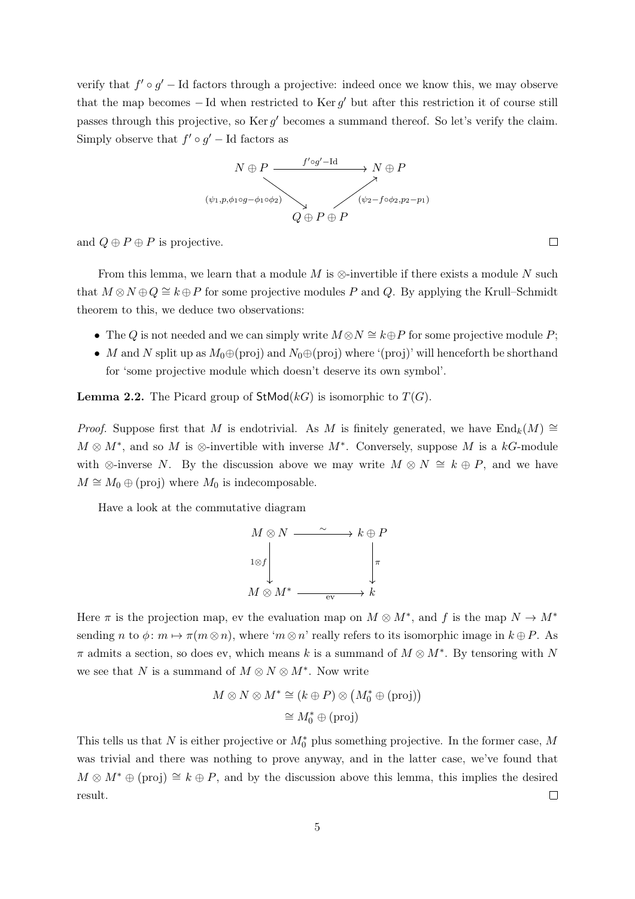verify that $f' \circ g' - \mathrm{Id}$ factors through a projective: indeed once we know this, we may observe that the map becomes $-\mathrm{Id}$ when restricted to $\operatorname{Ker} g'$ but after this restriction it of course still passes through this projective, so $\operatorname{Ker} g'$ becomes a summand thereof. So let's verify the claim. Simply observe that $f' \circ g' - \mathrm{Id}$ factors as

$$\begin{array}{ccc} N \oplus P & \xrightarrow{\quad f' \circ g' - \mathrm{Id} \quad} & N \oplus P \\ & {\scriptstyle (\psi_1, p, \phi_1 \circ g - \phi_1 \circ \phi_2)} \searrow \qquad \nearrow {\scriptstyle (\psi_2 - f \circ \phi_2, p_2 - p_1)} & \\ & Q \oplus P \oplus P & \end{array}$$

and $Q \oplus P \oplus P$ is projective. $\square$

From this lemma, we learn that a module $M$ is $\otimes$-invertible if there exists a module $N$ such that $M \otimes N \oplus Q \cong k \oplus P$ for some projective modules $P$ and $Q$. By applying the Krull–Schmidt theorem to this, we deduce two observations:

- The $Q$ is not needed and we can simply write $M \otimes N \cong k \oplus P$ for some projective module $P$;
- $M$ and $N$ split up as $M_0 \oplus (\mathrm{proj})$ and $N_0 \oplus (\mathrm{proj})$ where '(proj)' will henceforth be shorthand for 'some projective module which doesn't deserve its own symbol'.

**Lemma 2.2.** The Picard group of $\mathsf{StMod}(kG)$ is isomorphic to $T(G)$.

*Proof.* Suppose first that $M$ is endotrivial. As $M$ is finitely generated, we have $\operatorname{End}_k(M) \cong M \otimes M^*$, and so $M$ is $\otimes$-invertible with inverse $M^*$. Conversely, suppose $M$ is a $kG$-module with $\otimes$-inverse $N$. By the discussion above we may write $M \otimes N \cong k \oplus P$, and we have $M \cong M_0 \oplus (\mathrm{proj})$ where $M_0$ is indecomposable.

Have a look at the commutative diagram

$$\begin{array}{ccc} M \otimes N & \xrightarrow{\quad \sim \quad} & k \oplus P \\ {\scriptstyle 1 \otimes f} \downarrow & & \downarrow {\scriptstyle \pi} \\ M \otimes M^* & \xrightarrow[\quad \mathrm{ev} \quad]{} & k \end{array}$$

Here $\pi$ is the projection map, ev the evaluation map on $M \otimes M^*$, and $f$ is the map $N \to M^*$ sending $n$ to $\phi \colon m \mapsto \pi(m \otimes n)$, where '$m \otimes n$' really refers to its isomorphic image in $k \oplus P$. As $\pi$ admits a section, so does ev, which means $k$ is a summand of $M \otimes M^*$. By tensoring with $N$ we see that $N$ is a summand of $M \otimes N \otimes M^*$. Now write

$$\begin{aligned} M \otimes N \otimes M^* &\cong (k \oplus P) \otimes \big(M_0^* \oplus (\mathrm{proj})\big) \\ &\cong M_0^* \oplus (\mathrm{proj}) \end{aligned}$$

This tells us that $N$ is either projective or $M_0^*$ plus something projective. In the former case, $M$ was trivial and there was nothing to prove anyway, and in the latter case, we've found that $M \otimes M^* \oplus (\mathrm{proj}) \cong k \oplus P$, and by the discussion above this lemma, this implies the desired result. $\square$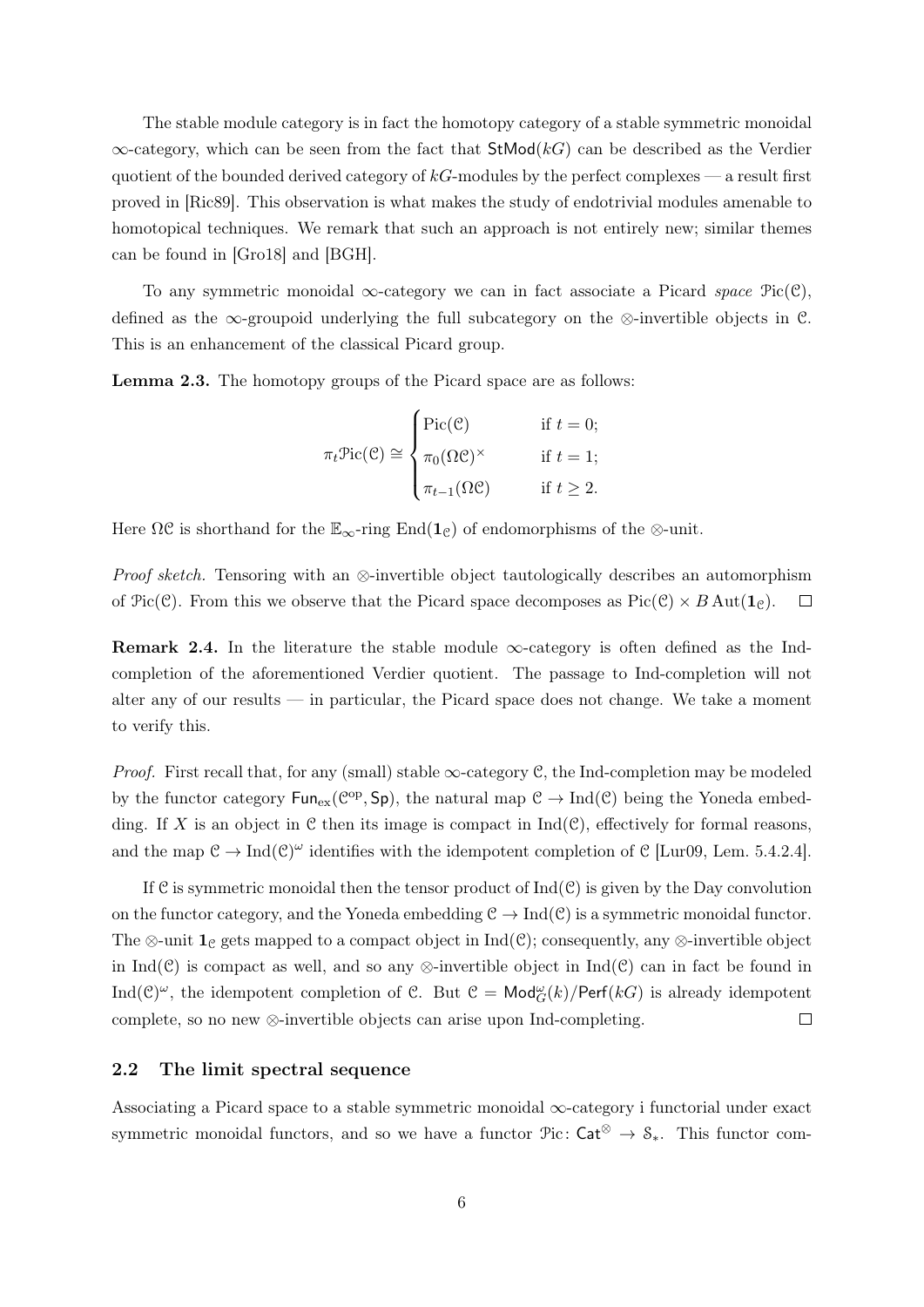The stable module category is in fact the homotopy category of a stable symmetric monoidal $\infty$-category, which can be seen from the fact that $\mathsf{StMod}(kG)$ can be described as the Verdier quotient of the bounded derived category of $kG$-modules by the perfect complexes — a result first proved in [Ric89]. This observation is what makes the study of endotrivial modules amenable to homotopical techniques. We remark that such an approach is not entirely new; similar themes can be found in [Gro18] and [BGH].

To any symmetric monoidal $\infty$-category we can in fact associate a Picard *space* $\mathcal{P}\mathrm{ic}(\mathcal{C})$, defined as the $\infty$-groupoid underlying the full subcategory on the $\otimes$-invertible objects in $\mathcal{C}$. This is an enhancement of the classical Picard group.

**Lemma 2.3.** The homotopy groups of the Picard space are as follows:

$$\pi_t \mathcal{P}\mathrm{ic}(\mathcal{C}) \cong \begin{cases} \mathrm{Pic}(\mathcal{C}) & \text{if } t = 0; \\ \pi_0(\Omega\mathcal{C})^\times & \text{if } t = 1; \\ \pi_{t-1}(\Omega\mathcal{C}) & \text{if } t \geq 2. \end{cases}$$

Here $\Omega\mathcal{C}$ is shorthand for the $\mathbb{E}_\infty$-ring $\mathrm{End}(\mathbf{1}_\mathcal{C})$ of endomorphisms of the $\otimes$-unit.

*Proof sketch.* Tensoring with an $\otimes$-invertible object tautologically describes an automorphism of $\mathcal{P}\mathrm{ic}(\mathcal{C})$. From this we observe that the Picard space decomposes as $\mathrm{Pic}(\mathcal{C}) \times B\,\mathrm{Aut}(\mathbf{1}_\mathcal{C})$. □

**Remark 2.4.** In the literature the stable module $\infty$-category is often defined as the Ind-completion of the aforementioned Verdier quotient. The passage to Ind-completion will not alter any of our results — in particular, the Picard space does not change. We take a moment to verify this.

*Proof.* First recall that, for any (small) stable $\infty$-category $\mathcal{C}$, the Ind-completion may be modeled by the functor category $\mathsf{Fun}_{\mathrm{ex}}(\mathcal{C}^{\mathrm{op}}, \mathsf{Sp})$, the natural map $\mathcal{C} \to \mathrm{Ind}(\mathcal{C})$ being the Yoneda embedding. If $X$ is an object in $\mathcal{C}$ then its image is compact in $\mathrm{Ind}(\mathcal{C})$, effectively for formal reasons, and the map $\mathcal{C} \to \mathrm{Ind}(\mathcal{C})^\omega$ identifies with the idempotent completion of $\mathcal{C}$ [Lur09, Lem. 5.4.2.4].

If $\mathcal{C}$ is symmetric monoidal then the tensor product of $\mathrm{Ind}(\mathcal{C})$ is given by the Day convolution on the functor category, and the Yoneda embedding $\mathcal{C} \to \mathrm{Ind}(\mathcal{C})$ is a symmetric monoidal functor. The $\otimes$-unit $\mathbf{1}_\mathcal{C}$ gets mapped to a compact object in $\mathrm{Ind}(\mathcal{C})$; consequently, any $\otimes$-invertible object in $\mathrm{Ind}(\mathcal{C})$ is compact as well, and so any $\otimes$-invertible object in $\mathrm{Ind}(\mathcal{C})$ can in fact be found in $\mathrm{Ind}(\mathcal{C})^\omega$, the idempotent completion of $\mathcal{C}$. But $\mathcal{C} = \mathsf{Mod}_G^\omega(k)/\mathsf{Perf}(kG)$ is already idempotent complete, so no new $\otimes$-invertible objects can arise upon Ind-completing. □

## 2.2 The limit spectral sequence

Associating a Picard space to a stable symmetric monoidal $\infty$-category i functorial under exact symmetric monoidal functors, and so we have a functor $\mathcal{P}\mathrm{ic}\colon \mathsf{Cat}^\otimes \to \mathcal{S}_*$. This functor com-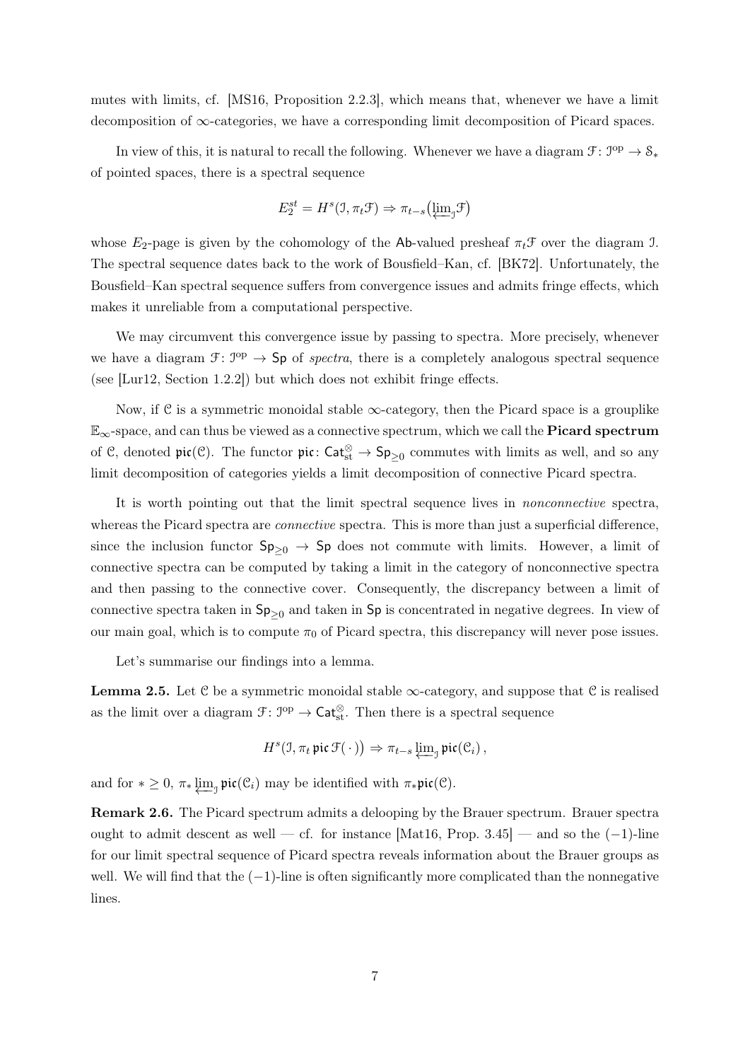mutes with limits, cf. [MS16, Proposition 2.2.3], which means that, whenever we have a limit decomposition of $\infty$-categories, we have a corresponding limit decomposition of Picard spaces.

In view of this, it is natural to recall the following. Whenever we have a diagram $\mathcal{F}\colon \mathcal{I}^{\mathrm{op}} \to \mathcal{S}_*$ of pointed spaces, there is a spectral sequence

$$E_2^{st} = H^s(\mathcal{I}, \pi_t\mathcal{F}) \Rightarrow \pi_{t-s}\big(\varprojlim_{\mathcal{I}}\mathcal{F}\big)$$

whose $E_2$-page is given by the cohomology of the $\mathsf{Ab}$-valued presheaf $\pi_t\mathcal{F}$ over the diagram $\mathcal{I}$. The spectral sequence dates back to the work of Bousfield–Kan, cf. [BK72]. Unfortunately, the Bousfield–Kan spectral sequence suffers from convergence issues and admits fringe effects, which makes it unreliable from a computational perspective.

We may circumvent this convergence issue by passing to spectra. More precisely, whenever we have a diagram $\mathcal{F}\colon \mathcal{I}^{\mathrm{op}} \to \mathsf{Sp}$ of *spectra*, there is a completely analogous spectral sequence (see [Lur12, Section 1.2.2]) but which does not exhibit fringe effects.

Now, if $\mathcal{C}$ is a symmetric monoidal stable $\infty$-category, then the Picard space is a grouplike $\mathbb{E}_\infty$-space, and can thus be viewed as a connective spectrum, which we call the **Picard spectrum** of $\mathcal{C}$, denoted $\mathfrak{pic}(\mathcal{C})$. The functor $\mathfrak{pic}\colon \mathsf{Cat}_{\mathrm{st}}^{\otimes} \to \mathsf{Sp}_{\geq 0}$ commutes with limits as well, and so any limit decomposition of categories yields a limit decomposition of connective Picard spectra.

It is worth pointing out that the limit spectral sequence lives in *nonconnective* spectra, whereas the Picard spectra are *connective* spectra. This is more than just a superficial difference, since the inclusion functor $\mathsf{Sp}_{\geq 0} \to \mathsf{Sp}$ does not commute with limits. However, a limit of connective spectra can be computed by taking a limit in the category of nonconnective spectra and then passing to the connective cover. Consequently, the discrepancy between a limit of connective spectra taken in $\mathsf{Sp}_{\geq 0}$ and taken in $\mathsf{Sp}$ is concentrated in negative degrees. In view of our main goal, which is to compute $\pi_0$ of Picard spectra, this discrepancy will never pose issues.

Let's summarise our findings into a lemma.

**Lemma 2.5.** Let $\mathcal{C}$ be a symmetric monoidal stable $\infty$-category, and suppose that $\mathcal{C}$ is realised as the limit over a diagram $\mathcal{F}\colon \mathcal{I}^{\mathrm{op}} \to \mathsf{Cat}_{\mathrm{st}}^{\otimes}$. Then there is a spectral sequence

$$H^s\big(\mathcal{I}, \pi_t\,\mathfrak{pic}\,\mathcal{F}(\,\cdot\,)\big) \Rightarrow \pi_{t-s}\varprojlim_{\mathcal{I}}\mathfrak{pic}(\mathcal{C}_i)\,,$$

and for $* \geq 0$, $\pi_*\varprojlim_{\mathcal{I}}\mathfrak{pic}(\mathcal{C}_i)$ may be identified with $\pi_*\mathfrak{pic}(\mathcal{C})$.

**Remark 2.6.** The Picard spectrum admits a delooping by the Brauer spectrum. Brauer spectra ought to admit descent as well — cf. for instance [Mat16, Prop. 3.45] — and so the $(-1)$-line for our limit spectral sequence of Picard spectra reveals information about the Brauer groups as well. We will find that the $(-1)$-line is often significantly more complicated than the nonnegative lines.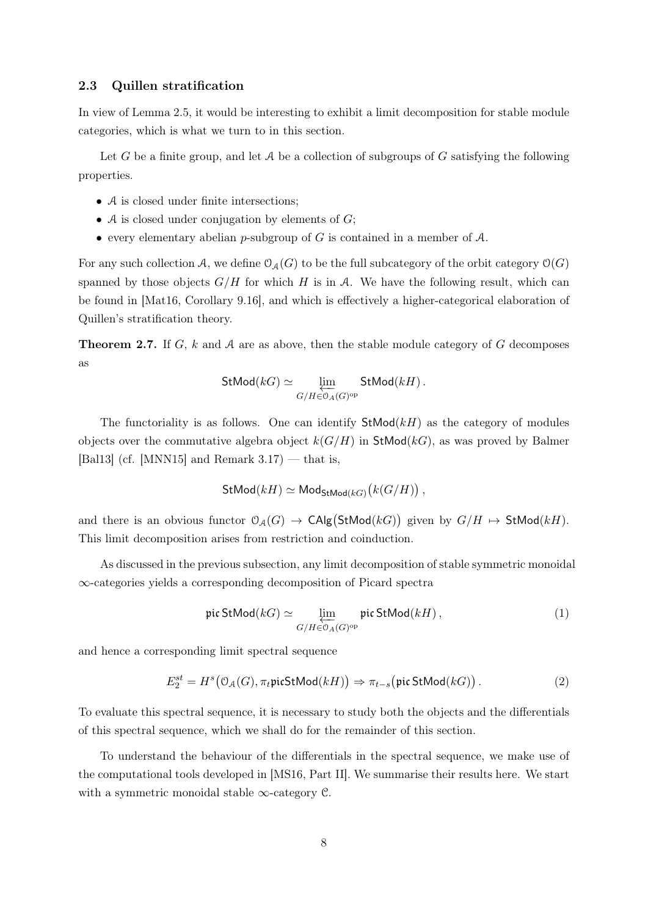### 2.3 Quillen stratification

In view of Lemma 2.5, it would be interesting to exhibit a limit decomposition for stable module categories, which is what we turn to in this section.

Let $G$ be a finite group, and let $\mathcal{A}$ be a collection of subgroups of $G$ satisfying the following properties.

- $\mathcal{A}$ is closed under finite intersections;
- $\mathcal{A}$ is closed under conjugation by elements of $G$;
- every elementary abelian $p$-subgroup of $G$ is contained in a member of $\mathcal{A}$.

For any such collection $\mathcal{A}$, we define $\mathcal{O}_{\mathcal{A}}(G)$ to be the full subcategory of the orbit category $\mathcal{O}(G)$ spanned by those objects $G/H$ for which $H$ is in $\mathcal{A}$. We have the following result, which can be found in [Mat16, Corollary 9.16], and which is effectively a higher-categorical elaboration of Quillen's stratification theory.

**Theorem 2.7.** If $G$, $k$ and $\mathcal{A}$ are as above, then the stable module category of $G$ decomposes as

$$\mathsf{StMod}(kG) \simeq \varprojlim_{G/H \in \mathcal{O}_{\mathcal{A}}(G)^{\mathrm{op}}} \mathsf{StMod}(kH)\,.$$

The functoriality is as follows. One can identify $\mathsf{StMod}(kH)$ as the category of modules objects over the commutative algebra object $k(G/H)$ in $\mathsf{StMod}(kG)$, as was proved by Balmer [Bal13] (cf. [MNN15] and Remark 3.17) — that is,

$$\mathsf{StMod}(kH) \simeq \mathsf{Mod}_{\mathsf{StMod}(kG)}\big(k(G/H)\big)\,,$$

and there is an obvious functor $\mathcal{O}_{\mathcal{A}}(G) \to \mathsf{CAlg}\big(\mathsf{StMod}(kG)\big)$ given by $G/H \mapsto \mathsf{StMod}(kH)$. This limit decomposition arises from restriction and coinduction.

As discussed in the previous subsection, any limit decomposition of stable symmetric monoidal $\infty$-categories yields a corresponding decomposition of Picard spectra

$$\mathfrak{pic}\,\mathsf{StMod}(kG) \simeq \varprojlim_{G/H \in \mathcal{O}_{\mathcal{A}}(G)^{\mathrm{op}}} \mathfrak{pic}\,\mathsf{StMod}(kH)\,, \tag{1}$$

and hence a corresponding limit spectral sequence

$$E_2^{st} = H^s\big(\mathcal{O}_{\mathcal{A}}(G), \pi_t \mathfrak{pic}\mathsf{StMod}(kH)\big) \Rightarrow \pi_{t-s}\big(\mathfrak{pic}\,\mathsf{StMod}(kG)\big)\,. \tag{2}$$

To evaluate this spectral sequence, it is necessary to study both the objects and the differentials of this spectral sequence, which we shall do for the remainder of this section.

To understand the behaviour of the differentials in the spectral sequence, we make use of the computational tools developed in [MS16, Part II]. We summarise their results here. We start with a symmetric monoidal stable $\infty$-category $\mathcal{C}$.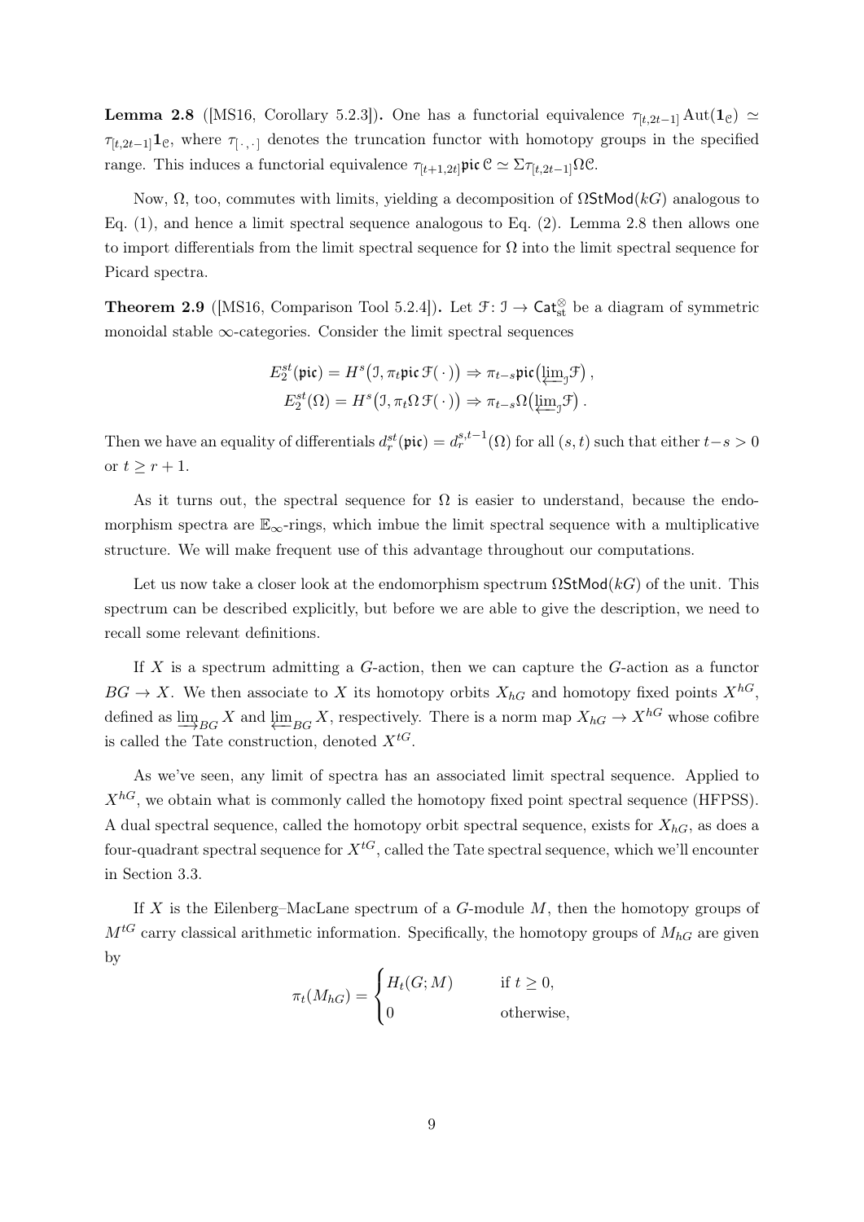**Lemma 2.8** ([MS16, Corollary 5.2.3])**.** One has a functorial equivalence $\tau_{[t,2t-1]}\operatorname{Aut}(\mathbf{1}_{\mathcal{C}}) \simeq \tau_{[t,2t-1]}\mathbf{1}_{\mathcal{C}}$, where $\tau_{[\,\cdot\,,\,\cdot\,]}$ denotes the truncation functor with homotopy groups in the specified range. This induces a functorial equivalence $\tau_{[t+1,2t]}\mathfrak{pic}\,\mathcal{C} \simeq \Sigma\tau_{[t,2t-1]}\Omega\mathcal{C}$.

Now, $\Omega$, too, commutes with limits, yielding a decomposition of $\Omega\mathsf{StMod}(kG)$ analogous to Eq. (1), and hence a limit spectral sequence analogous to Eq. (2). Lemma 2.8 then allows one to import differentials from the limit spectral sequence for $\Omega$ into the limit spectral sequence for Picard spectra.

**Theorem 2.9** ([MS16, Comparison Tool 5.2.4])**.** Let $\mathcal{F}\colon \mathcal{I} \to \mathsf{Cat}_{\mathrm{st}}^{\otimes}$ be a diagram of symmetric monoidal stable $\infty$-categories. Consider the limit spectral sequences

$$E_2^{st}(\mathfrak{pic}) = H^s\big(\mathcal{I}, \pi_t\mathfrak{pic}\,\mathcal{F}(\,\cdot\,)\big) \Rightarrow \pi_{t-s}\mathfrak{pic}\big(\varprojlim\nolimits_{\mathcal{I}}\mathcal{F}\big)\,,$$
$$E_2^{st}(\Omega) = H^s\big(\mathcal{I}, \pi_t\Omega\,\mathcal{F}(\,\cdot\,)\big) \Rightarrow \pi_{t-s}\Omega\big(\varprojlim\nolimits_{\mathcal{I}}\mathcal{F}\big)\,.$$

Then we have an equality of differentials $d_r^{st}(\mathfrak{pic}) = d_r^{s,t-1}(\Omega)$ for all $(s,t)$ such that either $t-s > 0$ or $t \geq r+1$.

As it turns out, the spectral sequence for $\Omega$ is easier to understand, because the endomorphism spectra are $\mathbb{E}_\infty$-rings, which imbue the limit spectral sequence with a multiplicative structure. We will make frequent use of this advantage throughout our computations.

Let us now take a closer look at the endomorphism spectrum $\Omega\mathsf{StMod}(kG)$ of the unit. This spectrum can be described explicitly, but before we are able to give the description, we need to recall some relevant definitions.

If $X$ is a spectrum admitting a $G$-action, then we can capture the $G$-action as a functor $BG \to X$. We then associate to $X$ its homotopy orbits $X_{hG}$ and homotopy fixed points $X^{hG}$, defined as $\varinjlim_{BG} X$ and $\varprojlim_{BG} X$, respectively. There is a norm map $X_{hG} \to X^{hG}$ whose cofibre is called the Tate construction, denoted $X^{tG}$.

As we've seen, any limit of spectra has an associated limit spectral sequence. Applied to $X^{hG}$, we obtain what is commonly called the homotopy fixed point spectral sequence (HFPSS). A dual spectral sequence, called the homotopy orbit spectral sequence, exists for $X_{hG}$, as does a four-quadrant spectral sequence for $X^{tG}$, called the Tate spectral sequence, which we'll encounter in Section 3.3.

If $X$ is the Eilenberg–MacLane spectrum of a $G$-module $M$, then the homotopy groups of $M^{tG}$ carry classical arithmetic information. Specifically, the homotopy groups of $M_{hG}$ are given by

$$\pi_t(M_{hG}) = \begin{cases} H_t(G;M) & \text{if } t \geq 0, \\ 0 & \text{otherwise,} \end{cases}$$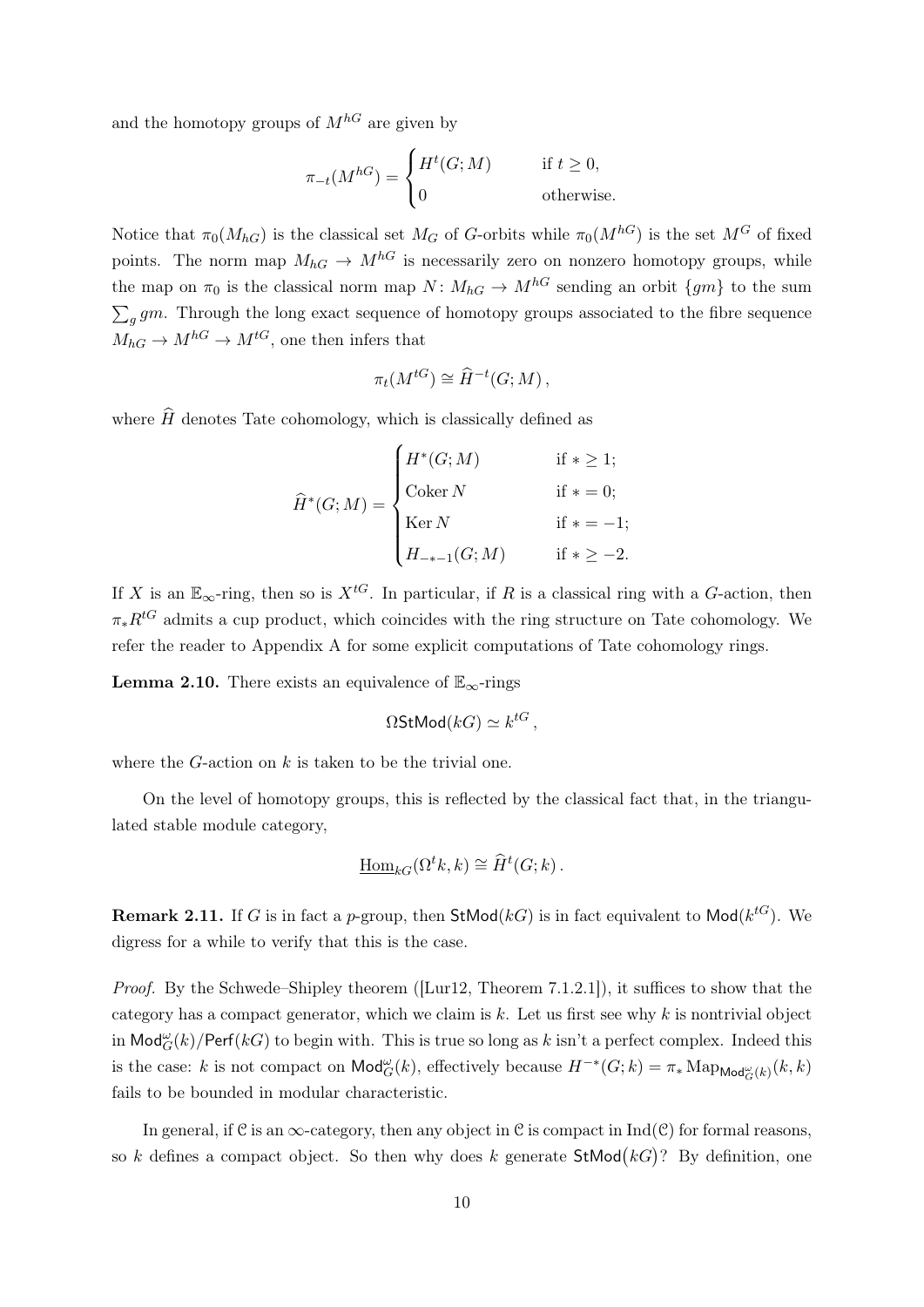and the homotopy groups of $M^{hG}$ are given by

$$\pi_{-t}(M^{hG}) = \begin{cases} H^t(G; M) & \text{if } t \geq 0, \\ 0 & \text{otherwise.} \end{cases}$$

Notice that $\pi_0(M_{hG})$ is the classical set $M_G$ of $G$-orbits while $\pi_0(M^{hG})$ is the set $M^G$ of fixed points. The norm map $M_{hG} \to M^{hG}$ is necessarily zero on nonzero homotopy groups, while the map on $\pi_0$ is the classical norm map $N\colon M_{hG} \to M^{hG}$ sending an orbit $\{gm\}$ to the sum $\sum_g gm$. Through the long exact sequence of homotopy groups associated to the fibre sequence $M_{hG} \to M^{hG} \to M^{tG}$, one then infers that

$$\pi_t(M^{tG}) \cong \widehat{H}^{-t}(G; M)\,,$$

where $\widehat{H}$ denotes Tate cohomology, which is classically defined as

$$\widehat{H}^*(G; M) = \begin{cases} H^*(G; M) & \text{if } * \geq 1; \\ \operatorname{Coker} N & \text{if } * = 0; \\ \operatorname{Ker} N & \text{if } * = -1; \\ H_{-*-1}(G; M) & \text{if } * \geq -2. \end{cases}$$

If $X$ is an $\mathbb{E}_\infty$-ring, then so is $X^{tG}$. In particular, if $R$ is a classical ring with a $G$-action, then $\pi_* R^{tG}$ admits a cup product, which coincides with the ring structure on Tate cohomology. We refer the reader to Appendix A for some explicit computations of Tate cohomology rings.

**Lemma 2.10.** There exists an equivalence of $\mathbb{E}_\infty$-rings

$$\Omega \mathsf{StMod}(kG) \simeq k^{tG}\,,$$

where the $G$-action on $k$ is taken to be the trivial one.

On the level of homotopy groups, this is reflected by the classical fact that, in the triangulated stable module category,

$$\underline{\operatorname{Hom}}_{kG}(\Omega^t k, k) \cong \widehat{H}^t(G; k)\,.$$

**Remark 2.11.** If $G$ is in fact a $p$-group, then $\mathsf{StMod}(kG)$ is in fact equivalent to $\mathsf{Mod}(k^{tG})$. We digress for a while to verify that this is the case.

*Proof.* By the Schwede–Shipley theorem ([Lur12, Theorem 7.1.2.1]), it suffices to show that the category has a compact generator, which we claim is $k$. Let us first see why $k$ is nontrivial object in $\mathsf{Mod}^\omega_G(k)/\mathsf{Perf}(kG)$ to begin with. This is true so long as $k$ isn't a perfect complex. Indeed this is the case: $k$ is not compact on $\mathsf{Mod}^\omega_G(k)$, effectively because $H^{-*}(G; k) = \pi_* \operatorname{Map}_{\mathsf{Mod}^\omega_G(k)}(k, k)$ fails to be bounded in modular characteristic.

In general, if $\mathcal{C}$ is an $\infty$-category, then any object in $\mathcal{C}$ is compact in $\operatorname{Ind}(\mathcal{C})$ for formal reasons, so $k$ defines a compact object. So then why does $k$ generate $\mathsf{StMod}(kG)$? By definition, one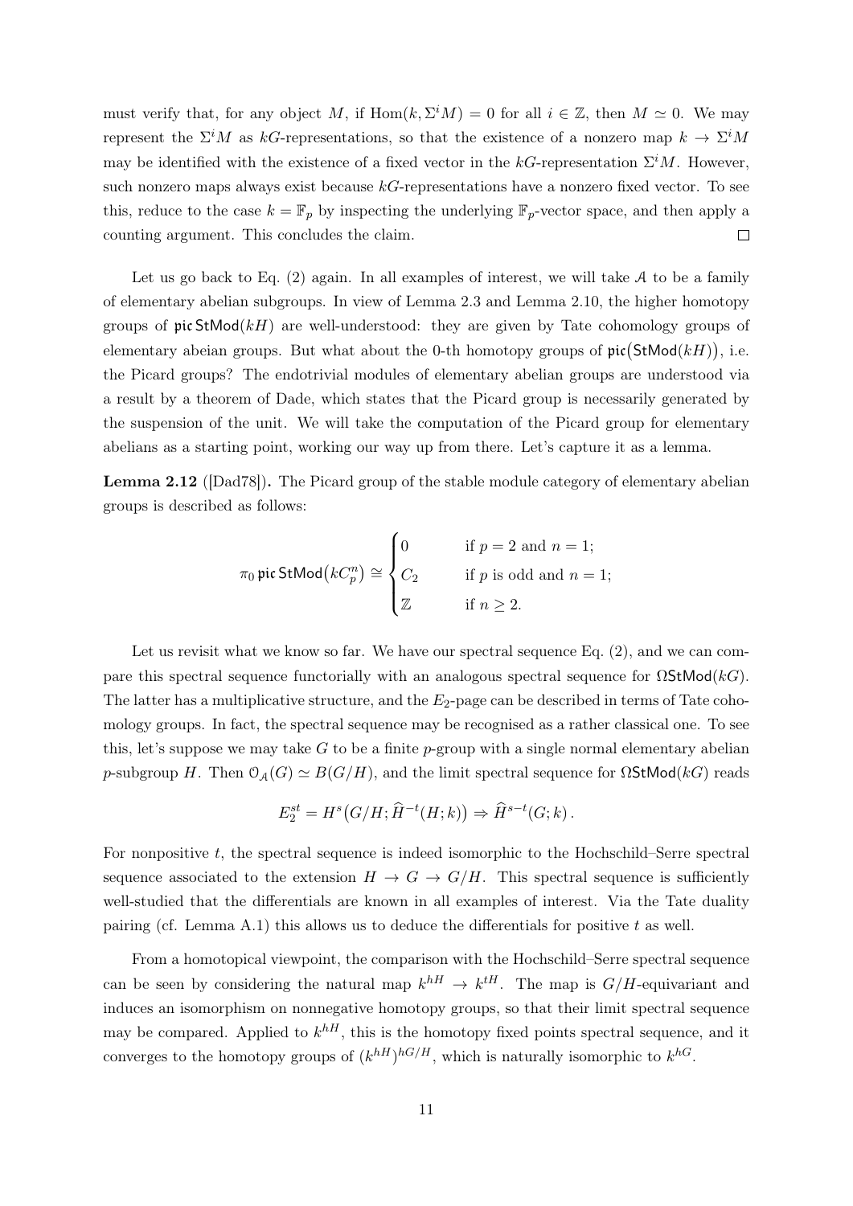must verify that, for any object $M$, if $\mathrm{Hom}(k, \Sigma^i M) = 0$ for all $i \in \mathbb{Z}$, then $M \simeq 0$. We may represent the $\Sigma^i M$ as $kG$-representations, so that the existence of a nonzero map $k \to \Sigma^i M$ may be identified with the existence of a fixed vector in the $kG$-representation $\Sigma^i M$. However, such nonzero maps always exist because $kG$-representations have a nonzero fixed vector. To see this, reduce to the case $k = \mathbb{F}_p$ by inspecting the underlying $\mathbb{F}_p$-vector space, and then apply a counting argument. This concludes the claim. $\square$

Let us go back to Eq. (2) again. In all examples of interest, we will take $\mathcal{A}$ to be a family of elementary abelian subgroups. In view of Lemma 2.3 and Lemma 2.10, the higher homotopy groups of $\mathfrak{pic}\,\mathsf{StMod}(kH)$ are well-understood: they are given by Tate cohomology groups of elementary abeian groups. But what about the 0-th homotopy groups of $\mathfrak{pic}(\mathsf{StMod}(kH))$, i.e. the Picard groups? The endotrivial modules of elementary abelian groups are understood via a result by a theorem of Dade, which states that the Picard group is necessarily generated by the suspension of the unit. We will take the computation of the Picard group for elementary abelians as a starting point, working our way up from there. Let's capture it as a lemma.

**Lemma 2.12** ([Dad78])**.** The Picard group of the stable module category of elementary abelian groups is described as follows:

$$\pi_0\,\mathfrak{pic}\,\mathsf{StMod}\big(kC_p^n\big) \cong \begin{cases} 0 & \text{if } p = 2 \text{ and } n = 1; \\ C_2 & \text{if } p \text{ is odd and } n = 1; \\ \mathbb{Z} & \text{if } n \geq 2. \end{cases}$$

Let us revisit what we know so far. We have our spectral sequence Eq. (2), and we can compare this spectral sequence functorially with an analogous spectral sequence for $\Omega\mathsf{StMod}(kG)$. The latter has a multiplicative structure, and the $E_2$-page can be described in terms of Tate cohomology groups. In fact, the spectral sequence may be recognised as a rather classical one. To see this, let's suppose we may take $G$ to be a finite $p$-group with a single normal elementary abelian $p$-subgroup $H$. Then $\mathcal{O}_{\mathcal{A}}(G) \simeq B(G/H)$, and the limit spectral sequence for $\Omega\mathsf{StMod}(kG)$ reads

$$E_2^{st} = H^s\big(G/H; \widehat{H}^{-t}(H;k)\big) \Rightarrow \widehat{H}^{s-t}(G;k)\,.$$

For nonpositive $t$, the spectral sequence is indeed isomorphic to the Hochschild–Serre spectral sequence associated to the extension $H \to G \to G/H$. This spectral sequence is sufficiently well-studied that the differentials are known in all examples of interest. Via the Tate duality pairing (cf. Lemma A.1) this allows us to deduce the differentials for positive $t$ as well.

From a homotopical viewpoint, the comparison with the Hochschild–Serre spectral sequence can be seen by considering the natural map $k^{hH} \to k^{tH}$. The map is $G/H$-equivariant and induces an isomorphism on nonnegative homotopy groups, so that their limit spectral sequence may be compared. Applied to $k^{hH}$, this is the homotopy fixed points spectral sequence, and it converges to the homotopy groups of $(k^{hH})^{hG/H}$, which is naturally isomorphic to $k^{hG}$.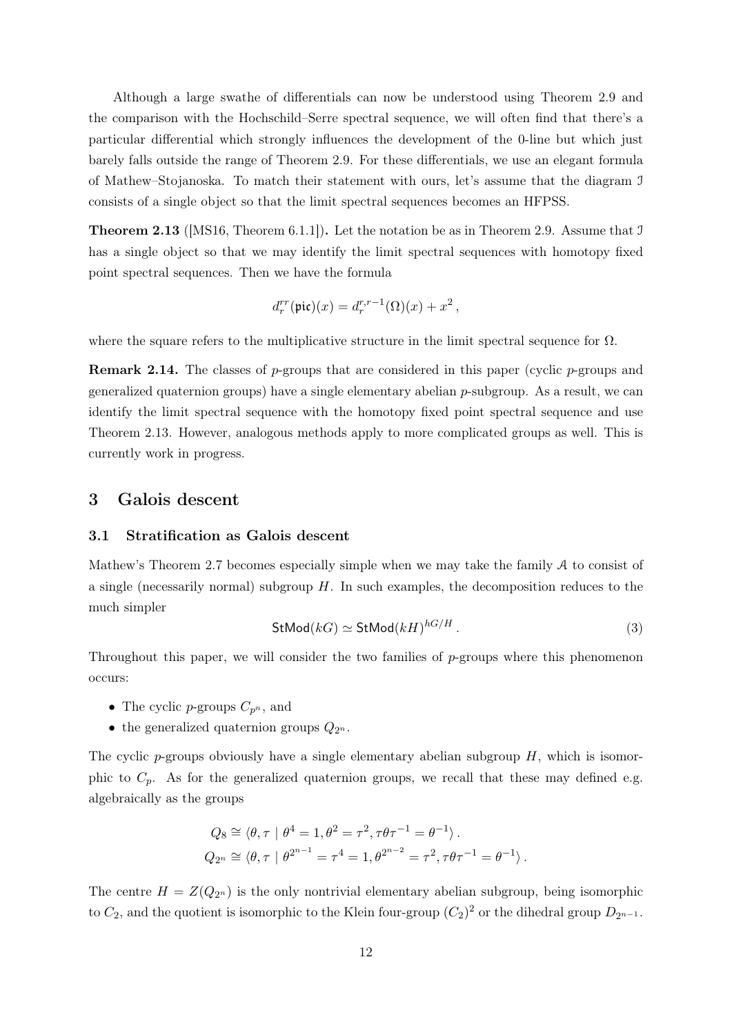Although a large swathe of differentials can now be understood using Theorem 2.9 and the comparison with the Hochschild–Serre spectral sequence, we will often find that there's a particular differential which strongly influences the development of the 0-line but which just barely falls outside the range of Theorem 2.9. For these differentials, we use an elegant formula of Mathew–Stojanoska. To match their statement with ours, let's assume that the diagram $\mathcal{I}$ consists of a single object so that the limit spectral sequences becomes an HFPSS.

**Theorem 2.13** ([MS16, Theorem 6.1.1])**.** Let the notation be as in Theorem 2.9. Assume that $\mathcal{I}$ has a single object so that we may identify the limit spectral sequences with homotopy fixed point spectral sequences. Then we have the formula

$$d_r^{rr}(\mathfrak{pic})(x) = d_r^{r,r-1}(\Omega)(x) + x^2 \,,$$

where the square refers to the multiplicative structure in the limit spectral sequence for $\Omega$.

**Remark 2.14.** The classes of $p$-groups that are considered in this paper (cyclic $p$-groups and generalized quaternion groups) have a single elementary abelian $p$-subgroup. As a result, we can identify the limit spectral sequence with the homotopy fixed point spectral sequence and use Theorem 2.13. However, analogous methods apply to more complicated groups as well. This is currently work in progress.

## 3 Galois descent

### 3.1 Stratification as Galois descent

Mathew's Theorem 2.7 becomes especially simple when we may take the family $\mathcal{A}$ to consist of a single (necessarily normal) subgroup $H$. In such examples, the decomposition reduces to the much simpler

$$\mathsf{StMod}(kG) \simeq \mathsf{StMod}(kH)^{hG/H} \,. \tag{3}$$

Throughout this paper, we will consider the two families of $p$-groups where this phenomenon occurs:

- The cyclic $p$-groups $C_{p^n}$, and
- the generalized quaternion groups $Q_{2^n}$.

The cyclic $p$-groups obviously have a single elementary abelian subgroup $H$, which is isomorphic to $C_p$. As for the generalized quaternion groups, we recall that these may defined e.g. algebraically as the groups

$$Q_8 \cong \langle \theta, \tau \mid \theta^4 = 1, \theta^2 = \tau^2, \tau\theta\tau^{-1} = \theta^{-1} \rangle \,.$$
$$Q_{2^n} \cong \langle \theta, \tau \mid \theta^{2^{n-1}} = \tau^4 = 1, \theta^{2^{n-2}} = \tau^2, \tau\theta\tau^{-1} = \theta^{-1} \rangle \,.$$

The centre $H = Z(Q_{2^n})$ is the only nontrivial elementary abelian subgroup, being isomorphic to $C_2$, and the quotient is isomorphic to the Klein four-group $(C_2)^2$ or the dihedral group $D_{2^{n-1}}$.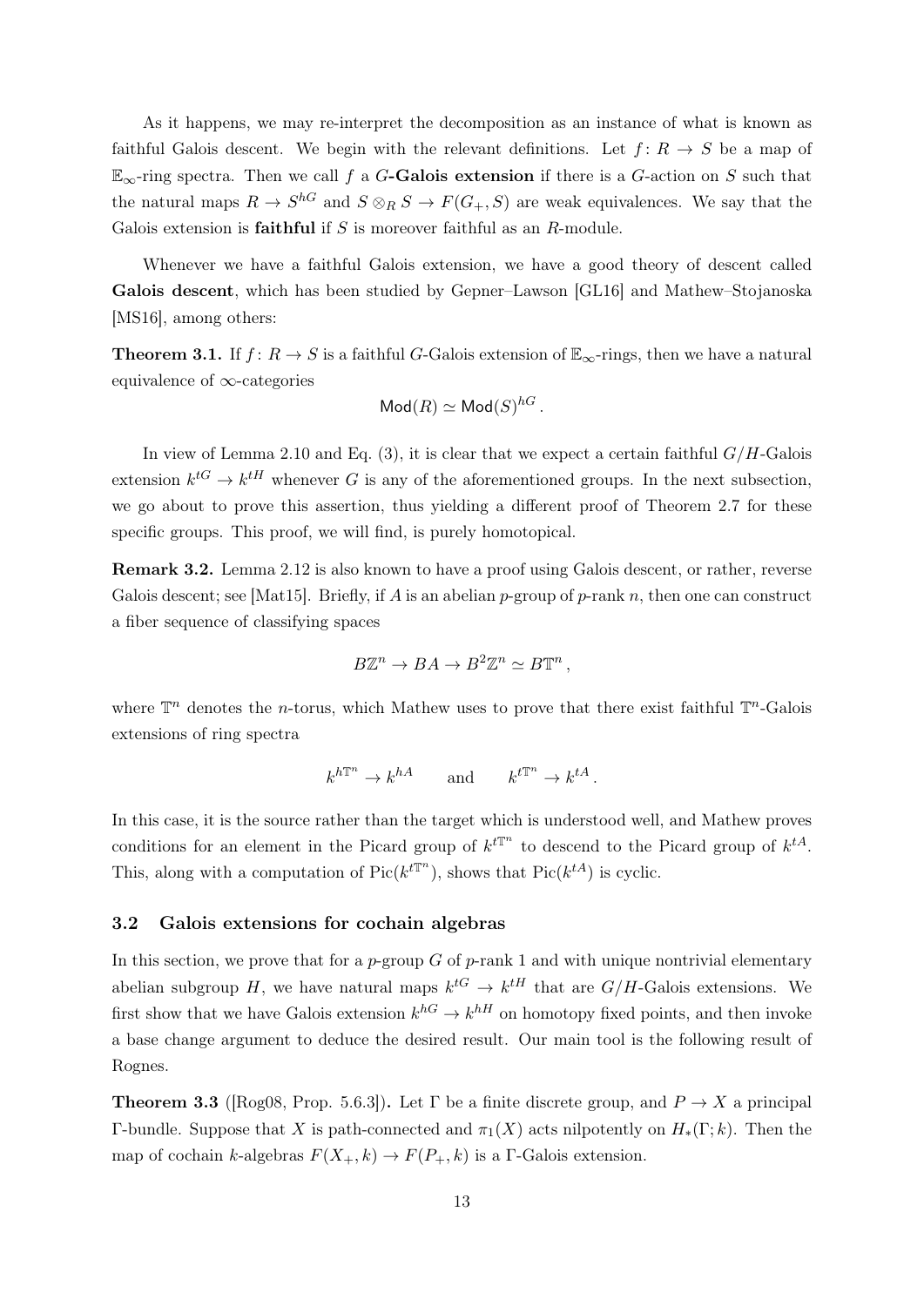As it happens, we may re-interpret the decomposition as an instance of what is known as faithful Galois descent. We begin with the relevant definitions. Let $f\colon R \to S$ be a map of $\mathbb{E}_\infty$-ring spectra. Then we call $f$ a **$G$-Galois extension** if there is a $G$-action on $S$ such that the natural maps $R \to S^{hG}$ and $S \otimes_R S \to F(G_+, S)$ are weak equivalences. We say that the Galois extension is **faithful** if $S$ is moreover faithful as an $R$-module.

Whenever we have a faithful Galois extension, we have a good theory of descent called **Galois descent**, which has been studied by Gepner–Lawson [GL16] and Mathew–Stojanoska [MS16], among others:

**Theorem 3.1.** If $f\colon R \to S$ is a faithful $G$-Galois extension of $\mathbb{E}_\infty$-rings, then we have a natural equivalence of $\infty$-categories

$$\mathsf{Mod}(R) \simeq \mathsf{Mod}(S)^{hG}\,.$$

In view of Lemma 2.10 and Eq. (3), it is clear that we expect a certain faithful $G/H$-Galois extension $k^{tG} \to k^{tH}$ whenever $G$ is any of the aforementioned groups. In the next subsection, we go about to prove this assertion, thus yielding a different proof of Theorem 2.7 for these specific groups. This proof, we will find, is purely homotopical.

**Remark 3.2.** Lemma 2.12 is also known to have a proof using Galois descent, or rather, reverse Galois descent; see [Mat15]. Briefly, if $A$ is an abelian $p$-group of $p$-rank $n$, then one can construct a fiber sequence of classifying spaces

$$B\mathbb{Z}^n \to BA \to B^2\mathbb{Z}^n \simeq B\mathbb{T}^n\,,$$

where $\mathbb{T}^n$ denotes the $n$-torus, which Mathew uses to prove that there exist faithful $\mathbb{T}^n$-Galois extensions of ring spectra

$$k^{h\mathbb{T}^n} \to k^{hA} \qquad \text{and} \qquad k^{t\mathbb{T}^n} \to k^{tA}\,.$$

In this case, it is the source rather than the target which is understood well, and Mathew proves conditions for an element in the Picard group of $k^{t\mathbb{T}^n}$ to descend to the Picard group of $k^{tA}$. This, along with a computation of $\mathrm{Pic}(k^{t\mathbb{T}^n})$, shows that $\mathrm{Pic}(k^{tA})$ is cyclic.

### 3.2 Galois extensions for cochain algebras

In this section, we prove that for a $p$-group $G$ of $p$-rank 1 and with unique nontrivial elementary abelian subgroup $H$, we have natural maps $k^{tG} \to k^{tH}$ that are $G/H$-Galois extensions. We first show that we have Galois extension $k^{hG} \to k^{hH}$ on homotopy fixed points, and then invoke a base change argument to deduce the desired result. Our main tool is the following result of Rognes.

**Theorem 3.3** ([Rog08, Prop. 5.6.3])**.** Let $\Gamma$ be a finite discrete group, and $P \to X$ a principal $\Gamma$-bundle. Suppose that $X$ is path-connected and $\pi_1(X)$ acts nilpotently on $H_*(\Gamma; k)$. Then the map of cochain $k$-algebras $F(X_+, k) \to F(P_+, k)$ is a $\Gamma$-Galois extension.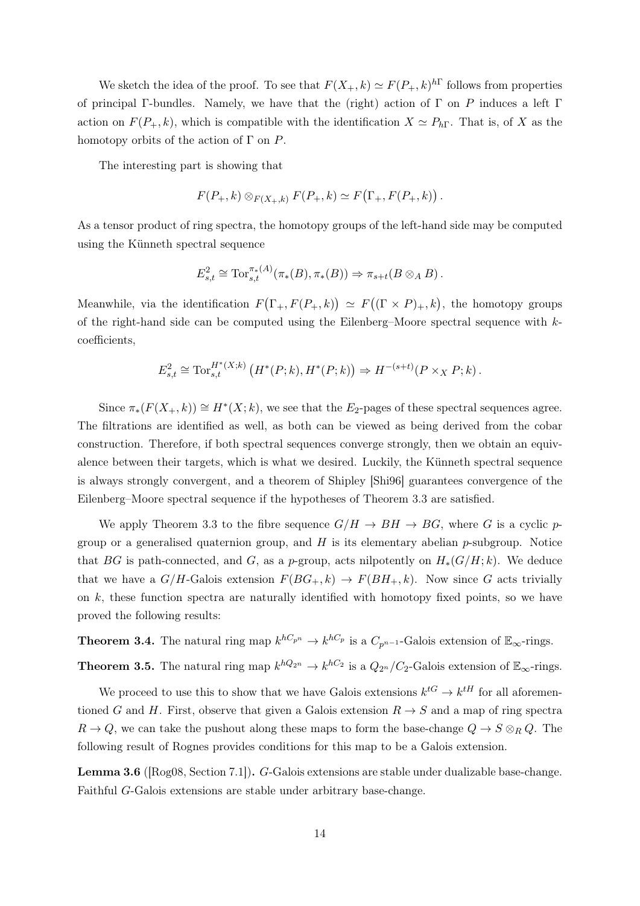We sketch the idea of the proof. To see that $F(X_+, k) \simeq F(P_+, k)^{h\Gamma}$ follows from properties of principal $\Gamma$-bundles. Namely, we have that the (right) action of $\Gamma$ on $P$ induces a left $\Gamma$ action on $F(P_+, k)$, which is compatible with the identification $X \simeq P_{h\Gamma}$. That is, of $X$ as the homotopy orbits of the action of $\Gamma$ on $P$.

The interesting part is showing that

$$F(P_+, k) \otimes_{F(X_+,k)} F(P_+, k) \simeq F\big(\Gamma_+, F(P_+, k)\big) .$$

As a tensor product of ring spectra, the homotopy groups of the left-hand side may be computed using the Künneth spectral sequence

$$E^2_{s,t} \cong \mathrm{Tor}^{\pi_*(A)}_{s,t}(\pi_*(B), \pi_*(B)) \Rightarrow \pi_{s+t}(B \otimes_A B) .$$

Meanwhile, via the identification $F\big(\Gamma_+, F(P_+, k)\big) \simeq F\big((\Gamma \times P)_+, k\big)$, the homotopy groups of the right-hand side can be computed using the Eilenberg–Moore spectral sequence with $k$-coefficients,

$$E^2_{s,t} \cong \mathrm{Tor}^{H^*(X;k)}_{s,t}\left(H^*(P; k), H^*(P; k)\right) \Rightarrow H^{-(s+t)}(P \times_X P; k) .$$

Since $\pi_*(F(X_+, k)) \cong H^*(X; k)$, we see that the $E_2$-pages of these spectral sequences agree. The filtrations are identified as well, as both can be viewed as being derived from the cobar construction. Therefore, if both spectral sequences converge strongly, then we obtain an equivalence between their targets, which is what we desired. Luckily, the Künneth spectral sequence is always strongly convergent, and a theorem of Shipley [Shi96] guarantees convergence of the Eilenberg–Moore spectral sequence if the hypotheses of Theorem 3.3 are satisfied.

We apply Theorem 3.3 to the fibre sequence $G/H \to BH \to BG$, where $G$ is a cyclic $p$-group or a generalised quaternion group, and $H$ is its elementary abelian $p$-subgroup. Notice that $BG$ is path-connected, and $G$, as a $p$-group, acts nilpotently on $H_*(G/H; k)$. We deduce that we have a $G/H$-Galois extension $F(BG_+, k) \to F(BH_+, k)$. Now since $G$ acts trivially on $k$, these function spectra are naturally identified with homotopy fixed points, so we have proved the following results:

**Theorem 3.4.** The natural ring map $k^{hC_{p^n}} \to k^{hC_p}$ is a $C_{p^{n-1}}$-Galois extension of $\mathbb{E}_\infty$-rings.

**Theorem 3.5.** The natural ring map $k^{hQ_{2^n}} \to k^{hC_2}$ is a $Q_{2^n}/C_2$-Galois extension of $\mathbb{E}_\infty$-rings.

We proceed to use this to show that we have Galois extensions $k^{tG} \to k^{tH}$ for all aforementioned $G$ and $H$. First, observe that given a Galois extension $R \to S$ and a map of ring spectra $R \to Q$, we can take the pushout along these maps to form the base-change $Q \to S \otimes_R Q$. The following result of Rognes provides conditions for this map to be a Galois extension.

**Lemma 3.6** ([Rog08, Section 7.1])**.** $G$-Galois extensions are stable under dualizable base-change. Faithful $G$-Galois extensions are stable under arbitrary base-change.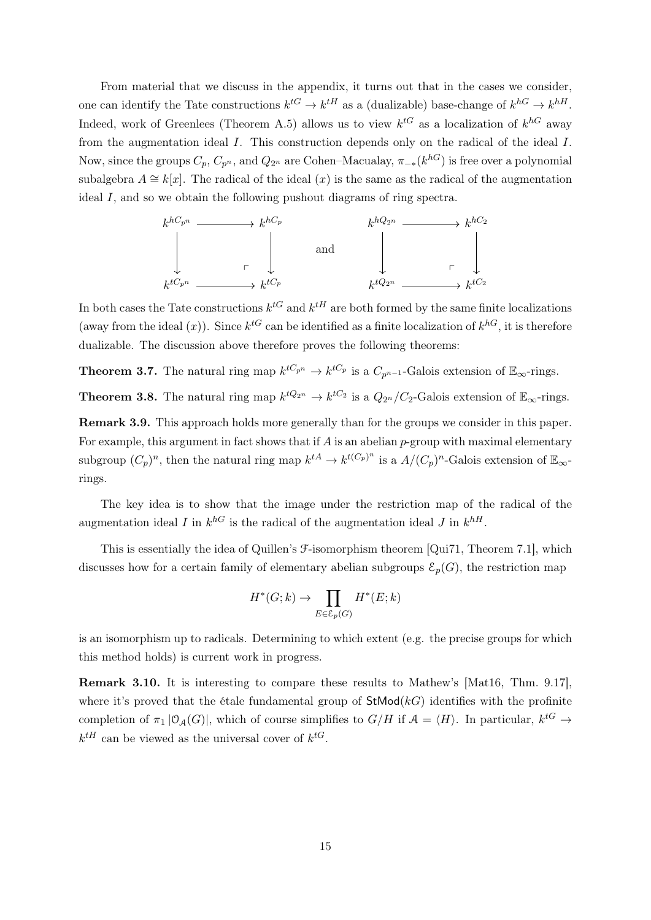From material that we discuss in the appendix, it turns out that in the cases we consider, one can identify the Tate constructions $k^{tG} \to k^{tH}$ as a (dualizable) base-change of $k^{hG} \to k^{hH}$. Indeed, work of Greenlees (Theorem A.5) allows us to view $k^{tG}$ as a localization of $k^{hG}$ away from the augmentation ideal $I$. This construction depends only on the radical of the ideal $I$. Now, since the groups $C_p$, $C_{p^n}$, and $Q_{2^n}$ are Cohen–Macaulay, $\pi_{-*}(k^{hG})$ is free over a polynomial subalgebra $A \cong k[x]$. The radical of the ideal $(x)$ is the same as the radical of the augmentation ideal $I$, and so we obtain the following pushout diagrams of ring spectra.

$$\begin{array}{ccc} k^{hC_{p^n}} & \longrightarrow & k^{hC_p} \\ \downarrow & \ulcorner & \downarrow \\ k^{tC_{p^n}} & \longrightarrow & k^{tC_p} \end{array} \qquad \text{and} \qquad \begin{array}{ccc} k^{hQ_{2^n}} & \longrightarrow & k^{hC_2} \\ \downarrow & \ulcorner & \downarrow \\ k^{tQ_{2^n}} & \longrightarrow & k^{tC_2} \end{array}$$

In both cases the Tate constructions $k^{tG}$ and $k^{tH}$ are both formed by the same finite localizations (away from the ideal $(x)$). Since $k^{tG}$ can be identified as a finite localization of $k^{hG}$, it is therefore dualizable. The discussion above therefore proves the following theorems:

**Theorem 3.7.** The natural ring map $k^{tC_{p^n}} \to k^{tC_p}$ is a $C_{p^{n-1}}$-Galois extension of $\mathbb{E}_\infty$-rings.

**Theorem 3.8.** The natural ring map $k^{tQ_{2^n}} \to k^{tC_2}$ is a $Q_{2^n}/C_2$-Galois extension of $\mathbb{E}_\infty$-rings.

**Remark 3.9.** This approach holds more generally than for the groups we consider in this paper. For example, this argument in fact shows that if $A$ is an abelian $p$-group with maximal elementary subgroup $(C_p)^n$, then the natural ring map $k^{tA} \to k^{t(C_p)^n}$ is a $A/(C_p)^n$-Galois extension of $\mathbb{E}_\infty$-rings.

The key idea is to show that the image under the restriction map of the radical of the augmentation ideal $I$ in $k^{hG}$ is the radical of the augmentation ideal $J$ in $k^{hH}$.

This is essentially the idea of Quillen's $\mathcal{F}$-isomorphism theorem [Qui71, Theorem 7.1], which discusses how for a certain family of elementary abelian subgroups $\mathcal{E}_p(G)$, the restriction map

$$H^*(G;k) \to \prod_{E \in \mathcal{E}_p(G)} H^*(E;k)$$

is an isomorphism up to radicals. Determining to which extent (e.g. the precise groups for which this method holds) is current work in progress.

**Remark 3.10.** It is interesting to compare these results to Mathew's [Mat16, Thm. 9.17], where it's proved that the étale fundamental group of $\mathsf{StMod}(kG)$ identifies with the profinite completion of $\pi_1 |\mathcal{O}_{\mathcal{A}}(G)|$, which of course simplifies to $G/H$ if $\mathcal{A} = \langle H \rangle$. In particular, $k^{tG} \to k^{tH}$ can be viewed as the universal cover of $k^{tG}$.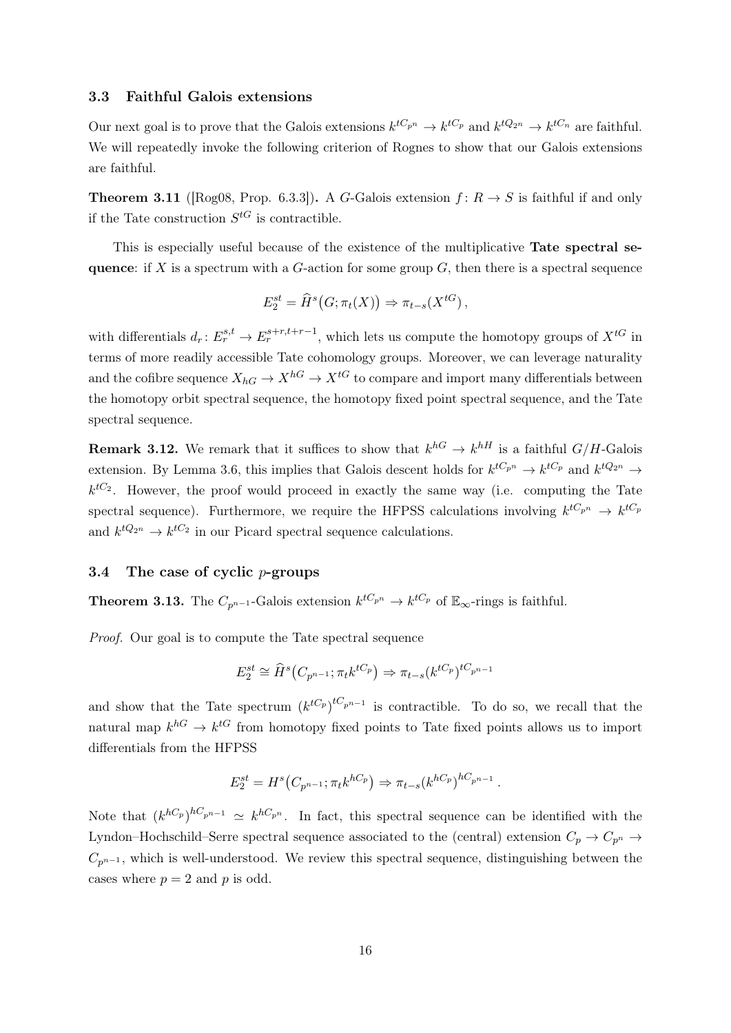### 3.3 Faithful Galois extensions

Our next goal is to prove that the Galois extensions $k^{tC_{p^n}} \to k^{tC_p}$ and $k^{tQ_{2^n}} \to k^{tC_n}$ are faithful. We will repeatedly invoke the following criterion of Rognes to show that our Galois extensions are faithful.

**Theorem 3.11** ([Rog08, Prop. 6.3.3]). A $G$-Galois extension $f\colon R \to S$ is faithful if and only if the Tate construction $S^{tG}$ is contractible.

This is especially useful because of the existence of the multiplicative **Tate spectral sequence**: if $X$ is a spectrum with a $G$-action for some group $G$, then there is a spectral sequence

$$E_2^{st} = \widehat{H}^s\big(G; \pi_t(X)\big) \Rightarrow \pi_{t-s}(X^{tG}),$$

with differentials $d_r\colon E_r^{s,t} \to E_r^{s+r,t+r-1}$, which lets us compute the homotopy groups of $X^{tG}$ in terms of more readily accessible Tate cohomology groups. Moreover, we can leverage naturality and the cofibre sequence $X_{hG} \to X^{hG} \to X^{tG}$ to compare and import many differentials between the homotopy orbit spectral sequence, the homotopy fixed point spectral sequence, and the Tate spectral sequence.

**Remark 3.12.** We remark that it suffices to show that $k^{hG} \to k^{hH}$ is a faithful $G/H$-Galois extension. By Lemma 3.6, this implies that Galois descent holds for $k^{tC_{p^n}} \to k^{tC_p}$ and $k^{tQ_{2^n}} \to k^{tC_2}$. However, the proof would proceed in exactly the same way (i.e. computing the Tate spectral sequence). Furthermore, we require the HFPSS calculations involving $k^{tC_{p^n}} \to k^{tC_p}$ and $k^{tQ_{2^n}} \to k^{tC_2}$ in our Picard spectral sequence calculations.

### 3.4 The case of cyclic $p$-groups

**Theorem 3.13.** The $C_{p^{n-1}}$-Galois extension $k^{tC_{p^n}} \to k^{tC_p}$ of $\mathbb{E}_\infty$-rings is faithful.

*Proof.* Our goal is to compute the Tate spectral sequence

$$E_2^{st} \cong \widehat{H}^s\big(C_{p^{n-1}}; \pi_t k^{tC_p}\big) \Rightarrow \pi_{t-s}(k^{tC_p})^{tC_{p^{n-1}}}$$

and show that the Tate spectrum $(k^{tC_p})^{tC_{p^{n-1}}}$ is contractible. To do so, we recall that the natural map $k^{hG} \to k^{tG}$ from homotopy fixed points to Tate fixed points allows us to import differentials from the HFPSS

$$E_2^{st} = H^s\big(C_{p^{n-1}}; \pi_t k^{hC_p}\big) \Rightarrow \pi_{t-s}(k^{hC_p})^{hC_{p^{n-1}}}.$$

Note that $(k^{hC_p})^{hC_{p^{n-1}}} \simeq k^{hC_{p^n}}$. In fact, this spectral sequence can be identified with the Lyndon–Hochschild–Serre spectral sequence associated to the (central) extension $C_p \to C_{p^n} \to C_{p^{n-1}}$, which is well-understood. We review this spectral sequence, distinguishing between the cases where $p = 2$ and $p$ is odd.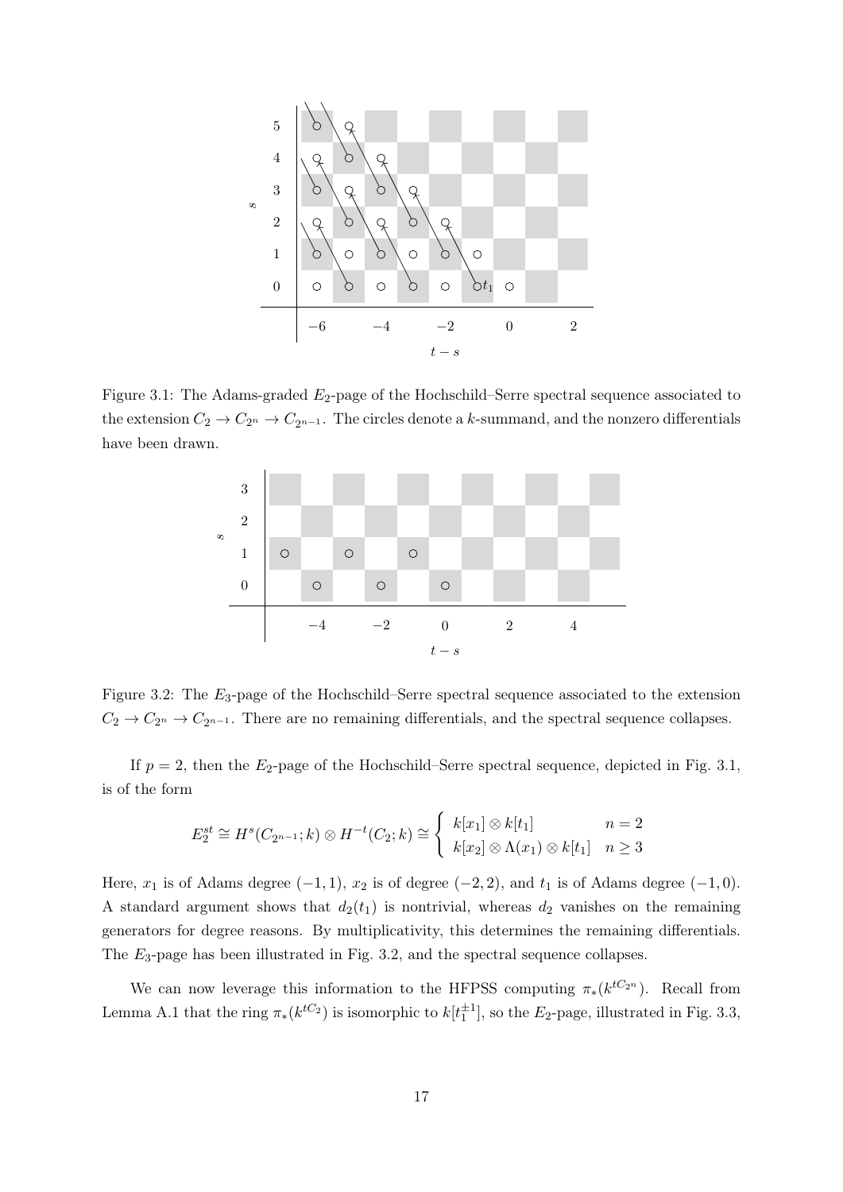Figure 3.1: The Adams-graded $E_2$-page of the Hochschild–Serre spectral sequence associated to the extension $C_2 \to C_{2^n} \to C_{2^{n-1}}$. The circles denote a $k$-summand, and the nonzero differentials have been drawn.

Figure 3.2: The $E_3$-page of the Hochschild–Serre spectral sequence associated to the extension $C_2 \to C_{2^n} \to C_{2^{n-1}}$. There are no remaining differentials, and the spectral sequence collapses.

If $p = 2$, then the $E_2$-page of the Hochschild–Serre spectral sequence, depicted in Fig. 3.1, is of the form

$$E_2^{st} \cong H^s(C_{2^{n-1}}; k) \otimes H^{-t}(C_2; k) \cong \begin{cases} k[x_1] \otimes k[t_1] & n = 2 \\ k[x_2] \otimes \Lambda(x_1) \otimes k[t_1] & n \geq 3 \end{cases}$$

Here, $x_1$ is of Adams degree $(-1, 1)$, $x_2$ is of degree $(-2, 2)$, and $t_1$ is of Adams degree $(-1, 0)$. A standard argument shows that $d_2(t_1)$ is nontrivial, whereas $d_2$ vanishes on the remaining generators for degree reasons. By multiplicativity, this determines the remaining differentials. The $E_3$-page has been illustrated in Fig. 3.2, and the spectral sequence collapses.

We can now leverage this information to the HFPSS computing $\pi_*(k^{tC_{2^n}})$. Recall from Lemma A.1 that the ring $\pi_*(k^{tC_2})$ is isomorphic to $k[t_1^{\pm 1}]$, so the $E_2$-page, illustrated in Fig. 3.3,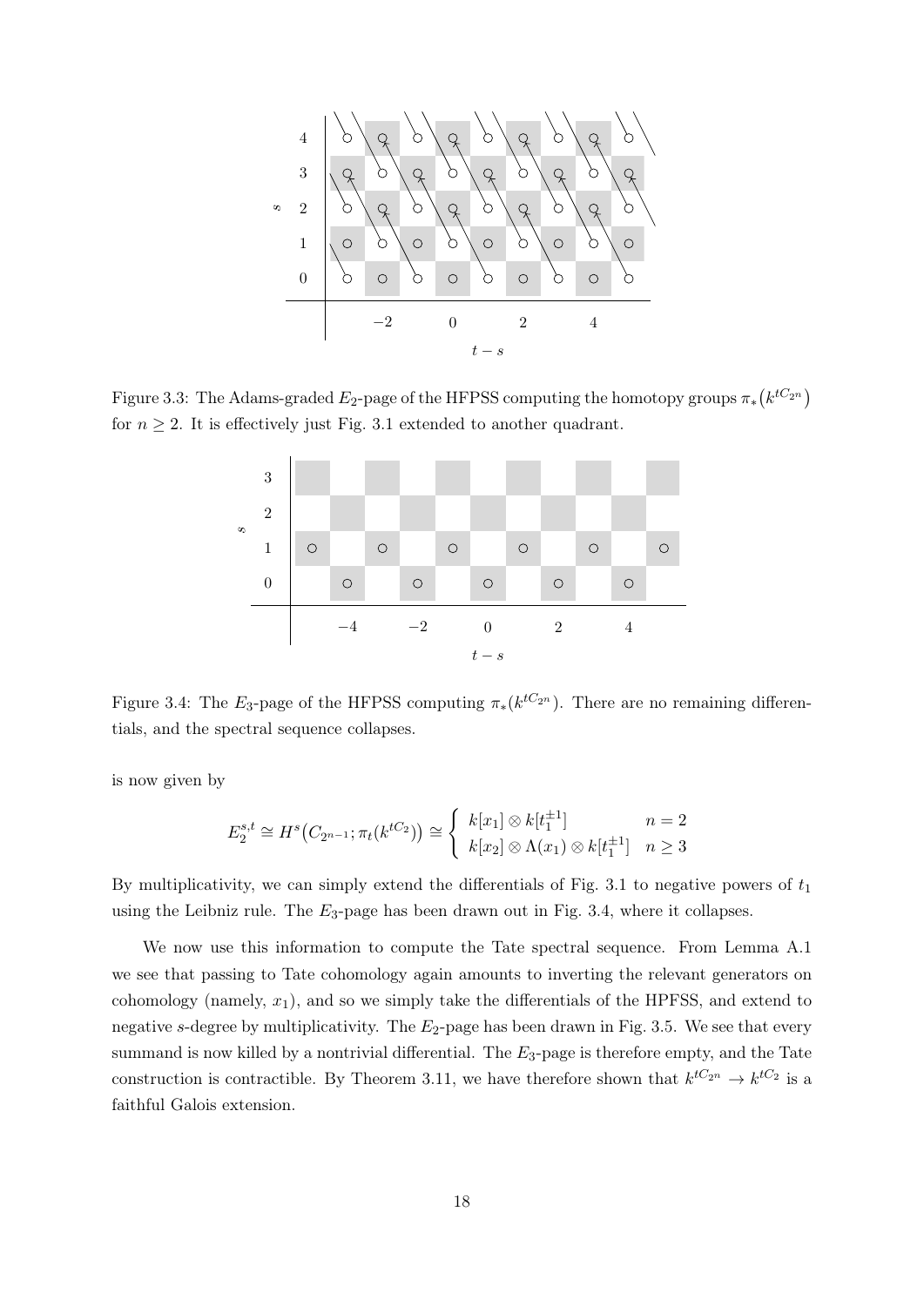Figure 3.3: The Adams-graded $E_2$-page of the HFPSS computing the homotopy groups $\pi_*\big(k^{tC_{2^n}}\big)$ for $n \geq 2$. It is effectively just Fig. 3.1 extended to another quadrant.

Figure 3.4: The $E_3$-page of the HFPSS computing $\pi_*(k^{tC_{2^n}})$. There are no remaining differentials, and the spectral sequence collapses.

is now given by

$$E_2^{s,t} \cong H^s\big(C_{2^{n-1}}; \pi_t(k^{tC_2})\big) \cong \begin{cases} k[x_1] \otimes k[t_1^{\pm 1}] & n = 2 \\ k[x_2] \otimes \Lambda(x_1) \otimes k[t_1^{\pm 1}] & n \geq 3 \end{cases}$$

By multiplicativity, we can simply extend the differentials of Fig. 3.1 to negative powers of $t_1$ using the Leibniz rule. The $E_3$-page has been drawn out in Fig. 3.4, where it collapses.

We now use this information to compute the Tate spectral sequence. From Lemma A.1 we see that passing to Tate cohomology again amounts to inverting the relevant generators on cohomology (namely, $x_1$), and so we simply take the differentials of the HPFSS, and extend to negative $s$-degree by multiplicativity. The $E_2$-page has been drawn in Fig. 3.5. We see that every summand is now killed by a nontrivial differential. The $E_3$-page is therefore empty, and the Tate construction is contractible. By Theorem 3.11, we have therefore shown that $k^{tC_{2^n}} \to k^{tC_2}$ is a faithful Galois extension.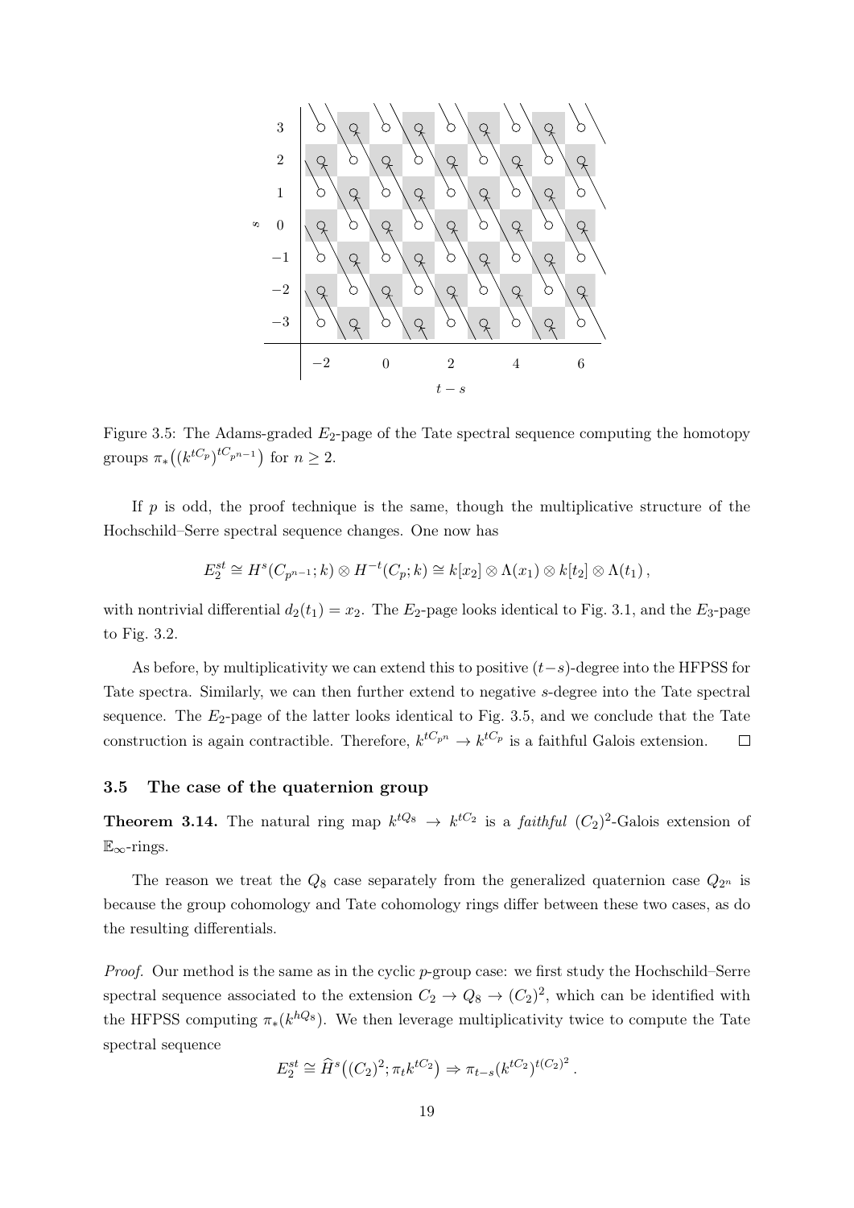Figure 3.5: The Adams-graded $E_2$-page of the Tate spectral sequence computing the homotopy groups $\pi_*\big((k^{tC_p})^{tC_{p^{n-1}}}\big)$ for $n \geq 2$.

If $p$ is odd, the proof technique is the same, though the multiplicative structure of the Hochschild–Serre spectral sequence changes. One now has

$$E_2^{st} \cong H^s(C_{p^{n-1}}; k) \otimes H^{-t}(C_p; k) \cong k[x_2] \otimes \Lambda(x_1) \otimes k[t_2] \otimes \Lambda(t_1)\,,$$

with nontrivial differential $d_2(t_1) = x_2$. The $E_2$-page looks identical to Fig. 3.1, and the $E_3$-page to Fig. 3.2.

As before, by multiplicativity we can extend this to positive $(t-s)$-degree into the HFPSS for Tate spectra. Similarly, we can then further extend to negative $s$-degree into the Tate spectral sequence. The $E_2$-page of the latter looks identical to Fig. 3.5, and we conclude that the Tate construction is again contractible. Therefore, $k^{tC_{p^n}} \to k^{tC_p}$ is a faithful Galois extension. □

### 3.5 The case of the quaternion group

**Theorem 3.14.** The natural ring map $k^{tQ_8} \to k^{tC_2}$ is a *faithful* $(C_2)^2$-Galois extension of $\mathbb{E}_\infty$-rings.

The reason we treat the $Q_8$ case separately from the generalized quaternion case $Q_{2^n}$ is because the group cohomology and Tate cohomology rings differ between these two cases, as do the resulting differentials.

*Proof.* Our method is the same as in the cyclic $p$-group case: we first study the Hochschild–Serre spectral sequence associated to the extension $C_2 \to Q_8 \to (C_2)^2$, which can be identified with the HFPSS computing $\pi_*(k^{hQ_8})$. We then leverage multiplicativity twice to compute the Tate spectral sequence

$$E_2^{st} \cong \widehat{H}^s\big((C_2)^2; \pi_t k^{tC_2}\big) \Rightarrow \pi_{t-s}(k^{tC_2})^{t(C_2)^2}\,.$$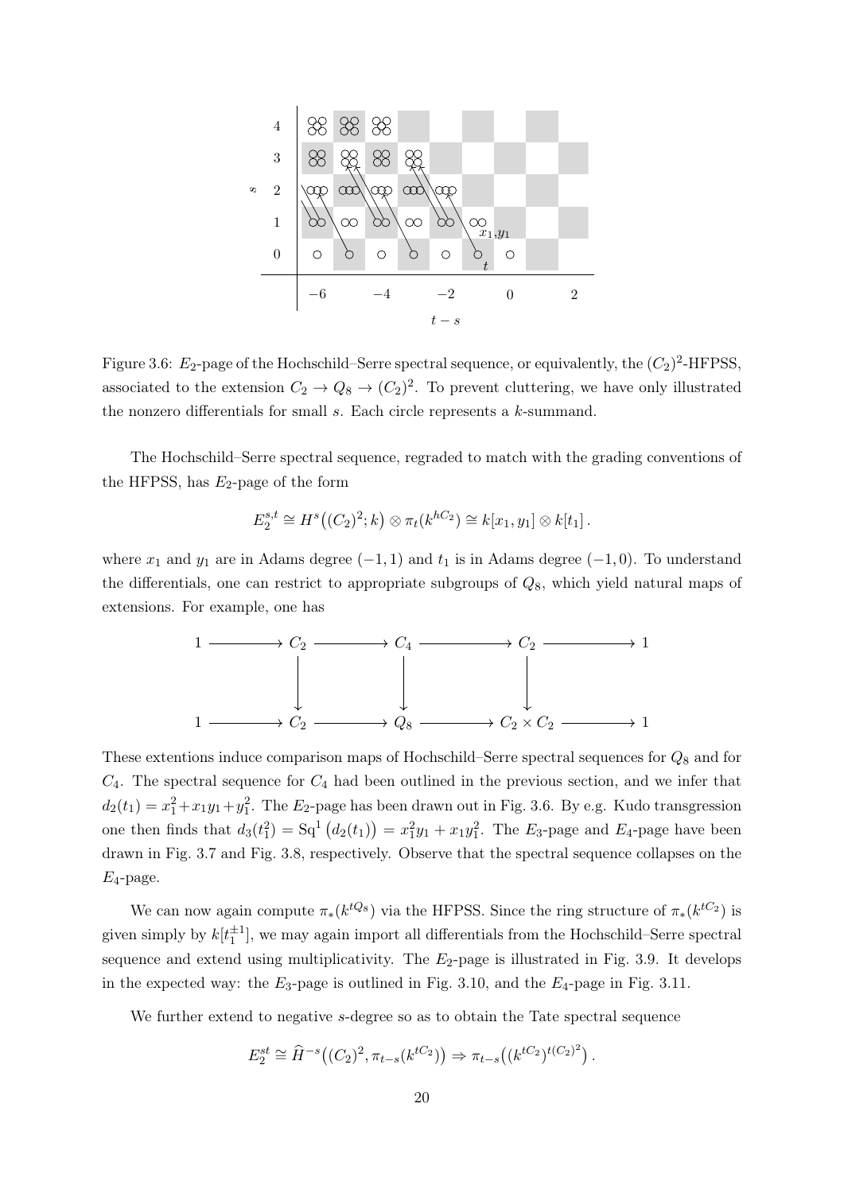Figure 3.6: $E_2$-page of the Hochschild–Serre spectral sequence, or equivalently, the $(C_2)^2$-HFPSS, associated to the extension $C_2 \to Q_8 \to (C_2)^2$. To prevent cluttering, we have only illustrated the nonzero differentials for small $s$. Each circle represents a $k$-summand.

The Hochschild–Serre spectral sequence, regraded to match with the grading conventions of the HFPSS, has $E_2$-page of the form

$$E_2^{s,t} \cong H^s\big((C_2)^2; k\big) \otimes \pi_t(k^{hC_2}) \cong k[x_1, y_1] \otimes k[t_1]\,.$$

where $x_1$ and $y_1$ are in Adams degree $(-1, 1)$ and $t_1$ is in Adams degree $(-1, 0)$. To understand the differentials, one can restrict to appropriate subgroups of $Q_8$, which yield natural maps of extensions. For example, one has

$$\begin{array}{ccccccccc} 1 & \longrightarrow & C_2 & \longrightarrow & C_4 & \longrightarrow & C_2 & \longrightarrow & 1 \\ & & \downarrow & & \downarrow & & \downarrow & & \\ 1 & \longrightarrow & C_2 & \longrightarrow & Q_8 & \longrightarrow & C_2 \times C_2 & \longrightarrow & 1 \end{array}$$

These extentions induce comparison maps of Hochschild–Serre spectral sequences for $Q_8$ and for $C_4$. The spectral sequence for $C_4$ had been outlined in the previous section, and we infer that $d_2(t_1) = x_1^2 + x_1y_1 + y_1^2$. The $E_2$-page has been drawn out in Fig. 3.6. By e.g. Kudo transgression one then finds that $d_3(t_1^2) = \mathrm{Sq}^1\big(d_2(t_1)\big) = x_1^2y_1 + x_1y_1^2$. The $E_3$-page and $E_4$-page have been drawn in Fig. 3.7 and Fig. 3.8, respectively. Observe that the spectral sequence collapses on the $E_4$-page.

We can now again compute $\pi_*(k^{tQ_8})$ via the HFPSS. Since the ring structure of $\pi_*(k^{tC_2})$ is given simply by $k[t_1^{\pm 1}]$, we may again import all differentials from the Hochschild–Serre spectral sequence and extend using multiplicativity. The $E_2$-page is illustrated in Fig. 3.9. It develops in the expected way: the $E_3$-page is outlined in Fig. 3.10, and the $E_4$-page in Fig. 3.11.

We further extend to negative $s$-degree so as to obtain the Tate spectral sequence

$$E_2^{st} \cong \widehat{H}^{-s}\big((C_2)^2, \pi_{t-s}(k^{tC_2})\big) \Rightarrow \pi_{t-s}\big((k^{tC_2})^{t(C_2)^2}\big)\,.$$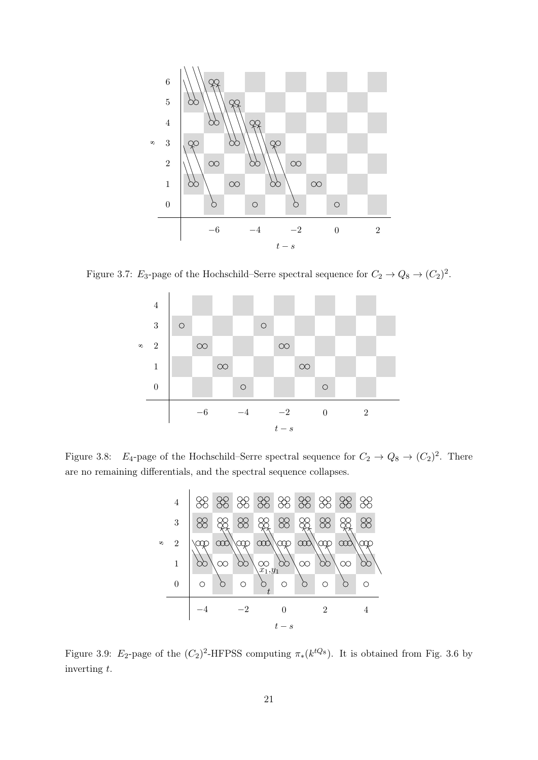Figure 3.7: $E_3$-page of the Hochschild–Serre spectral sequence for $C_2 \to Q_8 \to (C_2)^2$.

Figure 3.8: $E_4$-page of the Hochschild–Serre spectral sequence for $C_2 \to Q_8 \to (C_2)^2$. There are no remaining differentials, and the spectral sequence collapses.

Figure 3.9: $E_2$-page of the $(C_2)^2$-HFPSS computing $\pi_*(k^{tQ_8})$. It is obtained from Fig. 3.6 by inverting $t$.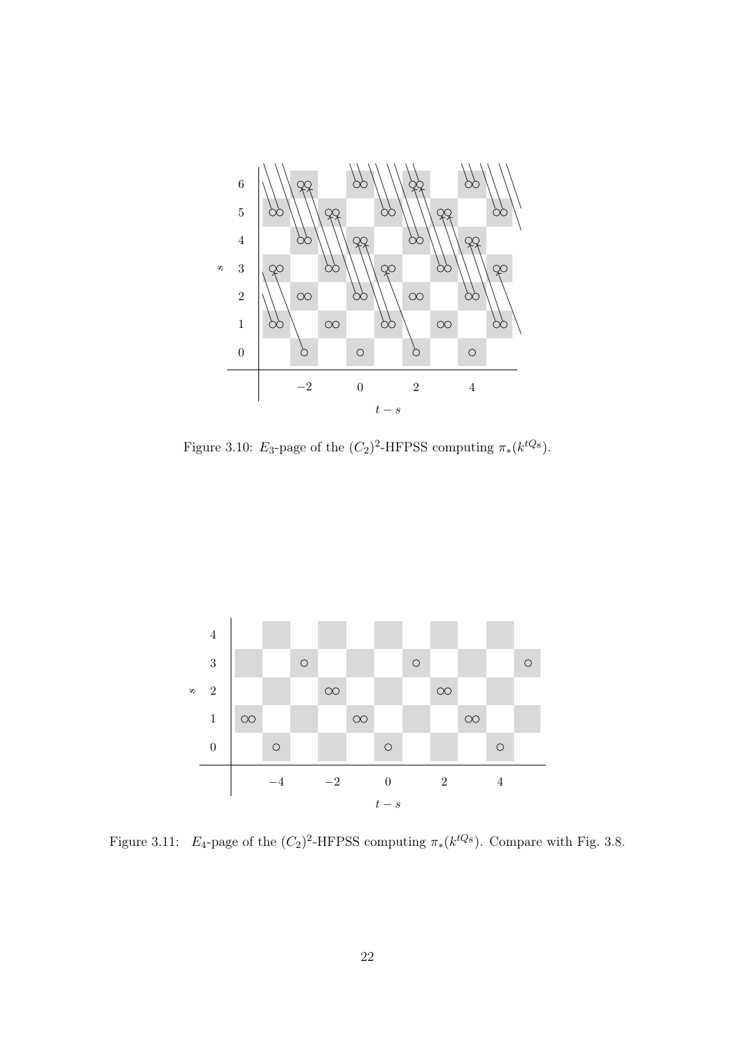Figure 3.10: $E_3$-page of the $(C_2)^2$-HFPSS computing $\pi_*(k^{tQ_8})$.

Figure 3.11: $E_4$-page of the $(C_2)^2$-HFPSS computing $\pi_*(k^{tQ_8})$. Compare with Fig. 3.8.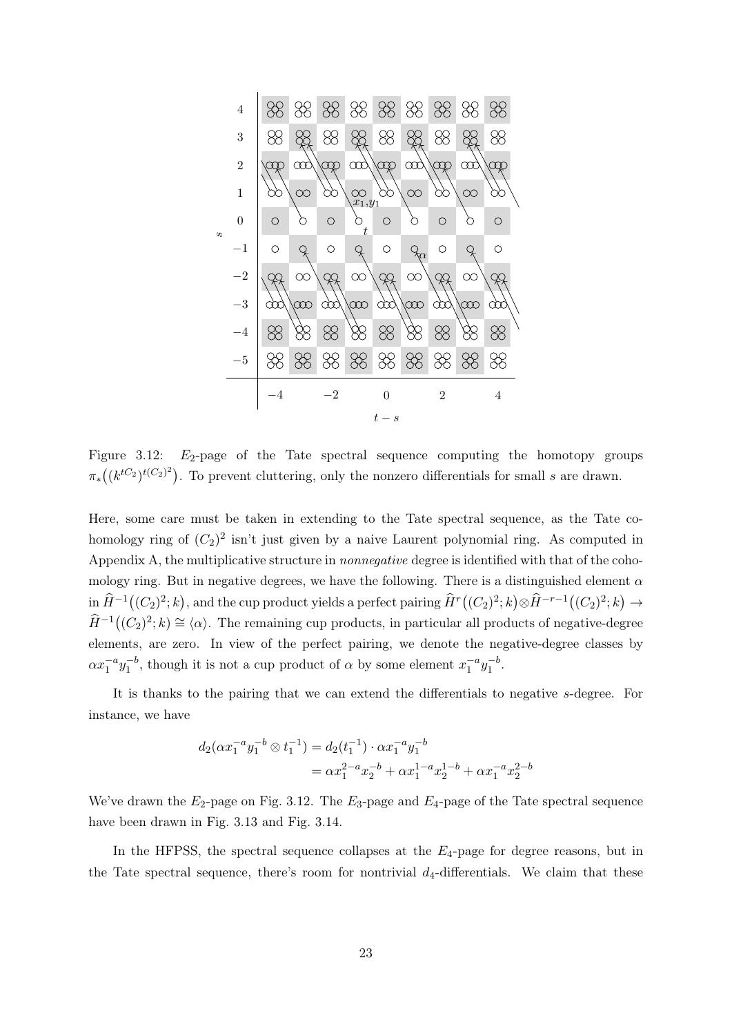Figure 3.12: $E_2$-page of the Tate spectral sequence computing the homotopy groups $\pi_*\big((k^{tC_2})^{t(C_2)^2}\big)$. To prevent cluttering, only the nonzero differentials for small $s$ are drawn.

Here, some care must be taken in extending to the Tate spectral sequence, as the Tate cohomology ring of $(C_2)^2$ isn't just given by a naive Laurent polynomial ring. As computed in Appendix A, the multiplicative structure in *nonnegative* degree is identified with that of the cohomology ring. But in negative degrees, we have the following. There is a distinguished element $\alpha$ in $\widehat{H}^{-1}\big((C_2)^2;k\big)$, and the cup product yields a perfect pairing $\widehat{H}^r\big((C_2)^2;k\big)\otimes\widehat{H}^{-r-1}\big((C_2)^2;k\big) \to \widehat{H}^{-1}\big((C_2)^2;k\big) \cong \langle\alpha\rangle$. The remaining cup products, in particular all products of negative-degree elements, are zero. In view of the perfect pairing, we denote the negative-degree classes by $\alpha x_1^{-a}y_1^{-b}$, though it is not a cup product of $\alpha$ by some element $x_1^{-a}y_1^{-b}$.

It is thanks to the pairing that we can extend the differentials to negative $s$-degree. For instance, we have

$$\begin{aligned} d_2(\alpha x_1^{-a}y_1^{-b}\otimes t_1^{-1}) &= d_2(t_1^{-1})\cdot \alpha x_1^{-a}y_1^{-b} \\ &= \alpha x_1^{2-a}x_2^{-b} + \alpha x_1^{1-a}x_2^{1-b} + \alpha x_1^{-a}x_2^{2-b} \end{aligned}$$

We've drawn the $E_2$-page on Fig. 3.12. The $E_3$-page and $E_4$-page of the Tate spectral sequence have been drawn in Fig. 3.13 and Fig. 3.14.

In the HFPSS, the spectral sequence collapses at the $E_4$-page for degree reasons, but in the Tate spectral sequence, there's room for nontrivial $d_4$-differentials. We claim that these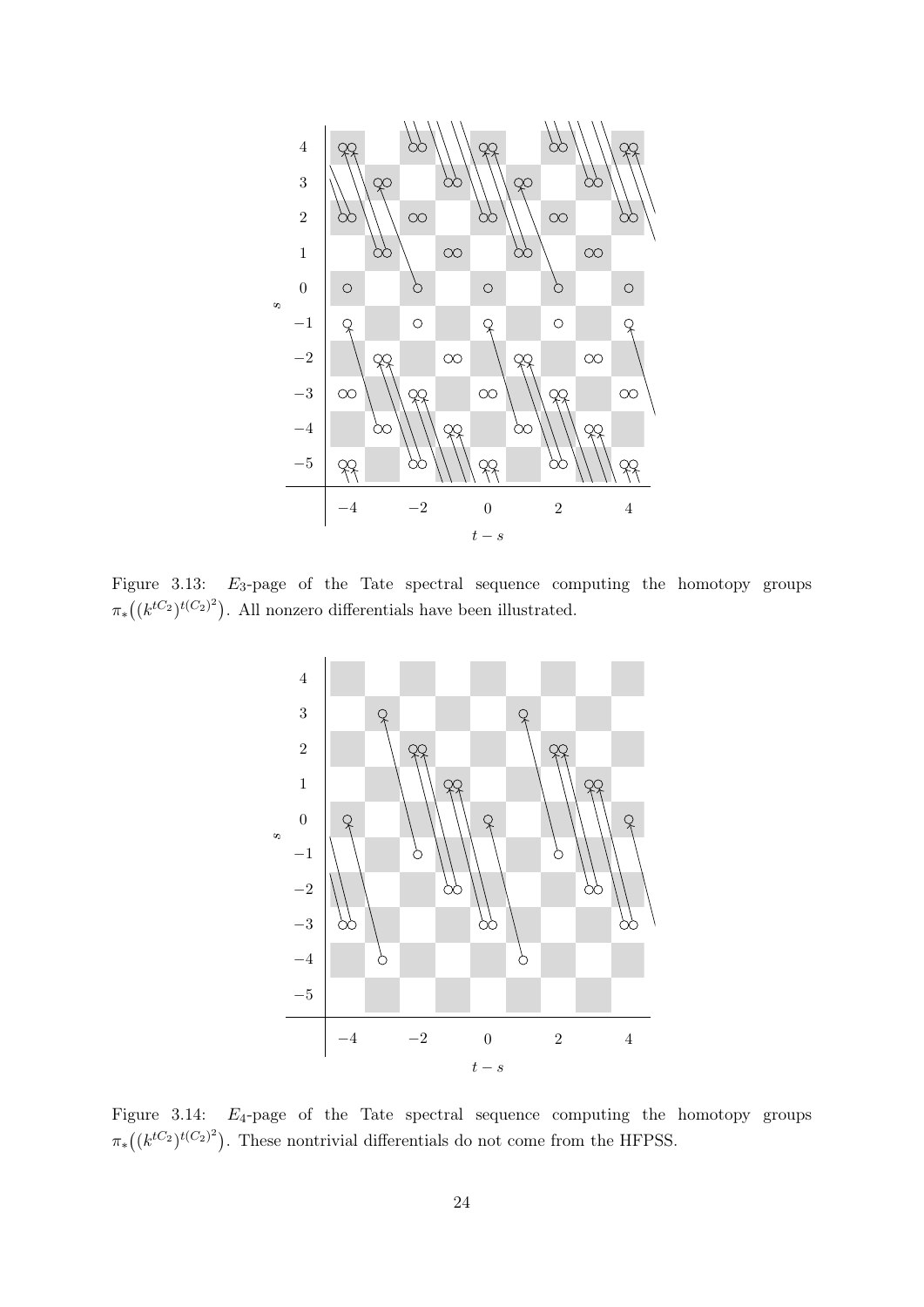Figure 3.13: $E_3$-page of the Tate spectral sequence computing the homotopy groups $\pi_*\big((k^{tC_2})^{t(C_2)^2}\big)$. All nonzero differentials have been illustrated.

Figure 3.14: $E_4$-page of the Tate spectral sequence computing the homotopy groups $\pi_*\big((k^{tC_2})^{t(C_2)^2}\big)$. These nontrivial differentials do not come from the HFPSS.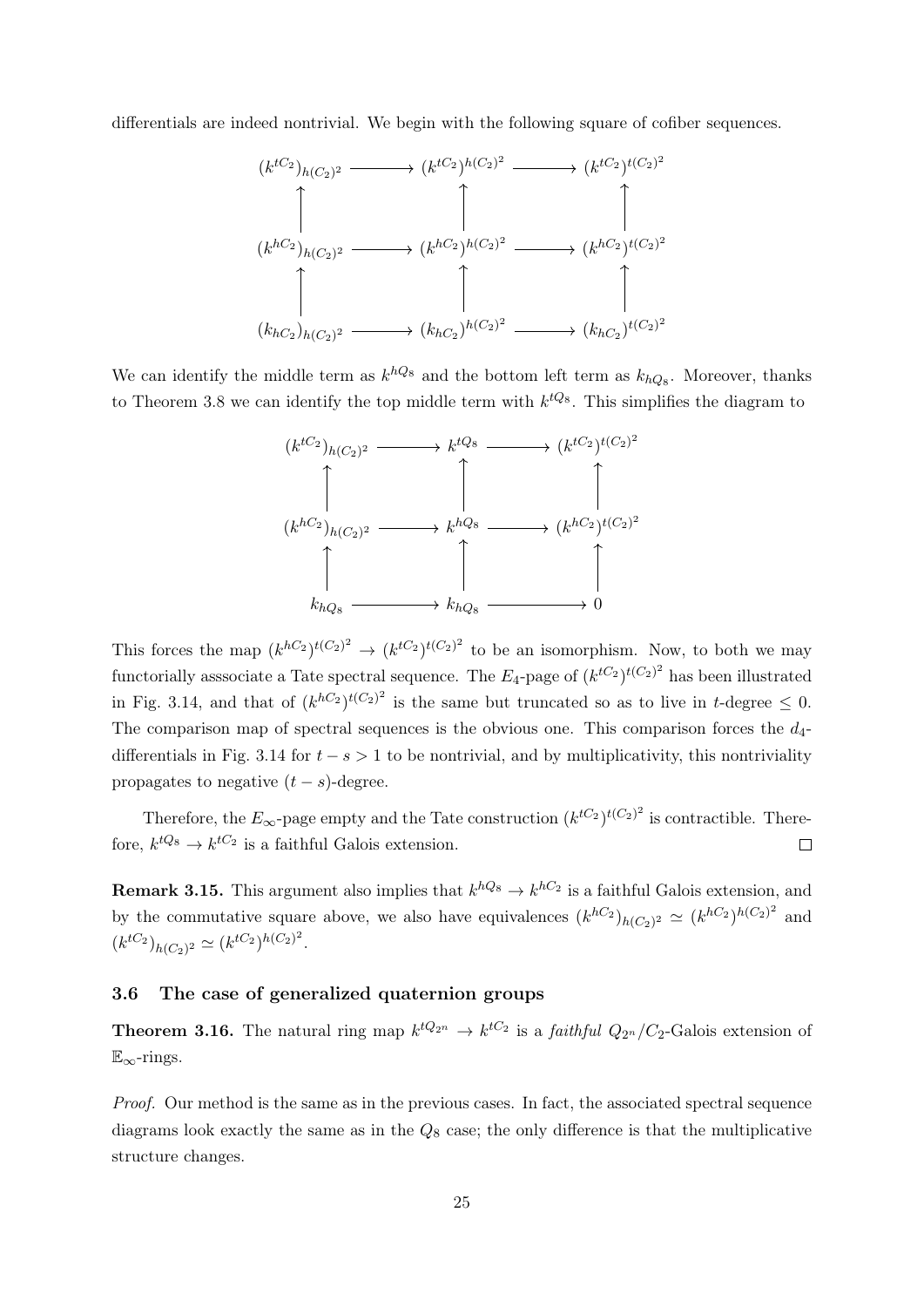differentials are indeed nontrivial. We begin with the following square of cofiber sequences.

$$
\begin{array}{ccccc}
(k^{tC_2})_{h(C_2)^2} & \longrightarrow & (k^{tC_2})^{h(C_2)^2} & \longrightarrow & (k^{tC_2})^{t(C_2)^2} \\
\uparrow & & \uparrow & & \uparrow \\
(k^{hC_2})_{h(C_2)^2} & \longrightarrow & (k^{hC_2})^{h(C_2)^2} & \longrightarrow & (k^{hC_2})^{t(C_2)^2} \\
\uparrow & & \uparrow & & \uparrow \\
(k_{hC_2})_{h(C_2)^2} & \longrightarrow & (k_{hC_2})^{h(C_2)^2} & \longrightarrow & (k_{hC_2})^{t(C_2)^2}
\end{array}
$$

We can identify the middle term as $k^{hQ_8}$ and the bottom left term as $k_{hQ_8}$. Moreover, thanks to Theorem 3.8 we can identify the top middle term with $k^{tQ_8}$. This simplifies the diagram to

$$
\begin{array}{ccccc}
(k^{tC_2})_{h(C_2)^2} & \longrightarrow & k^{tQ_8} & \longrightarrow & (k^{tC_2})^{t(C_2)^2} \\
\uparrow & & \uparrow & & \uparrow \\
(k^{hC_2})_{h(C_2)^2} & \longrightarrow & k^{hQ_8} & \longrightarrow & (k^{hC_2})^{t(C_2)^2} \\
\uparrow & & \uparrow & & \uparrow \\
k_{hQ_8} & \longrightarrow & k_{hQ_8} & \longrightarrow & 0
\end{array}
$$

This forces the map $(k^{hC_2})^{t(C_2)^2} \to (k^{tC_2})^{t(C_2)^2}$ to be an isomorphism. Now, to both we may functorially asssociate a Tate spectral sequence. The $E_4$-page of $(k^{tC_2})^{t(C_2)^2}$ has been illustrated in Fig. 3.14, and that of $(k^{hC_2})^{t(C_2)^2}$ is the same but truncated so as to live in $t$-degree $\leq 0$. The comparison map of spectral sequences is the obvious one. This comparison forces the $d_4$-differentials in Fig. 3.14 for $t - s > 1$ to be nontrivial, and by multiplicativity, this nontriviality propagates to negative $(t - s)$-degree.

Therefore, the $E_\infty$-page empty and the Tate construction $(k^{tC_2})^{t(C_2)^2}$ is contractible. Therefore, $k^{tQ_8} \to k^{tC_2}$ is a faithful Galois extension. □

**Remark 3.15.** This argument also implies that $k^{hQ_8} \to k^{hC_2}$ is a faithful Galois extension, and by the commutative square above, we also have equivalences $(k^{hC_2})_{h(C_2)^2} \simeq (k^{hC_2})^{h(C_2)^2}$ and $(k^{tC_2})_{h(C_2)^2} \simeq (k^{tC_2})^{h(C_2)^2}$.

### 3.6 The case of generalized quaternion groups

**Theorem 3.16.** The natural ring map $k^{tQ_{2^n}} \to k^{tC_2}$ is a *faithful* $Q_{2^n}/C_2$-Galois extension of $\mathbb{E}_\infty$-rings.

*Proof.* Our method is the same as in the previous cases. In fact, the associated spectral sequence diagrams look exactly the same as in the $Q_8$ case; the only difference is that the multiplicative structure changes.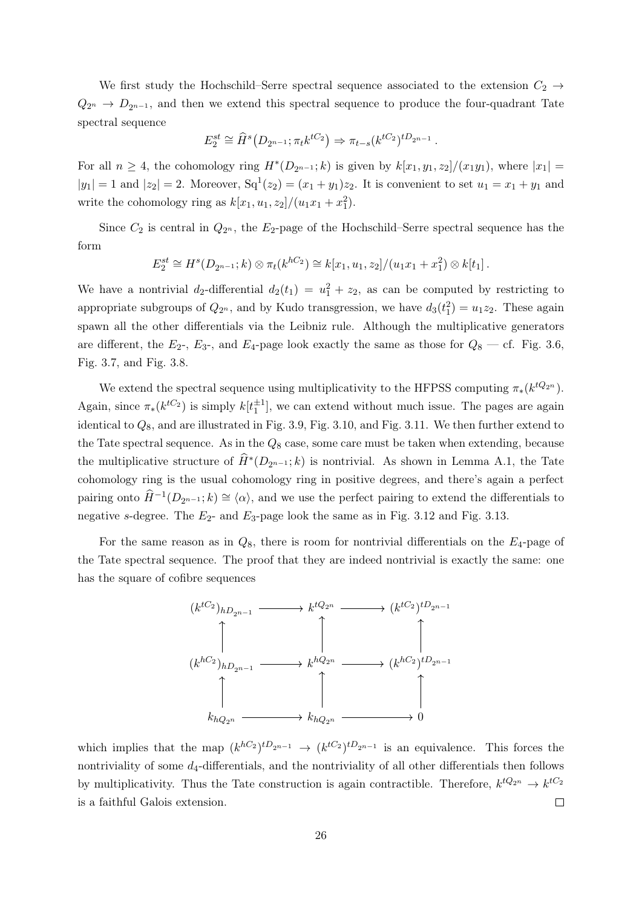We first study the Hochschild–Serre spectral sequence associated to the extension $C_2 \to Q_{2^n} \to D_{2^{n-1}}$, and then we extend this spectral sequence to produce the four-quadrant Tate spectral sequence

$$E_2^{st} \cong \widehat{H}^s\big(D_{2^{n-1}}; \pi_t k^{tC_2}\big) \Rightarrow \pi_{t-s}(k^{tC_2})^{tD_{2^{n-1}}} .$$

For all $n \geq 4$, the cohomology ring $H^*(D_{2^{n-1}}; k)$ is given by $k[x_1, y_1, z_2]/(x_1 y_1)$, where $|x_1| = |y_1| = 1$ and $|z_2| = 2$. Moreover, $\mathrm{Sq}^1(z_2) = (x_1 + y_1)z_2$. It is convenient to set $u_1 = x_1 + y_1$ and write the cohomology ring as $k[x_1, u_1, z_2]/(u_1 x_1 + x_1^2)$.

Since $C_2$ is central in $Q_{2^n}$, the $E_2$-page of the Hochschild–Serre spectral sequence has the form

$$E_2^{st} \cong H^s(D_{2^{n-1}}; k) \otimes \pi_t(k^{hC_2}) \cong k[x_1, u_1, z_2]/(u_1 x_1 + x_1^2) \otimes k[t_1] .$$

We have a nontrivial $d_2$-differential $d_2(t_1) = u_1^2 + z_2$, as can be computed by restricting to appropriate subgroups of $Q_{2^n}$, and by Kudo transgression, we have $d_3(t_1^2) = u_1 z_2$. These again spawn all the other differentials via the Leibniz rule. Although the multiplicative generators are different, the $E_2$-, $E_3$-, and $E_4$-page look exactly the same as those for $Q_8$ — cf. Fig. 3.6, Fig. 3.7, and Fig. 3.8.

We extend the spectral sequence using multiplicativity to the HFPSS computing $\pi_*(k^{tQ_{2^n}})$. Again, since $\pi_*(k^{tC_2})$ is simply $k[t_1^{\pm 1}]$, we can extend without much issue. The pages are again identical to $Q_8$, and are illustrated in Fig. 3.9, Fig. 3.10, and Fig. 3.11. We then further extend to the Tate spectral sequence. As in the $Q_8$ case, some care must be taken when extending, because the multiplicative structure of $\widehat{H}^*(D_{2^{n-1}}; k)$ is nontrivial. As shown in Lemma A.1, the Tate cohomology ring is the usual cohomology ring in positive degrees, and there's again a perfect pairing onto $\widehat{H}^{-1}(D_{2^{n-1}}; k) \cong \langle \alpha \rangle$, and we use the perfect pairing to extend the differentials to negative $s$-degree. The $E_2$- and $E_3$-page look the same as in Fig. 3.12 and Fig. 3.13.

For the same reason as in $Q_8$, there is room for nontrivial differentials on the $E_4$-page of the Tate spectral sequence. The proof that they are indeed nontrivial is exactly the same: one has the square of cofibre sequences

$$\begin{array}{ccccc}
(k^{tC_2})_{hD_{2^{n-1}}} & \longrightarrow & k^{tQ_{2^n}} & \longrightarrow & (k^{tC_2})^{tD_{2^{n-1}}} \\
\uparrow & & \uparrow & & \uparrow \\
(k^{hC_2})_{hD_{2^{n-1}}} & \longrightarrow & k^{hQ_{2^n}} & \longrightarrow & (k^{hC_2})^{tD_{2^{n-1}}} \\
\uparrow & & \uparrow & & \uparrow \\
k_{hQ_{2^n}} & \longrightarrow & k_{hQ_{2^n}} & \longrightarrow & 0
\end{array}$$

which implies that the map $(k^{hC_2})^{tD_{2^{n-1}}} \to (k^{tC_2})^{tD_{2^{n-1}}}$ is an equivalence. This forces the nontriviality of some $d_4$-differentials, and the nontriviality of all other differentials then follows by multiplicativity. Thus the Tate construction is again contractible. Therefore, $k^{tQ_{2^n}} \to k^{tC_2}$ is a faithful Galois extension. $\square$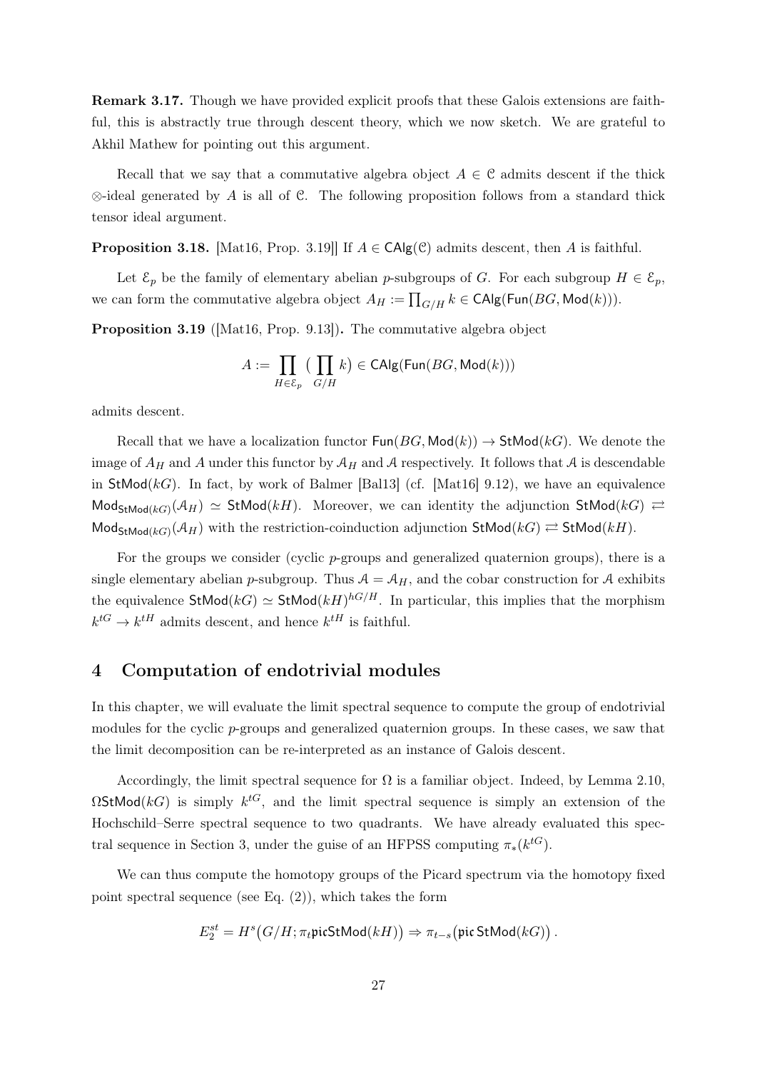**Remark 3.17.** Though we have provided explicit proofs that these Galois extensions are faithful, this is abstractly true through descent theory, which we now sketch. We are grateful to Akhil Mathew for pointing out this argument.

Recall that we say that a commutative algebra object $A \in \mathcal{C}$ admits descent if the thick $\otimes$-ideal generated by $A$ is all of $\mathcal{C}$. The following proposition follows from a standard thick tensor ideal argument.

**Proposition 3.18.** [Mat16, Prop. 3.19]] If $A \in \mathsf{CAlg}(\mathcal{C})$ admits descent, then $A$ is faithful.

Let $\mathcal{E}_p$ be the family of elementary abelian $p$-subgroups of $G$. For each subgroup $H \in \mathcal{E}_p$, we can form the commutative algebra object $A_H := \prod_{G/H} k \in \mathsf{CAlg}(\mathsf{Fun}(BG, \mathsf{Mod}(k)))$.

**Proposition 3.19** ([Mat16, Prop. 9.13])**.** The commutative algebra object

$$A := \prod_{H \in \mathcal{E}_p} \big( \prod_{G/H} k \big) \in \mathsf{CAlg}(\mathsf{Fun}(BG, \mathsf{Mod}(k)))$$

admits descent.

Recall that we have a localization functor $\mathsf{Fun}(BG, \mathsf{Mod}(k)) \to \mathsf{StMod}(kG)$. We denote the image of $A_H$ and $A$ under this functor by $\mathcal{A}_H$ and $\mathcal{A}$ respectively. It follows that $\mathcal{A}$ is descendable in $\mathsf{StMod}(kG)$. In fact, by work of Balmer [Bal13] (cf. [Mat16] 9.12), we have an equivalence $\mathsf{Mod}_{\mathsf{StMod}(kG)}(\mathcal{A}_H) \simeq \mathsf{StMod}(kH)$. Moreover, we can identity the adjunction $\mathsf{StMod}(kG) \rightleftarrows \mathsf{Mod}_{\mathsf{StMod}(kG)}(\mathcal{A}_H)$ with the restriction-coinduction adjunction $\mathsf{StMod}(kG) \rightleftarrows \mathsf{StMod}(kH)$.

For the groups we consider (cyclic $p$-groups and generalized quaternion groups), there is a single elementary abelian $p$-subgroup. Thus $\mathcal{A} = \mathcal{A}_H$, and the cobar construction for $\mathcal{A}$ exhibits the equivalence $\mathsf{StMod}(kG) \simeq \mathsf{StMod}(kH)^{hG/H}$. In particular, this implies that the morphism $k^{tG} \to k^{tH}$ admits descent, and hence $k^{tH}$ is faithful.

## 4 Computation of endotrivial modules

In this chapter, we will evaluate the limit spectral sequence to compute the group of endotrivial modules for the cyclic $p$-groups and generalized quaternion groups. In these cases, we saw that the limit decomposition can be re-interpreted as an instance of Galois descent.

Accordingly, the limit spectral sequence for $\Omega$ is a familiar object. Indeed, by Lemma 2.10, $\Omega\mathsf{StMod}(kG)$ is simply $k^{tG}$, and the limit spectral sequence is simply an extension of the Hochschild–Serre spectral sequence to two quadrants. We have already evaluated this spectral sequence in Section 3, under the guise of an HFPSS computing $\pi_*(k^{tG})$.

We can thus compute the homotopy groups of the Picard spectrum via the homotopy fixed point spectral sequence (see Eq. (2)), which takes the form

$$E_2^{st} = H^s\big(G/H; \pi_t \mathfrak{pic}\mathsf{StMod}(kH)\big) \Rightarrow \pi_{t-s}\big(\mathfrak{pic}\,\mathsf{StMod}(kG)\big)\,.$$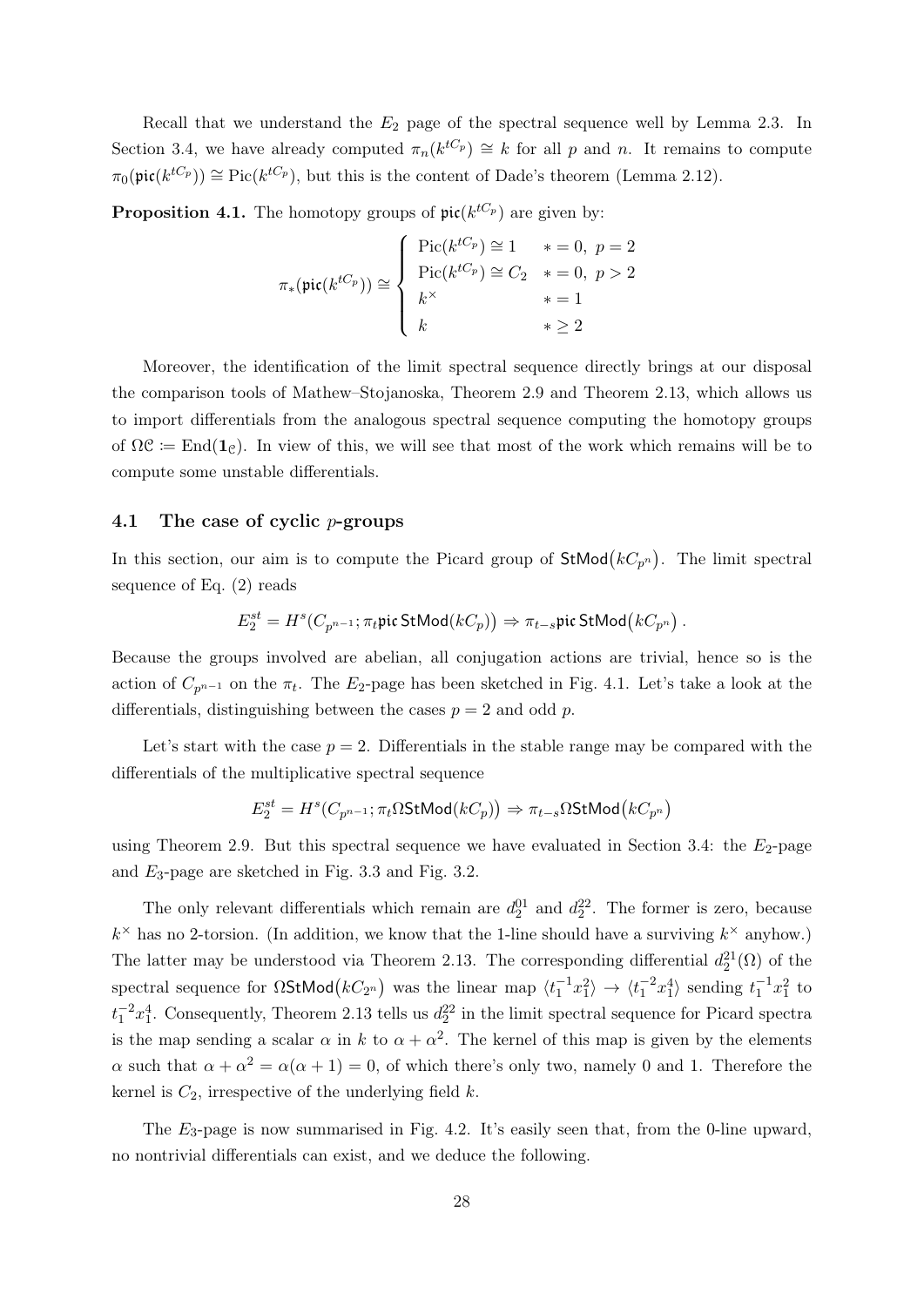Recall that we understand the $E_2$ page of the spectral sequence well by Lemma 2.3. In Section 3.4, we have already computed $\pi_n(k^{tC_p}) \cong k$ for all $p$ and $n$. It remains to compute $\pi_0(\mathfrak{pic}(k^{tC_p})) \cong \mathrm{Pic}(k^{tC_p})$, but this is the content of Dade's theorem (Lemma 2.12).

**Proposition 4.1.** The homotopy groups of $\mathfrak{pic}(k^{tC_p})$ are given by:

$$\pi_*(\mathfrak{pic}(k^{tC_p})) \cong \begin{cases} \mathrm{Pic}(k^{tC_p}) \cong 1 & * = 0,\ p = 2 \\ \mathrm{Pic}(k^{tC_p}) \cong C_2 & * = 0,\ p > 2 \\ k^\times & * = 1 \\ k & * \geq 2 \end{cases}$$

Moreover, the identification of the limit spectral sequence directly brings at our disposal the comparison tools of Mathew–Stojanoska, Theorem 2.9 and Theorem 2.13, which allows us to import differentials from the analogous spectral sequence computing the homotopy groups of $\Omega\mathcal{C} \coloneqq \mathrm{End}(\mathbf{1}_\mathcal{C})$. In view of this, we will see that most of the work which remains will be to compute some unstable differentials.

### 4.1 The case of cyclic $p$-groups

In this section, our aim is to compute the Picard group of $\mathsf{StMod}(kC_{p^n})$. The limit spectral sequence of Eq. (2) reads

$$E_2^{st} = H^s(C_{p^{n-1}}; \pi_t \mathfrak{pic}\,\mathsf{StMod}(kC_p)) \Rightarrow \pi_{t-s}\mathfrak{pic}\,\mathsf{StMod}(kC_{p^n}) \,.$$

Because the groups involved are abelian, all conjugation actions are trivial, hence so is the action of $C_{p^{n-1}}$ on the $\pi_t$. The $E_2$-page has been sketched in Fig. 4.1. Let's take a look at the differentials, distinguishing between the cases $p = 2$ and odd $p$.

Let's start with the case $p = 2$. Differentials in the stable range may be compared with the differentials of the multiplicative spectral sequence

$$E_2^{st} = H^s(C_{p^{n-1}}; \pi_t \Omega\mathsf{StMod}(kC_p)) \Rightarrow \pi_{t-s}\Omega\mathsf{StMod}(kC_{p^n})$$

using Theorem 2.9. But this spectral sequence we have evaluated in Section 3.4: the $E_2$-page and $E_3$-page are sketched in Fig. 3.3 and Fig. 3.2.

The only relevant differentials which remain are $d_2^{01}$ and $d_2^{22}$. The former is zero, because $k^\times$ has no 2-torsion. (In addition, we know that the 1-line should have a surviving $k^\times$ anyhow.) The latter may be understood via Theorem 2.13. The corresponding differential $d_2^{21}(\Omega)$ of the spectral sequence for $\Omega\mathsf{StMod}(kC_{2^n})$ was the linear map $\langle t_1^{-1}x_1^2\rangle \to \langle t_1^{-2}x_1^4\rangle$ sending $t_1^{-1}x_1^2$ to $t_1^{-2}x_1^4$. Consequently, Theorem 2.13 tells us $d_2^{22}$ in the limit spectral sequence for Picard spectra is the map sending a scalar $\alpha$ in $k$ to $\alpha + \alpha^2$. The kernel of this map is given by the elements $\alpha$ such that $\alpha + \alpha^2 = \alpha(\alpha + 1) = 0$, of which there's only two, namely 0 and 1. Therefore the kernel is $C_2$, irrespective of the underlying field $k$.

The $E_3$-page is now summarised in Fig. 4.2. It's easily seen that, from the 0-line upward, no nontrivial differentials can exist, and we deduce the following.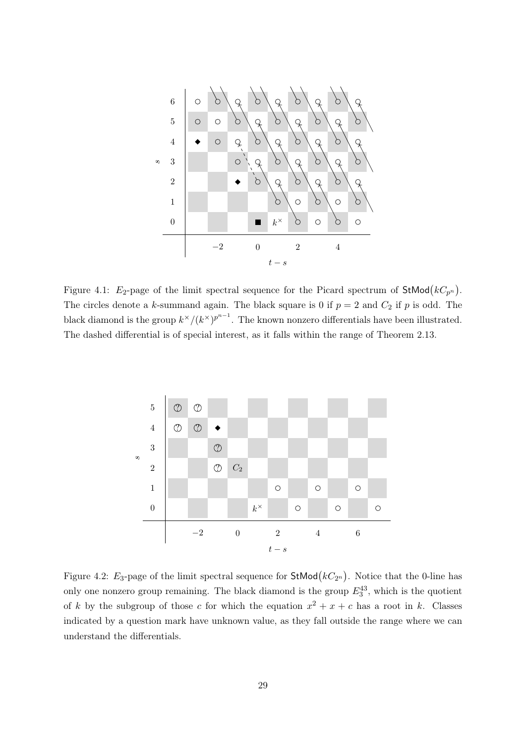Figure 4.1: $E_2$-page of the limit spectral sequence for the Picard spectrum of $\mathsf{StMod}(kC_{p^n})$. The circles denote a $k$-summand again. The black square is 0 if $p = 2$ and $C_2$ if $p$ is odd. The black diamond is the group $k^\times/(k^\times)^{p^{n-1}}$. The known nonzero differentials have been illustrated. The dashed differential is of special interest, as it falls within the range of Theorem 2.13.

Figure 4.2: $E_3$-page of the limit spectral sequence for $\mathsf{StMod}(kC_{2^n})$. Notice that the 0-line has only one nonzero group remaining. The black diamond is the group $E_3^{43}$, which is the quotient of $k$ by the subgroup of those $c$ for which the equation $x^2 + x + c$ has a root in $k$. Classes indicated by a question mark have unknown value, as they fall outside the range where we can understand the differentials.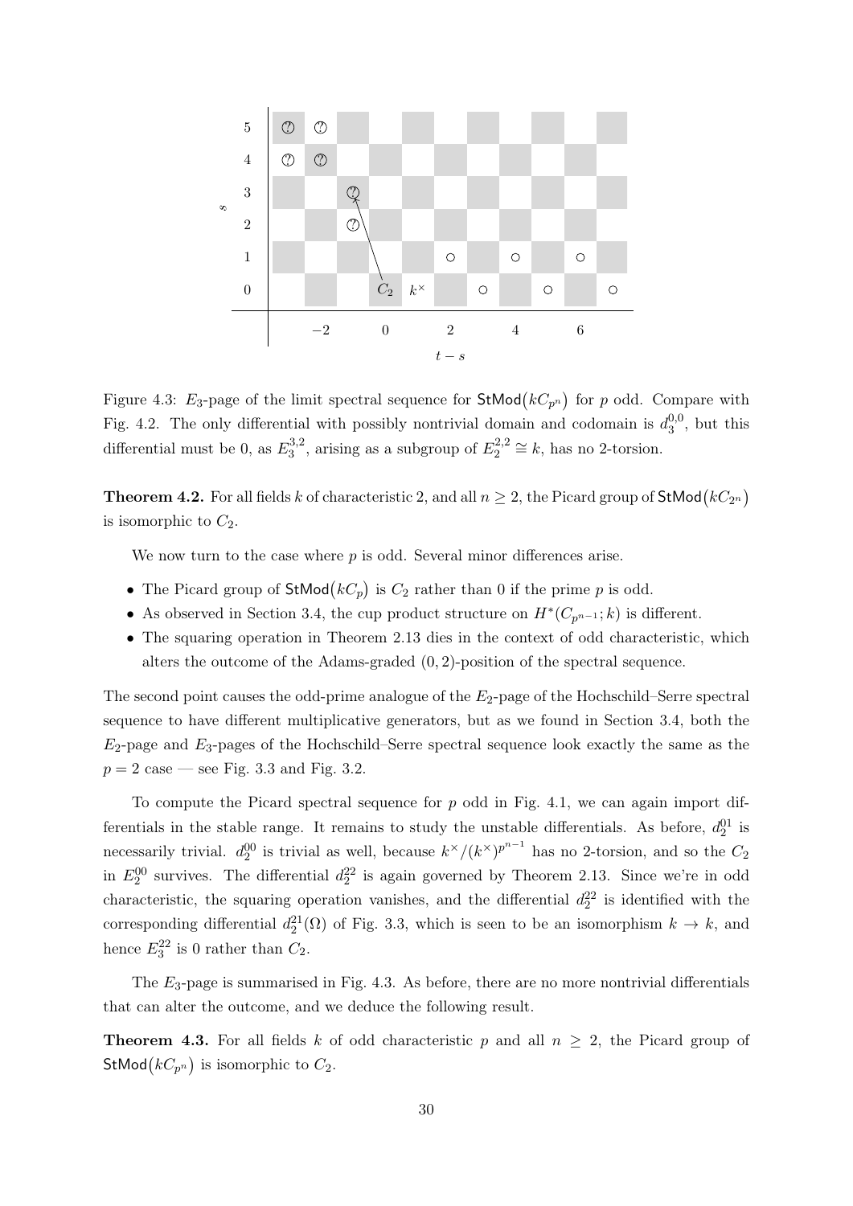Figure 4.3: $E_3$-page of the limit spectral sequence for $\mathsf{StMod}(kC_{p^n})$ for $p$ odd. Compare with Fig. 4.2. The only differential with possibly nontrivial domain and codomain is $d_3^{0,0}$, but this differential must be 0, as $E_3^{3,2}$, arising as a subgroup of $E_2^{2,2} \cong k$, has no 2-torsion.

**Theorem 4.2.** For all fields $k$ of characteristic 2, and all $n \geq 2$, the Picard group of $\mathsf{StMod}(kC_{2^n})$ is isomorphic to $C_2$.

We now turn to the case where $p$ is odd. Several minor differences arise.

- The Picard group of $\mathsf{StMod}(kC_p)$ is $C_2$ rather than 0 if the prime $p$ is odd.
- As observed in Section 3.4, the cup product structure on $H^*(C_{p^{n-1}}; k)$ is different.
- The squaring operation in Theorem 2.13 dies in the context of odd characteristic, which alters the outcome of the Adams-graded $(0, 2)$-position of the spectral sequence.

The second point causes the odd-prime analogue of the $E_2$-page of the Hochschild–Serre spectral sequence to have different multiplicative generators, but as we found in Section 3.4, both the $E_2$-page and $E_3$-pages of the Hochschild–Serre spectral sequence look exactly the same as the $p = 2$ case — see Fig. 3.3 and Fig. 3.2.

To compute the Picard spectral sequence for $p$ odd in Fig. 4.1, we can again import differentials in the stable range. It remains to study the unstable differentials. As before, $d_2^{01}$ is necessarily trivial. $d_2^{00}$ is trivial as well, because $k^\times/(k^\times)^{p^{n-1}}$ has no 2-torsion, and so the $C_2$ in $E_2^{00}$ survives. The differential $d_2^{22}$ is again governed by Theorem 2.13. Since we're in odd characteristic, the squaring operation vanishes, and the differential $d_2^{22}$ is identified with the corresponding differential $d_2^{21}(\Omega)$ of Fig. 3.3, which is seen to be an isomorphism $k \to k$, and hence $E_3^{22}$ is 0 rather than $C_2$.

The $E_3$-page is summarised in Fig. 4.3. As before, there are no more nontrivial differentials that can alter the outcome, and we deduce the following result.

**Theorem 4.3.** For all fields $k$ of odd characteristic $p$ and all $n \geq 2$, the Picard group of $\mathsf{StMod}(kC_{p^n})$ is isomorphic to $C_2$.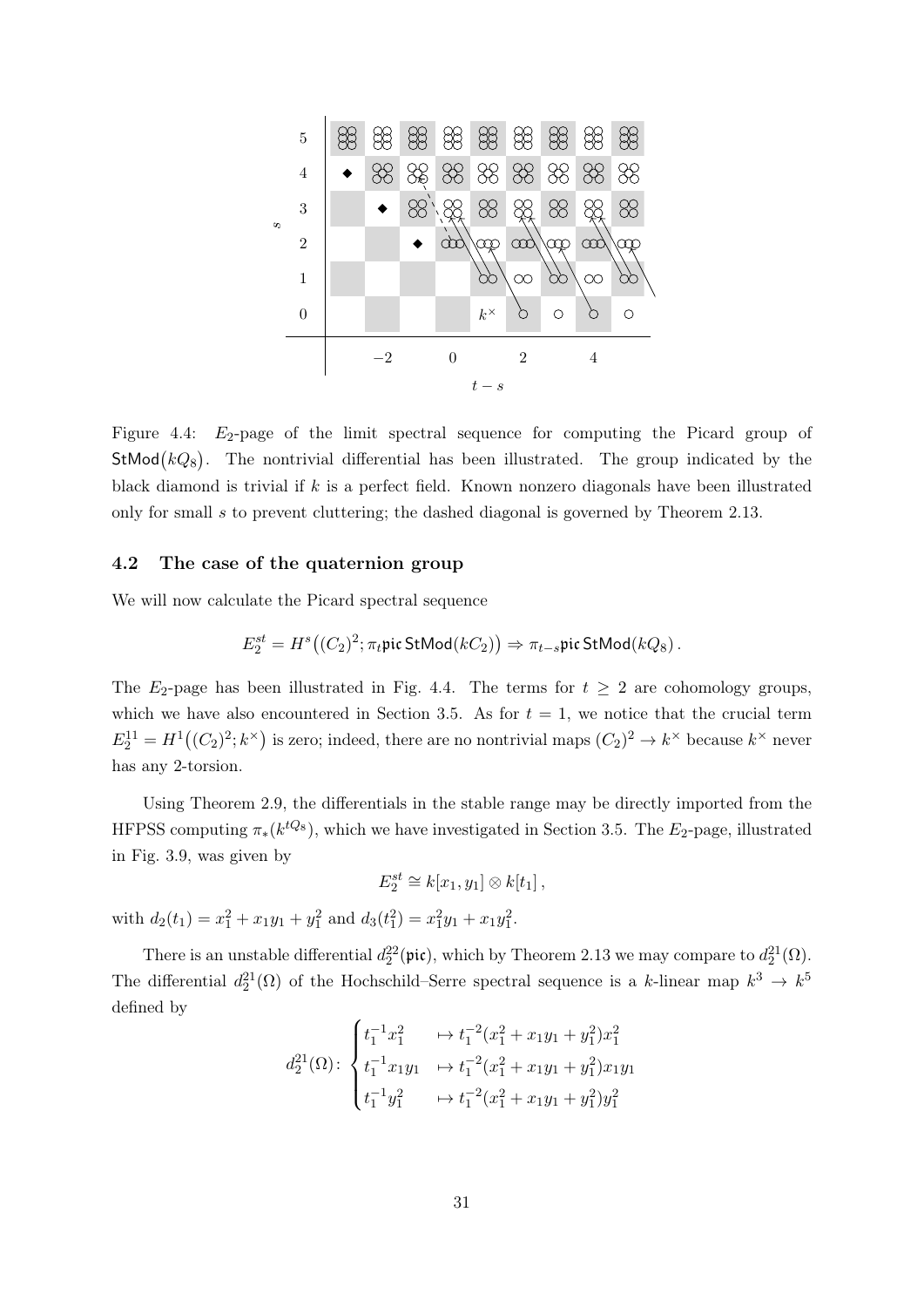Figure 4.4: $E_2$-page of the limit spectral sequence for computing the Picard group of $\mathsf{StMod}(kQ_8)$. The nontrivial differential has been illustrated. The group indicated by the black diamond is trivial if $k$ is a perfect field. Known nonzero diagonals have been illustrated only for small $s$ to prevent cluttering; the dashed diagonal is governed by Theorem 2.13.

## 4.2 The case of the quaternion group

We will now calculate the Picard spectral sequence

$$E_2^{st} = H^s\big((C_2)^2; \pi_t \mathfrak{pic}\, \mathsf{StMod}(kC_2)\big) \Rightarrow \pi_{t-s}\mathfrak{pic}\, \mathsf{StMod}(kQ_8)\,.$$

The $E_2$-page has been illustrated in Fig. 4.4. The terms for $t \geq 2$ are cohomology groups, which we have also encountered in Section 3.5. As for $t = 1$, we notice that the crucial term $E_2^{11} = H^1\big((C_2)^2; k^\times\big)$ is zero; indeed, there are no nontrivial maps $(C_2)^2 \to k^\times$ because $k^\times$ never has any 2-torsion.

Using Theorem 2.9, the differentials in the stable range may be directly imported from the HFPSS computing $\pi_*(k^{tQ_8})$, which we have investigated in Section 3.5. The $E_2$-page, illustrated in Fig. 3.9, was given by

$$E_2^{st} \cong k[x_1, y_1] \otimes k[t_1]\,,$$

with $d_2(t_1) = x_1^2 + x_1y_1 + y_1^2$ and $d_3(t_1^2) = x_1^2y_1 + x_1y_1^2$.

There is an unstable differential $d_2^{22}(\mathfrak{pic})$, which by Theorem 2.13 we may compare to $d_2^{21}(\Omega)$. The differential $d_2^{21}(\Omega)$ of the Hochschild–Serre spectral sequence is a $k$-linear map $k^3 \to k^5$ defined by

$$d_2^{21}(\Omega)\colon \begin{cases} t_1^{-1}x_1^2 & \mapsto t_1^{-2}(x_1^2 + x_1y_1 + y_1^2)x_1^2 \\ t_1^{-1}x_1y_1 & \mapsto t_1^{-2}(x_1^2 + x_1y_1 + y_1^2)x_1y_1 \\ t_1^{-1}y_1^2 & \mapsto t_1^{-2}(x_1^2 + x_1y_1 + y_1^2)y_1^2 \end{cases}$$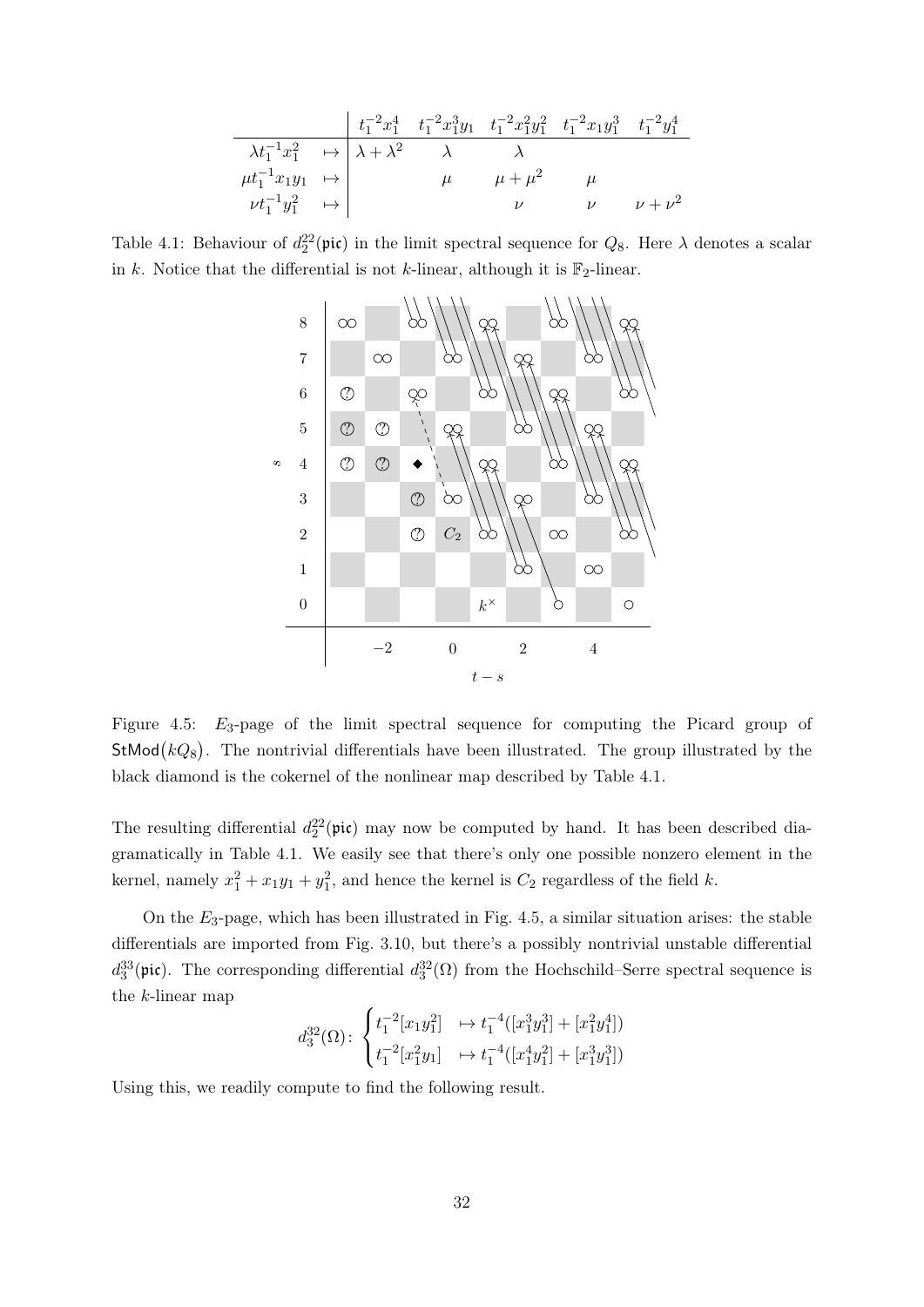| | | $t_1^{-2}x_1^4$ | $t_1^{-2}x_1^3y_1$ | $t_1^{-2}x_1^2y_1^2$ | $t_1^{-2}x_1y_1^3$ | $t_1^{-2}y_1^4$ |
|---|---|---|---|---|---|---|
| $\lambda t_1^{-1}x_1^2$ | $\mapsto$ | $\lambda+\lambda^2$ | $\lambda$ | $\lambda$ | | |
| $\mu t_1^{-1}x_1y_1$ | $\mapsto$ | | $\mu$ | $\mu+\mu^2$ | $\mu$ | |
| $\nu t_1^{-1}y_1^2$ | $\mapsto$ | | | $\nu$ | $\nu$ | $\nu+\nu^2$ |

Table 4.1: Behaviour of $d_2^{22}(\mathfrak{pic})$ in the limit spectral sequence for $Q_8$. Here $\lambda$ denotes a scalar in $k$. Notice that the differential is not $k$-linear, although it is $\mathbb{F}_2$-linear.

Figure 4.5: $E_3$-page of the limit spectral sequence for computing the Picard group of $\mathsf{StMod}(kQ_8)$. The nontrivial differentials have been illustrated. The group illustrated by the black diamond is the cokernel of the nonlinear map described by Table 4.1.

The resulting differential $d_2^{22}(\mathfrak{pic})$ may now be computed by hand. It has been described diagramatically in Table 4.1. We easily see that there's only one possible nonzero element in the kernel, namely $x_1^2 + x_1y_1 + y_1^2$, and hence the kernel is $C_2$ regardless of the field $k$.

On the $E_3$-page, which has been illustrated in Fig. 4.5, a similar situation arises: the stable differentials are imported from Fig. 3.10, but there's a possibly nontrivial unstable differential $d_3^{33}(\mathfrak{pic})$. The corresponding differential $d_3^{32}(\Omega)$ from the Hochschild–Serre spectral sequence is the $k$-linear map

$$d_3^{32}(\Omega)\colon \begin{cases} t_1^{-2}[x_1y_1^2] & \mapsto t_1^{-4}([x_1^3y_1^3] + [x_1^2y_1^4]) \\ t_1^{-2}[x_1^2y_1] & \mapsto t_1^{-4}([x_1^4y_1^2] + [x_1^3y_1^3]) \end{cases}$$

Using this, we readily compute to find the following result.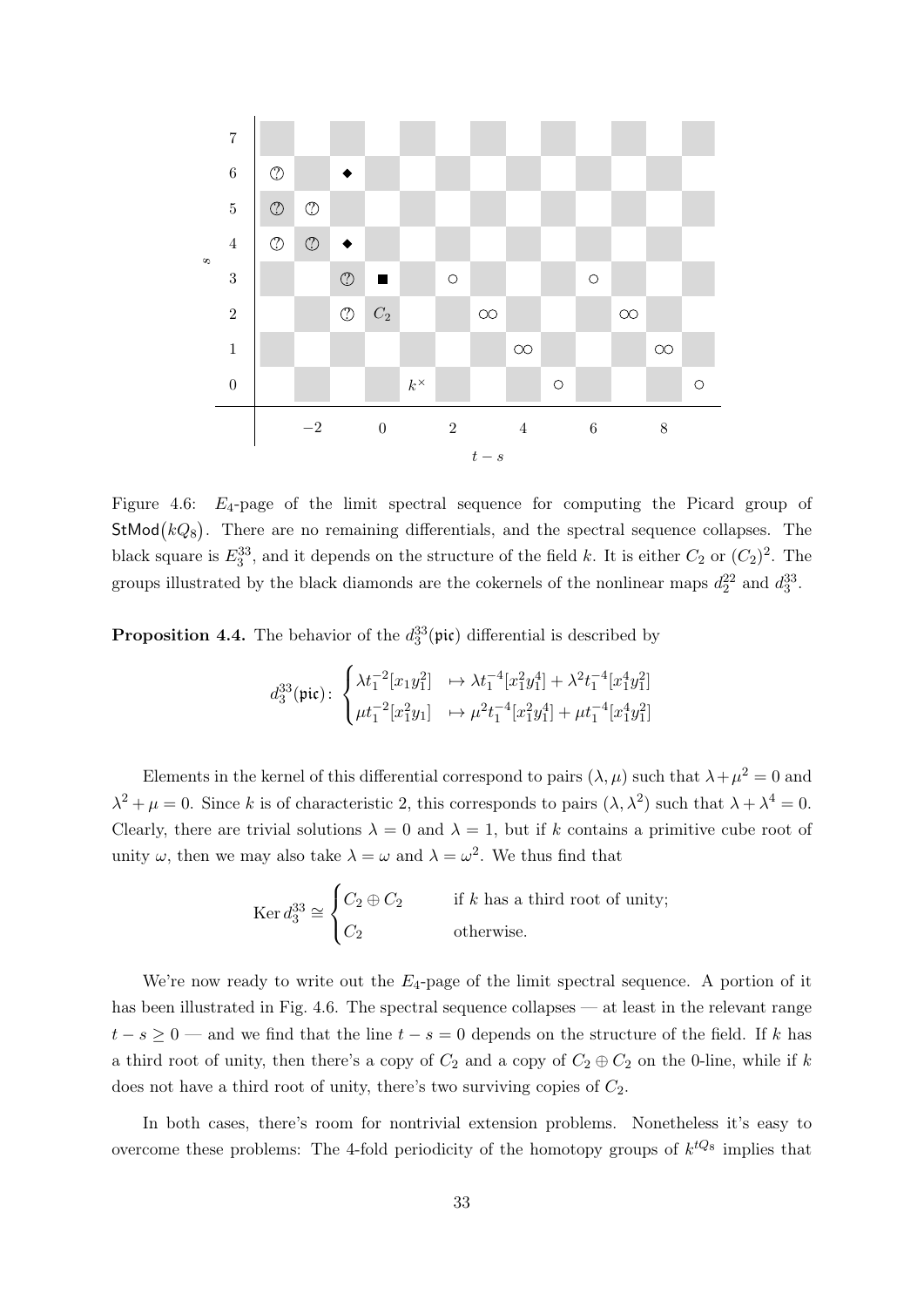Figure 4.6: $E_4$-page of the limit spectral sequence for computing the Picard group of $\mathsf{StMod}(kQ_8)$. There are no remaining differentials, and the spectral sequence collapses. The black square is $E_3^{33}$, and it depends on the structure of the field $k$. It is either $C_2$ or $(C_2)^2$. The groups illustrated by the black diamonds are the cokernels of the nonlinear maps $d_2^{22}$ and $d_3^{33}$.

**Proposition 4.4.** The behavior of the $d_3^{33}(\mathfrak{pic})$ differential is described by

$$d_3^{33}(\mathfrak{pic})\colon \begin{cases} \lambda t_1^{-2}[x_1 y_1^2] & \mapsto \lambda t_1^{-4}[x_1^2 y_1^4] + \lambda^2 t_1^{-4}[x_1^4 y_1^2] \\ \mu t_1^{-2}[x_1^2 y_1] & \mapsto \mu^2 t_1^{-4}[x_1^2 y_1^4] + \mu t_1^{-4}[x_1^4 y_1^2] \end{cases}$$

Elements in the kernel of this differential correspond to pairs $(\lambda, \mu)$ such that $\lambda + \mu^2 = 0$ and $\lambda^2 + \mu = 0$. Since $k$ is of characteristic 2, this corresponds to pairs $(\lambda, \lambda^2)$ such that $\lambda + \lambda^4 = 0$. Clearly, there are trivial solutions $\lambda = 0$ and $\lambda = 1$, but if $k$ contains a primitive cube root of unity $\omega$, then we may also take $\lambda = \omega$ and $\lambda = \omega^2$. We thus find that

$$\operatorname{Ker} d_3^{33} \cong \begin{cases} C_2 \oplus C_2 & \text{if } k \text{ has a third root of unity;} \\ C_2 & \text{otherwise.} \end{cases}$$

We're now ready to write out the $E_4$-page of the limit spectral sequence. A portion of it has been illustrated in Fig. 4.6. The spectral sequence collapses — at least in the relevant range $t - s \geq 0$ — and we find that the line $t - s = 0$ depends on the structure of the field. If $k$ has a third root of unity, then there's a copy of $C_2$ and a copy of $C_2 \oplus C_2$ on the 0-line, while if $k$ does not have a third root of unity, there's two surviving copies of $C_2$.

In both cases, there's room for nontrivial extension problems. Nonetheless it's easy to overcome these problems: The 4-fold periodicity of the homotopy groups of $k^{tQ_8}$ implies that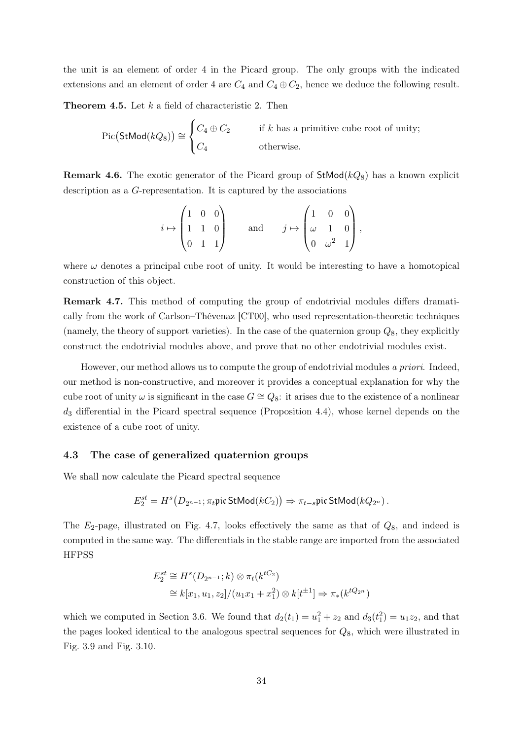the unit is an element of order 4 in the Picard group. The only groups with the indicated extensions and an element of order 4 are $C_4$ and $C_4 \oplus C_2$, hence we deduce the following result.

**Theorem 4.5.** Let $k$ a field of characteristic 2. Then

$$\mathrm{Pic}\big(\mathsf{StMod}(kQ_8)\big) \cong \begin{cases} C_4 \oplus C_2 & \text{if } k \text{ has a primitive cube root of unity;} \\ C_4 & \text{otherwise.} \end{cases}$$

**Remark 4.6.** The exotic generator of the Picard group of $\mathsf{StMod}(kQ_8)$ has a known explicit description as a $G$-representation. It is captured by the associations

$$i \mapsto \begin{pmatrix} 1 & 0 & 0 \\ 1 & 1 & 0 \\ 0 & 1 & 1 \end{pmatrix} \qquad \text{and} \qquad j \mapsto \begin{pmatrix} 1 & 0 & 0 \\ \omega & 1 & 0 \\ 0 & \omega^2 & 1 \end{pmatrix},$$

where $\omega$ denotes a principal cube root of unity. It would be interesting to have a homotopical construction of this object.

**Remark 4.7.** This method of computing the group of endotrivial modules differs dramatically from the work of Carlson–Thévenaz [CT00], who used representation-theoretic techniques (namely, the theory of support varieties). In the case of the quaternion group $Q_8$, they explicitly construct the endotrivial modules above, and prove that no other endotrivial modules exist.

However, our method allows us to compute the group of endotrivial modules *a priori*. Indeed, our method is non-constructive, and moreover it provides a conceptual explanation for why the cube root of unity $\omega$ is significant in the case $G \cong Q_8$: it arises due to the existence of a nonlinear $d_3$ differential in the Picard spectral sequence (Proposition 4.4), whose kernel depends on the existence of a cube root of unity.

### 4.3 The case of generalized quaternion groups

We shall now calculate the Picard spectral sequence

$$E_2^{st} = H^s\big(D_{2^{n-1}}; \pi_t \mathfrak{pic}\, \mathsf{StMod}(kC_2)\big) \Rightarrow \pi_{t-s} \mathfrak{pic}\, \mathsf{StMod}(kQ_{2^n}).$$

The $E_2$-page, illustrated on Fig. 4.7, looks effectively the same as that of $Q_8$, and indeed is computed in the same way. The differentials in the stable range are imported from the associated HFPSS

$$\begin{aligned} E_2^{st} &\cong H^s(D_{2^{n-1}}; k) \otimes \pi_t(k^{tC_2}) \\ &\cong k[x_1, u_1, z_2]/(u_1 x_1 + x_1^2) \otimes k[t^{\pm 1}] \Rightarrow \pi_*(k^{tQ_{2^n}}) \end{aligned}$$

which we computed in Section 3.6. We found that $d_2(t_1) = u_1^2 + z_2$ and $d_3(t_1^2) = u_1 z_2$, and that the pages looked identical to the analogous spectral sequences for $Q_8$, which were illustrated in Fig. 3.9 and Fig. 3.10.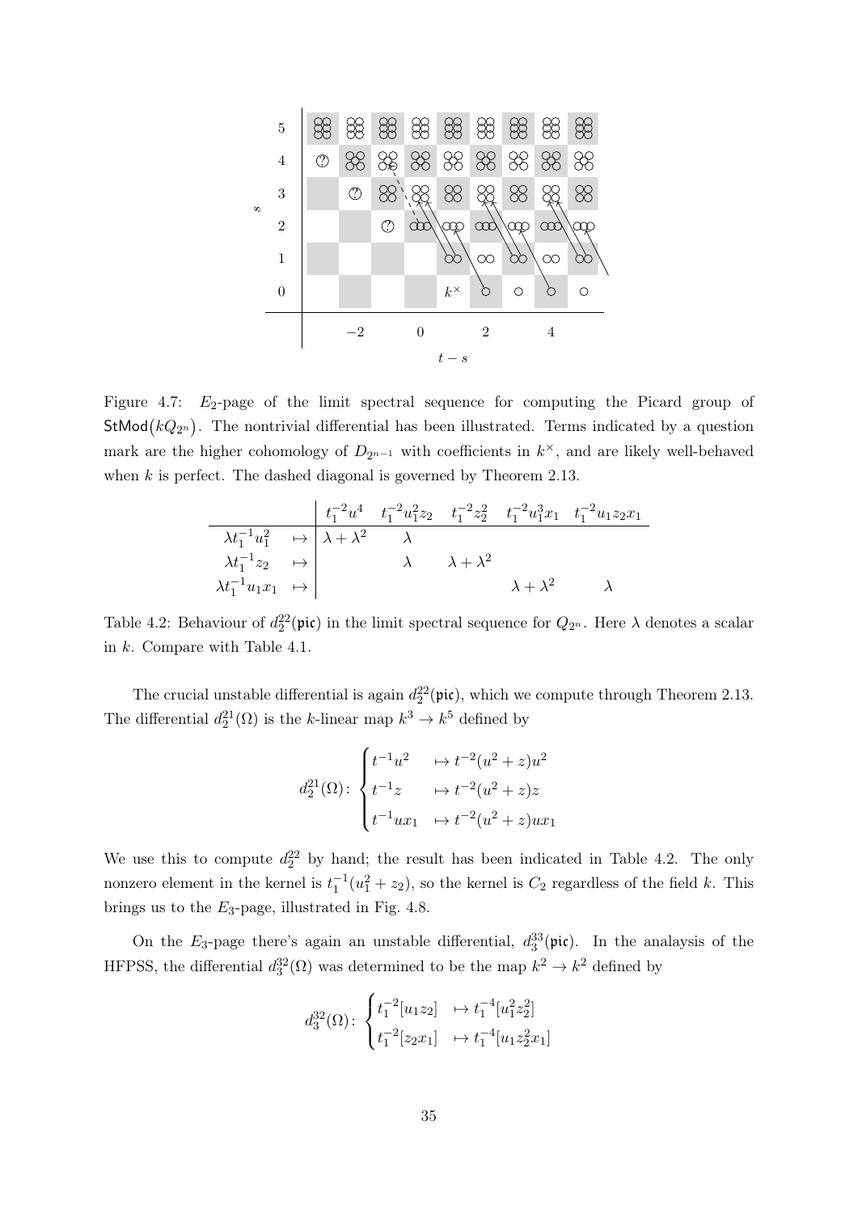Figure 4.7: $E_2$-page of the limit spectral sequence for computing the Picard group of $\mathsf{StMod}(kQ_{2^n})$. The nontrivial differential has been illustrated. Terms indicated by a question mark are the higher cohomology of $D_{2^{n-1}}$ with coefficients in $k^\times$, and are likely well-behaved when $k$ is perfect. The dashed diagonal is governed by Theorem 2.13.

| | | $t_1^{-2}u^4$ | $t_1^{-2}u_1^2z_2$ | $t_1^{-2}z_2^2$ | $t_1^{-2}u_1^3x_1$ | $t_1^{-2}u_1z_2x_1$ |
|---|---|---|---|---|---|---|
| $\lambda t_1^{-1}u_1^2$ | $\mapsto$ | $\lambda+\lambda^2$ | $\lambda$ | | | |
| $\lambda t_1^{-1}z_2$ | $\mapsto$ | | $\lambda$ | $\lambda+\lambda^2$ | | |
| $\lambda t_1^{-1}u_1x_1$ | $\mapsto$ | | | | $\lambda+\lambda^2$ | $\lambda$ |

Table 4.2: Behaviour of $d_2^{22}(\mathfrak{pic})$ in the limit spectral sequence for $Q_{2^n}$. Here $\lambda$ denotes a scalar in $k$. Compare with Table 4.1.

The crucial unstable differential is again $d_2^{22}(\mathfrak{pic})$, which we compute through Theorem 2.13. The differential $d_2^{21}(\Omega)$ is the $k$-linear map $k^3 \to k^5$ defined by

$$d_2^{21}(\Omega)\colon \begin{cases} t^{-1}u^2 & \mapsto t^{-2}(u^2+z)u^2 \\ t^{-1}z & \mapsto t^{-2}(u^2+z)z \\ t^{-1}ux_1 & \mapsto t^{-2}(u^2+z)ux_1 \end{cases}$$

We use this to compute $d_2^{22}$ by hand; the result has been indicated in Table 4.2. The only nonzero element in the kernel is $t_1^{-1}(u_1^2+z_2)$, so the kernel is $C_2$ regardless of the field $k$. This brings us to the $E_3$-page, illustrated in Fig. 4.8.

On the $E_3$-page there's again an unstable differential, $d_3^{33}(\mathfrak{pic})$. In the analaysis of the HFPSS, the differential $d_3^{32}(\Omega)$ was determined to be the map $k^2 \to k^2$ defined by

$$d_3^{32}(\Omega)\colon \begin{cases} t_1^{-2}[u_1z_2] & \mapsto t_1^{-4}[u_1^2z_2^2] \\ t_1^{-2}[z_2x_1] & \mapsto t_1^{-4}[u_1z_2^2x_1] \end{cases}$$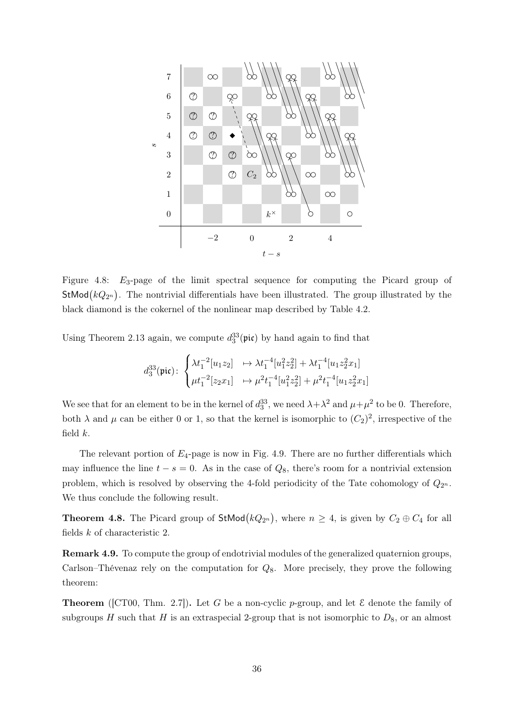Figure 4.8: $E_3$-page of the limit spectral sequence for computing the Picard group of $\mathsf{StMod}(kQ_{2^n})$. The nontrivial differentials have been illustrated. The group illustrated by the black diamond is the cokernel of the nonlinear map described by Table 4.2.

Using Theorem 2.13 again, we compute $d_3^{33}(\mathfrak{pic})$ by hand again to find that

$$d_3^{33}(\mathfrak{pic})\colon \begin{cases} \lambda t_1^{-2}[u_1 z_2] & \mapsto \lambda t_1^{-4}[u_1^2 z_2^2] + \lambda t_1^{-4}[u_1 z_2^2 x_1] \\ \mu t_1^{-2}[z_2 x_1] & \mapsto \mu^2 t_1^{-4}[u_1^2 z_2^2] + \mu^2 t_1^{-4}[u_1 z_2^2 x_1] \end{cases}$$

We see that for an element to be in the kernel of $d_3^{33}$, we need $\lambda+\lambda^2$ and $\mu+\mu^2$ to be 0. Therefore, both $\lambda$ and $\mu$ can be either 0 or 1, so that the kernel is isomorphic to $(C_2)^2$, irrespective of the field $k$.

The relevant portion of $E_4$-page is now in Fig. 4.9. There are no further differentials which may influence the line $t-s=0$. As in the case of $Q_8$, there's room for a nontrivial extension problem, which is resolved by observing the 4-fold periodicity of the Tate cohomology of $Q_{2^n}$. We thus conclude the following result.

**Theorem 4.8.** The Picard group of $\mathsf{StMod}(kQ_{2^n})$, where $n \geq 4$, is given by $C_2 \oplus C_4$ for all fields $k$ of characteristic 2.

**Remark 4.9.** To compute the group of endotrivial modules of the generalized quaternion groups, Carlson–Thévenaz rely on the computation for $Q_8$. More precisely, they prove the following theorem:

**Theorem** ([CT00, Thm. 2.7])**.** Let $G$ be a non-cyclic $p$-group, and let $\mathcal{E}$ denote the family of subgroups $H$ such that $H$ is an extraspecial 2-group that is not isomorphic to $D_8$, or an almost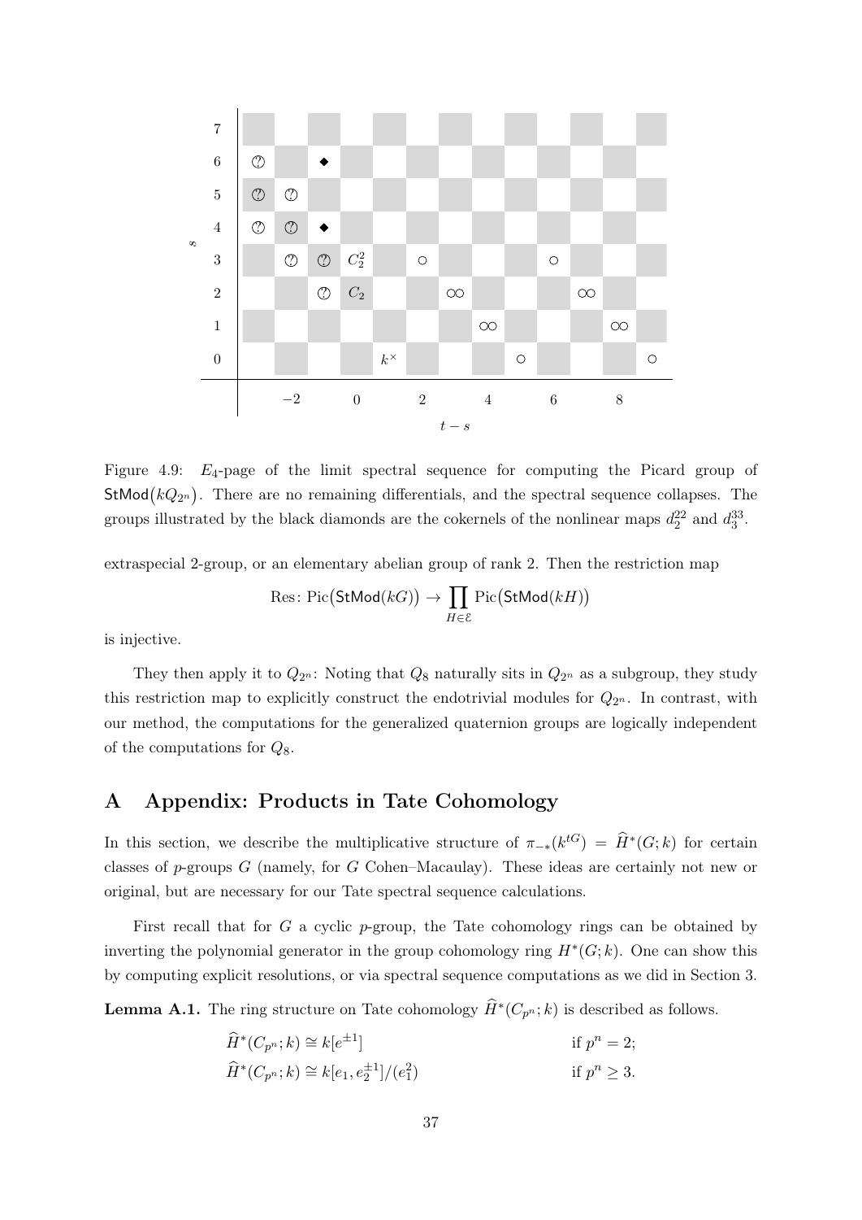Figure 4.9: $E_4$-page of the limit spectral sequence for computing the Picard group of $\mathsf{StMod}(kQ_{2^n})$. There are no remaining differentials, and the spectral sequence collapses. The groups illustrated by the black diamonds are the cokernels of the nonlinear maps $d_2^{22}$ and $d_3^{33}$.

extraspecial 2-group, or an elementary abelian group of rank 2. Then the restriction map

$$\mathrm{Res}\colon \mathrm{Pic}\big(\mathsf{StMod}(kG)\big) \to \prod_{H \in \mathcal{E}} \mathrm{Pic}\big(\mathsf{StMod}(kH)\big)$$

is injective.

They then apply it to $Q_{2^n}$: Noting that $Q_8$ naturally sits in $Q_{2^n}$ as a subgroup, they study this restriction map to explicitly construct the endotrivial modules for $Q_{2^n}$. In contrast, with our method, the computations for the generalized quaternion groups are logically independent of the computations for $Q_8$.

## A Appendix: Products in Tate Cohomology

In this section, we describe the multiplicative structure of $\pi_{-*}(k^{tG}) = \widehat{H}^*(G;k)$ for certain classes of $p$-groups $G$ (namely, for $G$ Cohen–Macaulay). These ideas are certainly not new or original, but are necessary for our Tate spectral sequence calculations.

First recall that for $G$ a cyclic $p$-group, the Tate cohomology rings can be obtained by inverting the polynomial generator in the group cohomology ring $H^*(G;k)$. One can show this by computing explicit resolutions, or via spectral sequence computations as we did in Section 3.

**Lemma A.1.** The ring structure on Tate cohomology $\widehat{H}^*(C_{p^n};k)$ is described as follows.

$$\widehat{H}^*(C_{p^n};k) \cong k[e^{\pm 1}] \qquad \text{if } p^n = 2;$$

$$\widehat{H}^*(C_{p^n};k) \cong k[e_1, e_2^{\pm 1}]/(e_1^2) \qquad \text{if } p^n \geq 3.$$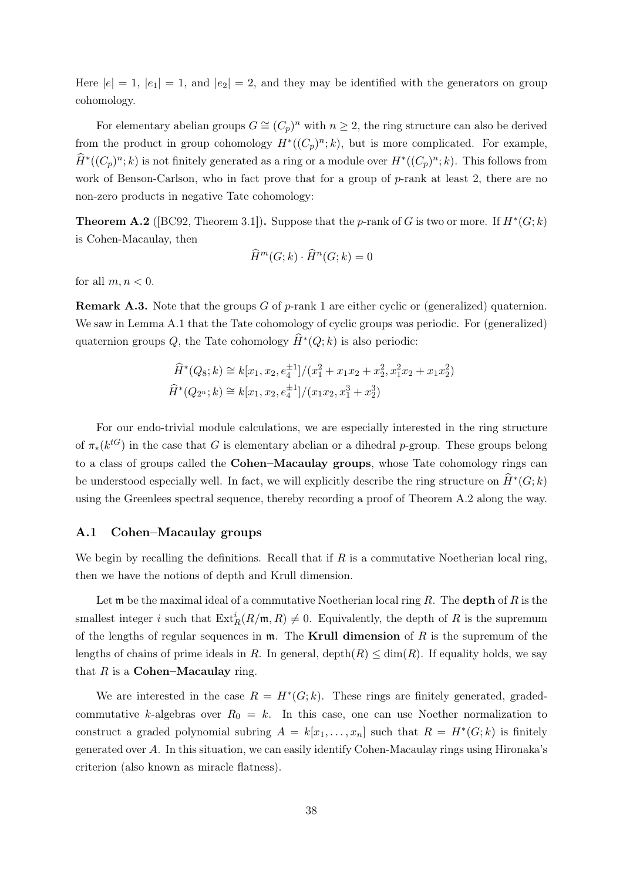Here $|e| = 1$, $|e_1| = 1$, and $|e_2| = 2$, and they may be identified with the generators on group cohomology.

For elementary abelian groups $G \cong (C_p)^n$ with $n \geq 2$, the ring structure can also be derived from the product in group cohomology $H^*((C_p)^n; k)$, but is more complicated. For example, $\widehat{H}^*((C_p)^n; k)$ is not finitely generated as a ring or a module over $H^*((C_p)^n; k)$. This follows from work of Benson-Carlson, who in fact prove that for a group of $p$-rank at least 2, there are no non-zero products in negative Tate cohomology:

**Theorem A.2** ([BC92, Theorem 3.1])**.** Suppose that the $p$-rank of $G$ is two or more. If $H^*(G; k)$ is Cohen-Macaulay, then

$$\widehat{H}^m(G; k) \cdot \widehat{H}^n(G; k) = 0$$

for all $m, n < 0$.

**Remark A.3.** Note that the groups $G$ of $p$-rank 1 are either cyclic or (generalized) quaternion. We saw in Lemma A.1 that the Tate cohomology of cyclic groups was periodic. For (generalized) quaternion groups $Q$, the Tate cohomology $\widehat{H}^*(Q; k)$ is also periodic:

$$\widehat{H}^*(Q_8; k) \cong k[x_1, x_2, e_4^{\pm 1}]/(x_1^2 + x_1x_2 + x_2^2, x_1^2x_2 + x_1x_2^2)$$
$$\widehat{H}^*(Q_{2^n}; k) \cong k[x_1, x_2, e_4^{\pm 1}]/(x_1x_2, x_1^3 + x_2^3)$$

For our endo-trivial module calculations, we are especially interested in the ring structure of $\pi_*(k^{tG})$ in the case that $G$ is elementary abelian or a dihedral $p$-group. These groups belong to a class of groups called the **Cohen–Macaulay groups**, whose Tate cohomology rings can be understood especially well. In fact, we will explicitly describe the ring structure on $\widehat{H}^*(G; k)$ using the Greenlees spectral sequence, thereby recording a proof of Theorem A.2 along the way.

### A.1 Cohen–Macaulay groups

We begin by recalling the definitions. Recall that if $R$ is a commutative Noetherian local ring, then we have the notions of depth and Krull dimension.

Let $\mathfrak{m}$ be the maximal ideal of a commutative Noetherian local ring $R$. The **depth** of $R$ is the smallest integer $i$ such that $\mathrm{Ext}^i_R(R/\mathfrak{m}, R) \neq 0$. Equivalently, the depth of $R$ is the supremum of the lengths of regular sequences in $\mathfrak{m}$. The **Krull dimension** of $R$ is the supremum of the lengths of chains of prime ideals in $R$. In general, $\mathrm{depth}(R) \leq \dim(R)$. If equality holds, we say that $R$ is a **Cohen–Macaulay** ring.

We are interested in the case $R = H^*(G; k)$. These rings are finitely generated, graded-commutative $k$-algebras over $R_0 = k$. In this case, one can use Noether normalization to construct a graded polynomial subring $A = k[x_1, \ldots, x_n]$ such that $R = H^*(G; k)$ is finitely generated over $A$. In this situation, we can easily identify Cohen-Macaulay rings using Hironaka's criterion (also known as miracle flatness).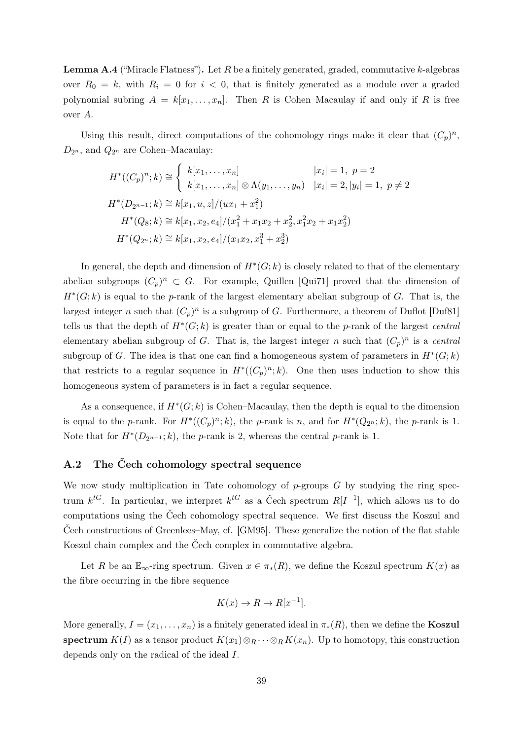**Lemma A.4** ("Miracle Flatness")**.** Let $R$ be a finitely generated, graded, commutative $k$-algebras over $R_0 = k$, with $R_i = 0$ for $i < 0$, that is finitely generated as a module over a graded polynomial subring $A = k[x_1, \ldots, x_n]$. Then $R$ is Cohen–Macaulay if and only if $R$ is free over $A$.

Using this result, direct computations of the cohomology rings make it clear that $(C_p)^n$, $D_{2^n}$, and $Q_{2^n}$ are Cohen–Macaulay:

$$H^*((C_p)^n; k) \cong \begin{cases} k[x_1, \ldots, x_n] & |x_i| = 1,\ p = 2 \\ k[x_1, \ldots, x_n] \otimes \Lambda(y_1, \ldots, y_n) & |x_i| = 2, |y_i| = 1,\ p \neq 2 \end{cases}$$

$$H^*(D_{2^{n-1}}; k) \cong k[x_1, u, z]/(ux_1 + x_1^2)$$

$$H^*(Q_8; k) \cong k[x_1, x_2, e_4]/(x_1^2 + x_1x_2 + x_2^2, x_1^2x_2 + x_1x_2^2)$$

$$H^*(Q_{2^n}; k) \cong k[x_1, x_2, e_4]/(x_1x_2, x_1^3 + x_2^3)$$

In general, the depth and dimension of $H^*(G; k)$ is closely related to that of the elementary abelian subgroups $(C_p)^n \subset G$. For example, Quillen [Qui71] proved that the dimension of $H^*(G; k)$ is equal to the $p$-rank of the largest elementary abelian subgroup of $G$. That is, the largest integer $n$ such that $(C_p)^n$ is a subgroup of $G$. Furthermore, a theorem of Duflot [Duf81] tells us that the depth of $H^*(G; k)$ is greater than or equal to the $p$-rank of the largest *central* elementary abelian subgroup of $G$. That is, the largest integer $n$ such that $(C_p)^n$ is a *central* subgroup of $G$. The idea is that one can find a homogeneous system of parameters in $H^*(G; k)$ that restricts to a regular sequence in $H^*((C_p)^n; k)$. One then uses induction to show this homogeneous system of parameters is in fact a regular sequence.

As a consequence, if $H^*(G; k)$ is Cohen–Macaulay, then the depth is equal to the dimension is equal to the $p$-rank. For $H^*((C_p)^n; k)$, the $p$-rank is $n$, and for $H^*(Q_{2^n}; k)$, the $p$-rank is 1. Note that for $H^*(D_{2^{n-1}}; k)$, the $p$-rank is 2, whereas the central $p$-rank is 1.

## A.2 The Čech cohomology spectral sequence

We now study multiplication in Tate cohomology of $p$-groups $G$ by studying the ring spectrum $k^{tG}$. In particular, we interpret $k^{tG}$ as a Čech spectrum $R[I^{-1}]$, which allows us to do computations using the Čech cohomology spectral sequence. We first discuss the Koszul and Čech constructions of Greenlees–May, cf. [GM95]. These generalize the notion of the flat stable Koszul chain complex and the Čech complex in commutative algebra.

Let $R$ be an $\mathbb{E}_\infty$-ring spectrum. Given $x \in \pi_*(R)$, we define the Koszul spectrum $K(x)$ as the fibre occurring in the fibre sequence

$$K(x) \to R \to R[x^{-1}].$$

More generally, $I = (x_1, \ldots, x_n)$ is a finitely generated ideal in $\pi_*(R)$, then we define the **Koszul spectrum** $K(I)$ as a tensor product $K(x_1) \otimes_R \cdots \otimes_R K(x_n)$. Up to homotopy, this construction depends only on the radical of the ideal $I$.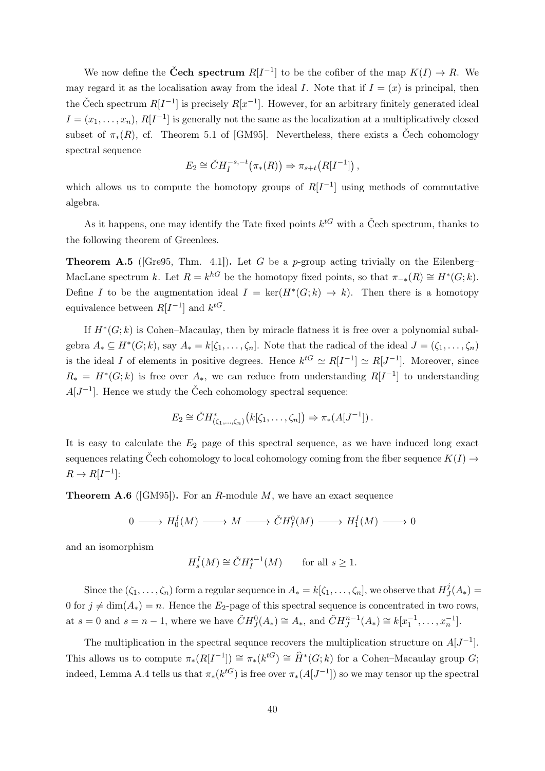We now define the **Čech spectrum** $R[I^{-1}]$ to be the cofiber of the map $K(I) \to R$. We may regard it as the localisation away from the ideal $I$. Note that if $I = (x)$ is principal, then the Čech spectrum $R[I^{-1}]$ is precisely $R[x^{-1}]$. However, for an arbitrary finitely generated ideal $I = (x_1, \ldots, x_n)$, $R[I^{-1}]$ is generally not the same as the localization at a multiplicatively closed subset of $\pi_*(R)$, cf. Theorem 5.1 of [GM95]. Nevertheless, there exists a Čech cohomology spectral sequence

$$E_2 \cong \check{C}H_I^{-s,-t}\big(\pi_*(R)\big) \Rightarrow \pi_{s+t}\big(R[I^{-1}]\big)\,,$$

which allows us to compute the homotopy groups of $R[I^{-1}]$ using methods of commutative algebra.

As it happens, one may identify the Tate fixed points $k^{tG}$ with a Čech spectrum, thanks to the following theorem of Greenlees.

**Theorem A.5** ([Gre95, Thm. 4.1])**.** Let $G$ be a $p$-group acting trivially on the Eilenberg–MacLane spectrum $k$. Let $R = k^{hG}$ be the homotopy fixed points, so that $\pi_{-*}(R) \cong H^*(G;k)$. Define $I$ to be the augmentation ideal $I = \ker(H^*(G;k) \to k)$. Then there is a homotopy equivalence between $R[I^{-1}]$ and $k^{tG}$.

If $H^*(G;k)$ is Cohen–Macaulay, then by miracle flatness it is free over a polynomial subalgebra $A_* \subseteq H^*(G;k)$, say $A_* = k[\zeta_1, \ldots, \zeta_n]$. Note that the radical of the ideal $J = (\zeta_1, \ldots, \zeta_n)$ is the ideal $I$ of elements in positive degrees. Hence $k^{tG} \simeq R[I^{-1}] \simeq R[J^{-1}]$. Moreover, since $R_* = H^*(G;k)$ is free over $A_*$, we can reduce from understanding $R[I^{-1}]$ to understanding $A[J^{-1}]$. Hence we study the Čech cohomology spectral sequence:

$$E_2 \cong \check{C}H^*_{(\zeta_1,\ldots,\zeta_n)}\big(k[\zeta_1, \ldots, \zeta_n]\big) \Rightarrow \pi_*(A[J^{-1}])\,.$$

It is easy to calculate the $E_2$ page of this spectral sequence, as we have induced long exact sequences relating Čech cohomology to local cohomology coming from the fiber sequence $K(I) \to R \to R[I^{-1}]$:

**Theorem A.6** ([GM95])**.** For an $R$-module $M$, we have an exact sequence

$$0 \longrightarrow H_0^I(M) \longrightarrow M \longrightarrow \check{C}H_I^0(M) \longrightarrow H_1^I(M) \longrightarrow 0$$

and an isomorphism

$$H_s^I(M) \cong \check{C}H_I^{s-1}(M) \qquad \text{for all } s \geq 1.$$

Since the $(\zeta_1, \ldots, \zeta_n)$ form a regular sequence in $A_* = k[\zeta_1, \ldots, \zeta_n]$, we observe that $H_J^j(A_*) = 0$ for $j \neq \dim(A_*) = n$. Hence the $E_2$-page of this spectral sequence is concentrated in two rows, at $s = 0$ and $s = n-1$, where we have $\check{C}H_J^0(A_*) \cong A_*$, and $\check{C}H_J^{n-1}(A_*) \cong k[x_1^{-1}, \ldots, x_n^{-1}]$.

The multiplication in the spectral sequnce recovers the multiplication structure on $A[J^{-1}]$. This allows us to compute $\pi_*(R[I^{-1}]) \cong \pi_*(k^{tG}) \cong \widehat{H}^*(G;k)$ for a Cohen–Macaulay group $G$; indeed, Lemma A.4 tells us that $\pi_*(k^{tG})$ is free over $\pi_*(A[J^{-1}])$ so we may tensor up the spectral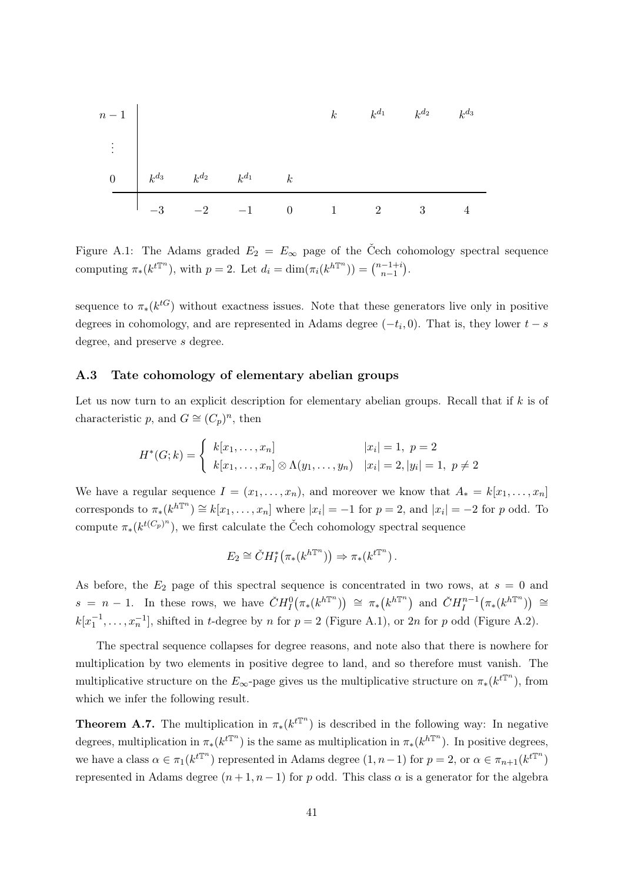| | | | | | | | | |
|---|---|---|---|---|---|---|---|---|
| $n-1$ | | | | | $k$ | $k^{d_1}$ | $k^{d_2}$ | $k^{d_3}$ |
| $\vdots$ | | | | | | | | |
| $0$ | $k^{d_3}$ | $k^{d_2}$ | $k^{d_1}$ | $k$ | | | | |
| | $-3$ | $-2$ | $-1$ | $0$ | $1$ | $2$ | $3$ | $4$ |

Figure A.1: The Adams graded $E_2 = E_\infty$ page of the Čech cohomology spectral sequence computing $\pi_*(k^{t\mathbb{T}^n})$, with $p=2$. Let $d_i = \dim(\pi_i(k^{h\mathbb{T}^n})) = \binom{n-1+i}{n-1}$.

sequence to $\pi_*(k^{tG})$ without exactness issues. Note that these generators live only in positive degrees in cohomology, and are represented in Adams degree $(-t_i, 0)$. That is, they lower $t-s$ degree, and preserve $s$ degree.

### A.3 Tate cohomology of elementary abelian groups

Let us now turn to an explicit description for elementary abelian groups. Recall that if $k$ is of characteristic $p$, and $G \cong (C_p)^n$, then

$$H^*(G;k) = \begin{cases} k[x_1,\ldots,x_n] & |x_i| = 1,\ p=2 \\ k[x_1,\ldots,x_n]\otimes\Lambda(y_1,\ldots,y_n) & |x_i|=2, |y_i|=1,\ p\neq 2 \end{cases}$$

We have a regular sequence $I = (x_1,\ldots,x_n)$, and moreover we know that $A_* = k[x_1,\ldots,x_n]$ corresponds to $\pi_*(k^{h\mathbb{T}^n}) \cong k[x_1,\ldots,x_n]$ where $|x_i| = -1$ for $p=2$, and $|x_i| = -2$ for $p$ odd. To compute $\pi_*(k^{t(C_p)^n})$, we first calculate the Čech cohomology spectral sequence

$$E_2 \cong \check{C}H^*_I\big(\pi_*(k^{h\mathbb{T}^n})\big) \Rightarrow \pi_*(k^{t\mathbb{T}^n})\,.$$

As before, the $E_2$ page of this spectral sequence is concentrated in two rows, at $s=0$ and $s=n-1$. In these rows, we have $\check{C}H^0_I\big(\pi_*(k^{h\mathbb{T}^n})\big) \cong \pi_*\big(k^{h\mathbb{T}^n}\big)$ and $\check{C}H^{n-1}_I\big(\pi_*(k^{h\mathbb{T}^n})\big) \cong k[x_1^{-1},\ldots,x_n^{-1}]$, shifted in $t$-degree by $n$ for $p=2$ (Figure A.1), or $2n$ for $p$ odd (Figure A.2).

The spectral sequence collapses for degree reasons, and note also that there is nowhere for multiplication by two elements in positive degree to land, and so therefore must vanish. The multiplicative structure on the $E_\infty$-page gives us the multiplicative structure on $\pi_*(k^{t\mathbb{T}^n})$, from which we infer the following result.

**Theorem A.7.** The multiplication in $\pi_*(k^{t\mathbb{T}^n})$ is described in the following way: In negative degrees, multiplication in $\pi_*(k^{t\mathbb{T}^n})$ is the same as multiplication in $\pi_*(k^{h\mathbb{T}^n})$. In positive degrees, we have a class $\alpha \in \pi_1(k^{t\mathbb{T}^n})$ represented in Adams degree $(1, n-1)$ for $p=2$, or $\alpha \in \pi_{n+1}(k^{t\mathbb{T}^n})$ represented in Adams degree $(n+1, n-1)$ for $p$ odd. This class $\alpha$ is a generator for the algebra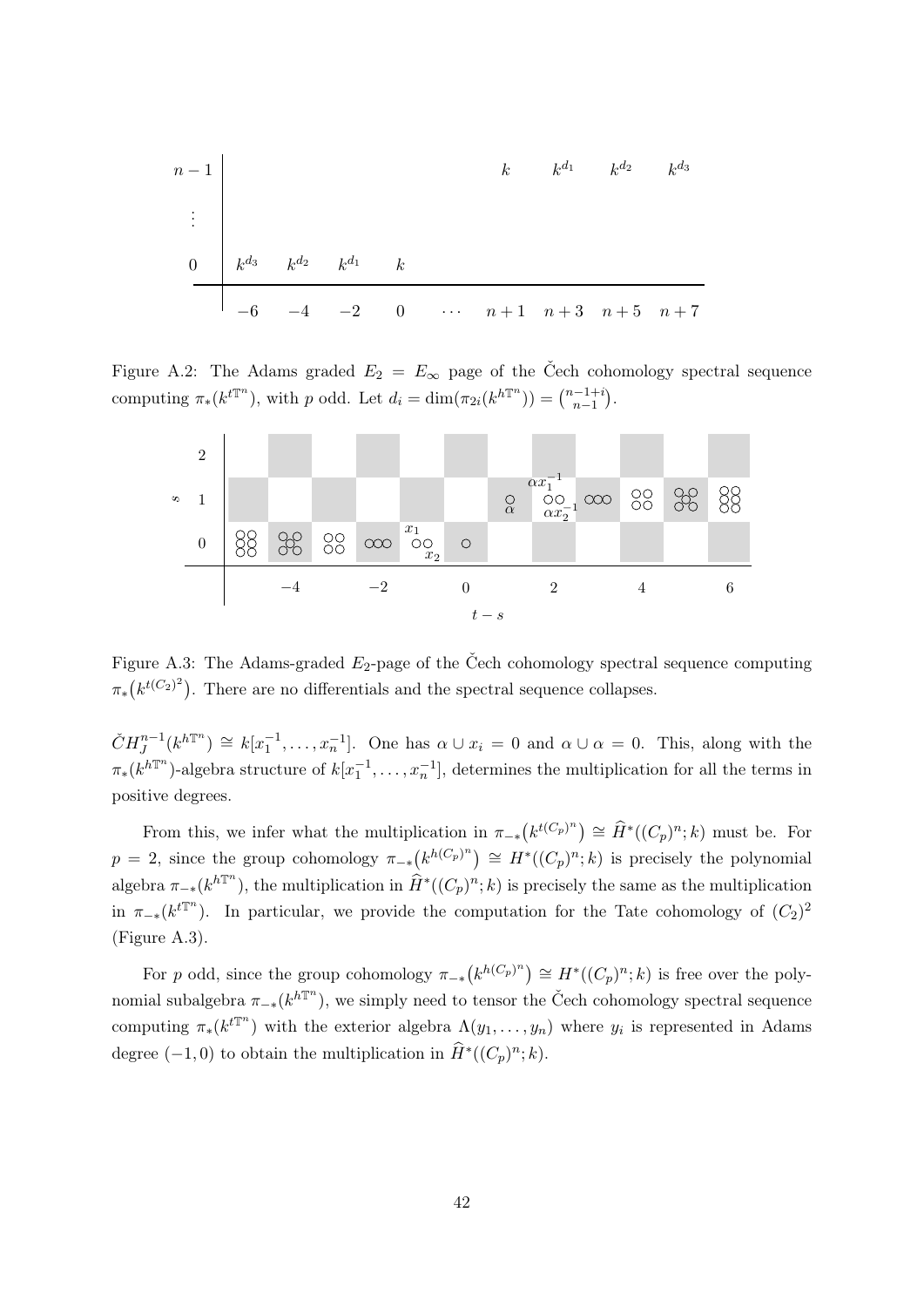| $n-1$ | | | | | | $k$ | $k^{d_1}$ | $k^{d_2}$ | $k^{d_3}$ |
|---|---|---|---|---|---|---|---|---|---|
| $\vdots$ | | | | | | | | | |
| $0$ | $k^{d_3}$ | $k^{d_2}$ | $k^{d_1}$ | $k$ | | | | | |
| | $-6$ | $-4$ | $-2$ | $0$ | $\cdots$ | $n+1$ | $n+3$ | $n+5$ | $n+7$ |

Figure A.2: The Adams graded $E_2 = E_\infty$ page of the Čech cohomology spectral sequence computing $\pi_*(k^{t\mathbb{T}^n})$, with $p$ odd. Let $d_i = \dim(\pi_{2i}(k^{h\mathbb{T}^n})) = \binom{n-1+i}{n-1}$.

Figure A.3: The Adams-graded $E_2$-page of the Čech cohomology spectral sequence computing $\pi_*\big(k^{t(C_2)^2}\big)$. There are no differentials and the spectral sequence collapses.

$\check{C}H^{n-1}_J(k^{h\mathbb{T}^n}) \cong k[x_1^{-1}, \ldots, x_n^{-1}]$. One has $\alpha \cup x_i = 0$ and $\alpha \cup \alpha = 0$. This, along with the $\pi_*(k^{h\mathbb{T}^n})$-algebra structure of $k[x_1^{-1}, \ldots, x_n^{-1}]$, determines the multiplication for all the terms in positive degrees.

From this, we infer what the multiplication in $\pi_{-*}\big(k^{t(C_p)^n}\big) \cong \widehat{H}^*((C_p)^n; k)$ must be. For $p = 2$, since the group cohomology $\pi_{-*}\big(k^{h(C_p)^n}\big) \cong H^*((C_p)^n; k)$ is precisely the polynomial algebra $\pi_{-*}(k^{h\mathbb{T}^n})$, the multiplication in $\widehat{H}^*((C_p)^n; k)$ is precisely the same as the multiplication in $\pi_{-*}(k^{t\mathbb{T}^n})$. In particular, we provide the computation for the Tate cohomology of $(C_2)^2$ (Figure A.3).

For $p$ odd, since the group cohomology $\pi_{-*}\big(k^{h(C_p)^n}\big) \cong H^*((C_p)^n; k)$ is free over the polynomial subalgebra $\pi_{-*}(k^{h\mathbb{T}^n})$, we simply need to tensor the Čech cohomology spectral sequence computing $\pi_*(k^{t\mathbb{T}^n})$ with the exterior algebra $\Lambda(y_1, \ldots, y_n)$ where $y_i$ is represented in Adams degree $(-1, 0)$ to obtain the multiplication in $\widehat{H}^*((C_p)^n; k)$.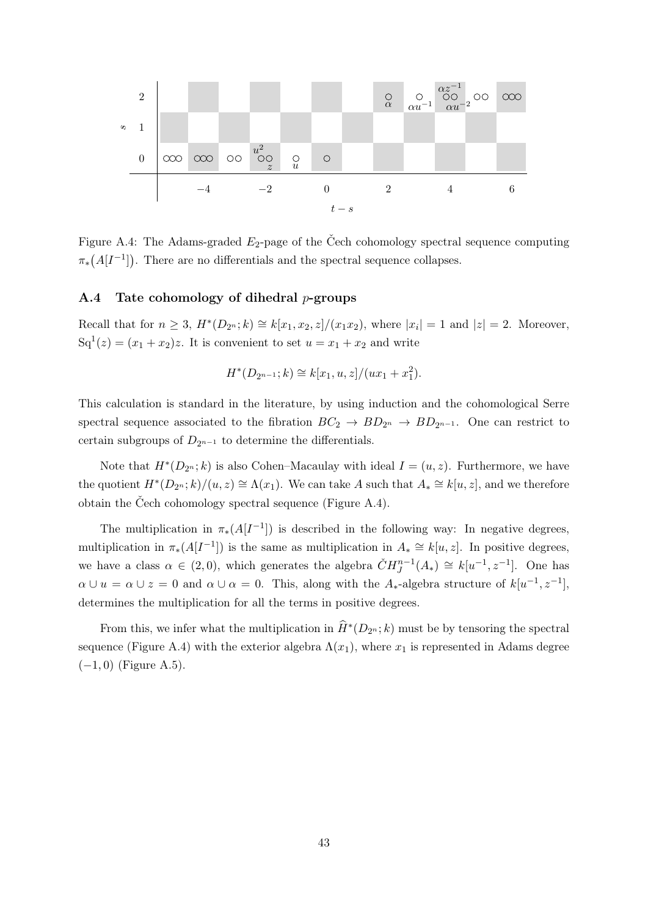Figure A.4: The Adams-graded $E_2$-page of the Čech cohomology spectral sequence computing $\pi_*\big(A[I^{-1}]\big)$. There are no differentials and the spectral sequence collapses.

### A.4 Tate cohomology of dihedral $p$-groups

Recall that for $n \geq 3$, $H^*(D_{2^n}; k) \cong k[x_1, x_2, z]/(x_1x_2)$, where $|x_i| = 1$ and $|z| = 2$. Moreover, $\mathrm{Sq}^1(z) = (x_1 + x_2)z$. It is convenient to set $u = x_1 + x_2$ and write

$$H^*(D_{2^{n-1}}; k) \cong k[x_1, u, z]/(ux_1 + x_1^2).$$

This calculation is standard in the literature, by using induction and the cohomological Serre spectral sequence associated to the fibration $BC_2 \to BD_{2^n} \to BD_{2^{n-1}}$. One can restrict to certain subgroups of $D_{2^{n-1}}$ to determine the differentials.

Note that $H^*(D_{2^n}; k)$ is also Cohen–Macaulay with ideal $I = (u, z)$. Furthermore, we have the quotient $H^*(D_{2^n}; k)/(u, z) \cong \Lambda(x_1)$. We can take $A$ such that $A_* \cong k[u, z]$, and we therefore obtain the Čech cohomology spectral sequence (Figure A.4).

The multiplication in $\pi_*(A[I^{-1}])$ is described in the following way: In negative degrees, multiplication in $\pi_*(A[I^{-1}])$ is the same as multiplication in $A_* \cong k[u, z]$. In positive degrees, we have a class $\alpha \in (2, 0)$, which generates the algebra $\check{C}H^{n-1}_J(A_*) \cong k[u^{-1}, z^{-1}]$. One has $\alpha \cup u = \alpha \cup z = 0$ and $\alpha \cup \alpha = 0$. This, along with the $A_*$-algebra structure of $k[u^{-1}, z^{-1}]$, determines the multiplication for all the terms in positive degrees.

From this, we infer what the multiplication in $\widehat{H}^*(D_{2^n}; k)$ must be by tensoring the spectral sequence (Figure A.4) with the exterior algebra $\Lambda(x_1)$, where $x_1$ is represented in Adams degree $(-1, 0)$ (Figure A.5).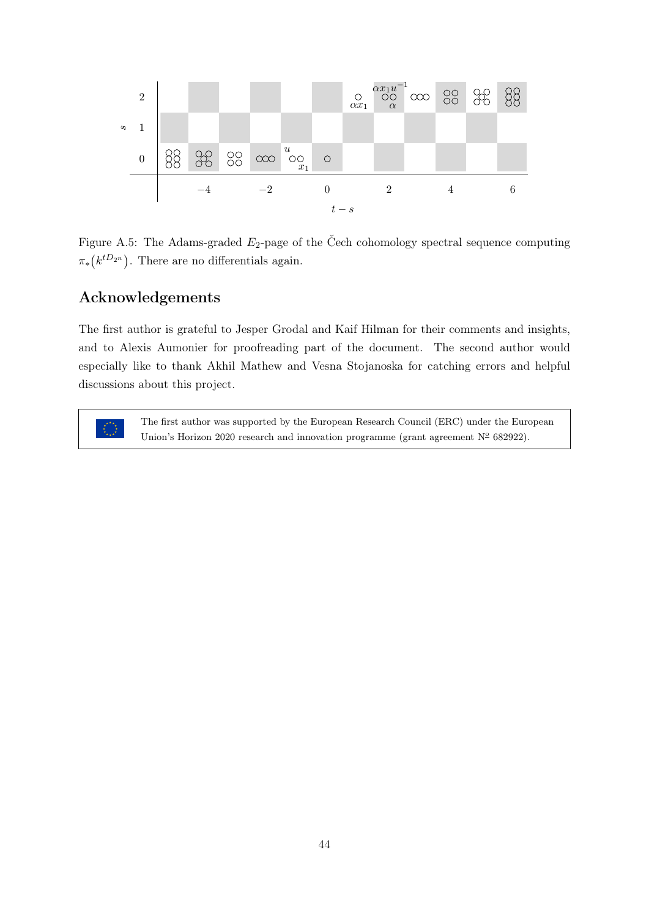Figure A.5: The Adams-graded $E_2$-page of the Čech cohomology spectral sequence computing $\pi_*\big(k^{tD_{2^n}}\big)$. There are no differentials again.

## Acknowledgements

The first author is grateful to Jesper Grodal and Kaif Hilman for their comments and insights, and to Alexis Aumonier for proofreading part of the document. The second author would especially like to thank Akhil Mathew and Vesna Stojanoska for catching errors and helpful discussions about this project.

The first author was supported by the European Research Council (ERC) under the European Union's Horizon 2020 research and innovation programme (grant agreement № 682922).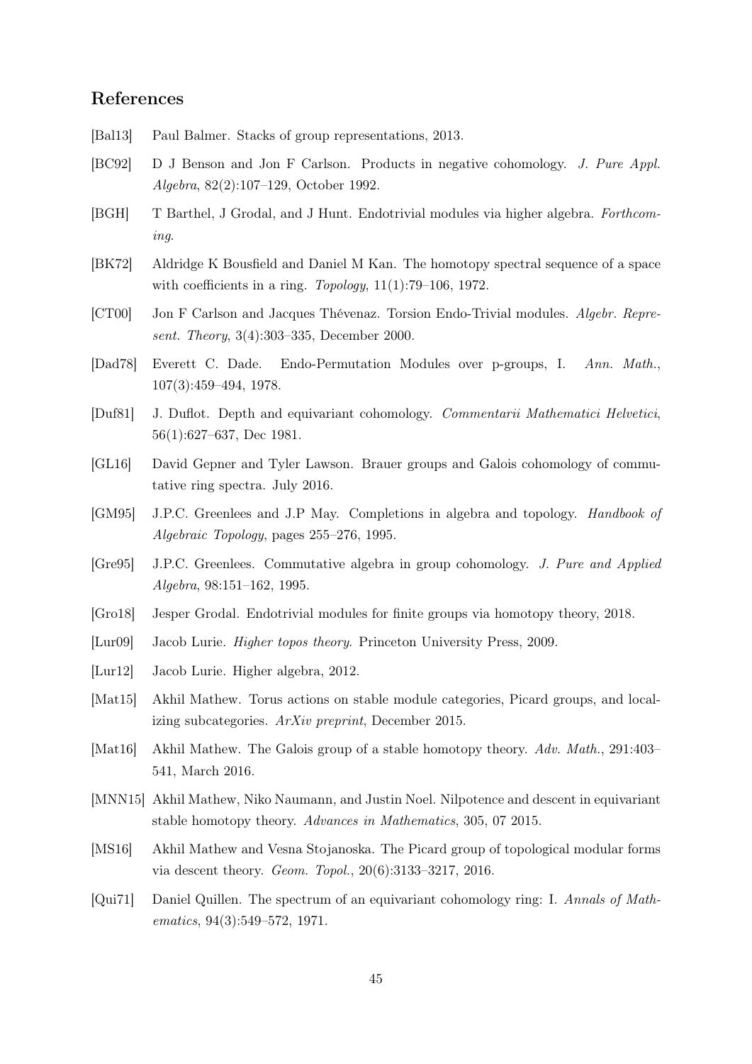## References

[Bal13] Paul Balmer. Stacks of group representations, 2013.

[BC92] D J Benson and Jon F Carlson. Products in negative cohomology. *J. Pure Appl. Algebra*, 82(2):107–129, October 1992.

[BGH] T Barthel, J Grodal, and J Hunt. Endotrivial modules via higher algebra. *Forthcoming*.

[BK72] Aldridge K Bousfield and Daniel M Kan. The homotopy spectral sequence of a space with coefficients in a ring. *Topology*, 11(1):79–106, 1972.

[CT00] Jon F Carlson and Jacques Thévenaz. Torsion Endo-Trivial modules. *Algebr. Represent. Theory*, 3(4):303–335, December 2000.

[Dad78] Everett C. Dade. Endo-Permutation Modules over p-groups, I. *Ann. Math.*, 107(3):459–494, 1978.

[Duf81] J. Duflot. Depth and equivariant cohomology. *Commentarii Mathematici Helvetici*, 56(1):627–637, Dec 1981.

[GL16] David Gepner and Tyler Lawson. Brauer groups and Galois cohomology of commutative ring spectra. July 2016.

[GM95] J.P.C. Greenlees and J.P May. Completions in algebra and topology. *Handbook of Algebraic Topology*, pages 255–276, 1995.

[Gre95] J.P.C. Greenlees. Commutative algebra in group cohomology. *J. Pure and Applied Algebra*, 98:151–162, 1995.

[Gro18] Jesper Grodal. Endotrivial modules for finite groups via homotopy theory, 2018.

[Lur09] Jacob Lurie. *Higher topos theory*. Princeton University Press, 2009.

[Lur12] Jacob Lurie. Higher algebra, 2012.

[Mat15] Akhil Mathew. Torus actions on stable module categories, Picard groups, and localizing subcategories. *ArXiv preprint*, December 2015.

[Mat16] Akhil Mathew. The Galois group of a stable homotopy theory. *Adv. Math.*, 291:403–541, March 2016.

[MNN15] Akhil Mathew, Niko Naumann, and Justin Noel. Nilpotence and descent in equivariant stable homotopy theory. *Advances in Mathematics*, 305, 07 2015.

[MS16] Akhil Mathew and Vesna Stojanoska. The Picard group of topological modular forms via descent theory. *Geom. Topol.*, 20(6):3133–3217, 2016.

[Qui71] Daniel Quillen. The spectrum of an equivariant cohomology ring: I. *Annals of Mathematics*, 94(3):549–572, 1971.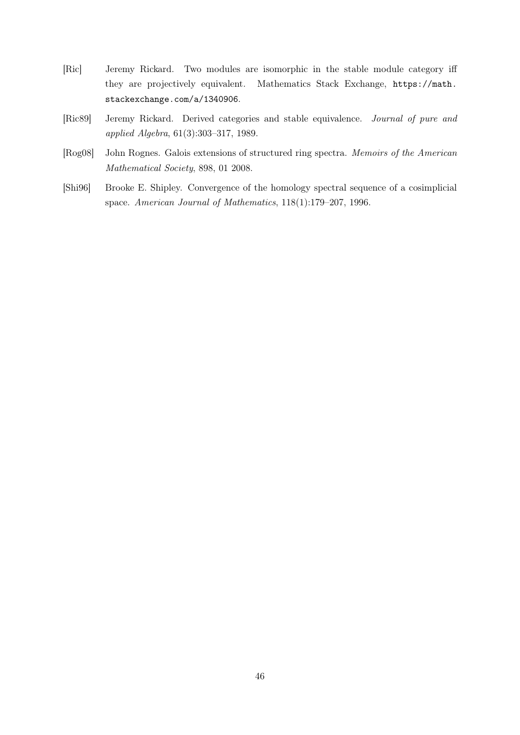[Ric] Jeremy Rickard. Two modules are isomorphic in the stable module category iff they are projectively equivalent. Mathematics Stack Exchange, `https://math.stackexchange.com/a/1340906`.

[Ric89] Jeremy Rickard. Derived categories and stable equivalence. *Journal of pure and applied Algebra*, 61(3):303–317, 1989.

[Rog08] John Rognes. Galois extensions of structured ring spectra. *Memoirs of the American Mathematical Society*, 898, 01 2008.

[Shi96] Brooke E. Shipley. Convergence of the homology spectral sequence of a cosimplicial space. *American Journal of Mathematics*, 118(1):179–207, 1996.